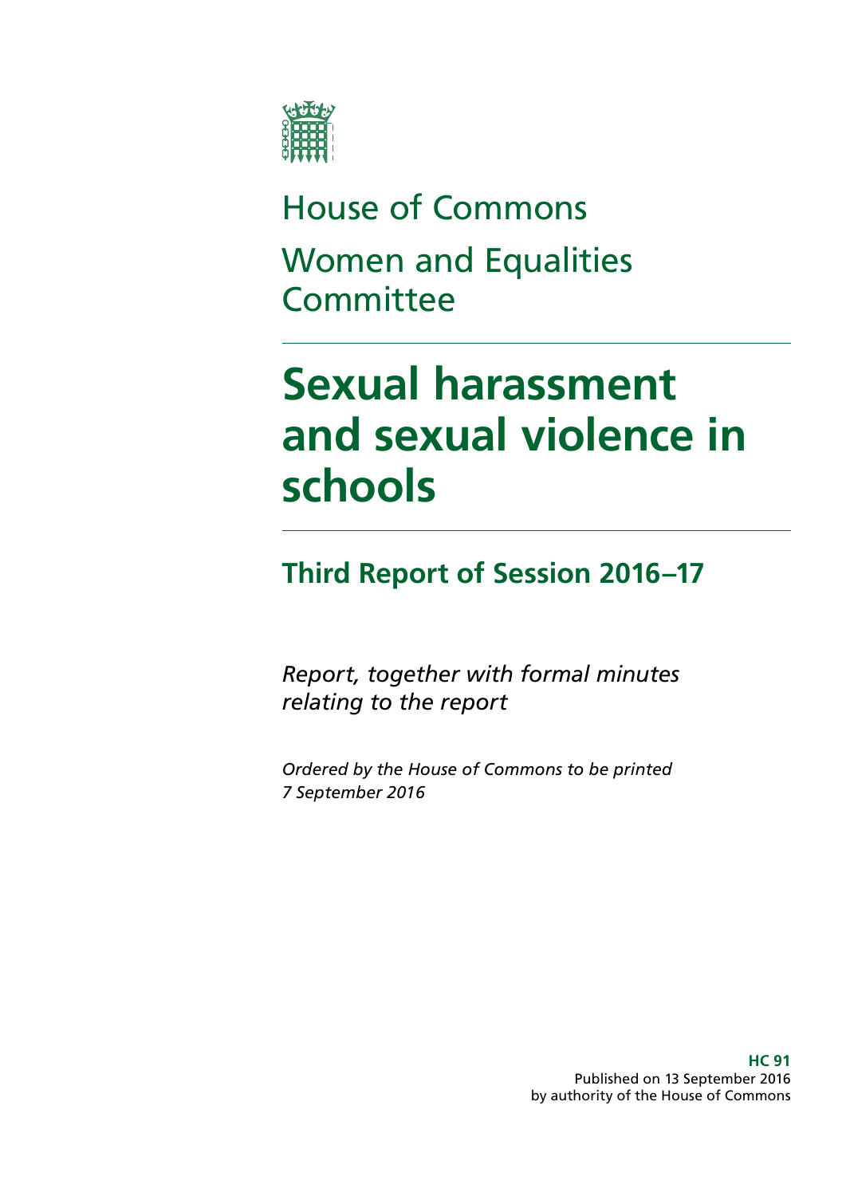House of Commons

Women and Equalities Committee

# Sexual harassment and sexual violence in schools

## Third Report of Session 2016–17

*Report, together with formal minutes relating to the report*

*Ordered by the House of Commons to be printed 7 September 2016*

**HC 91**
Published on 13 September 2016
by authority of the House of Commons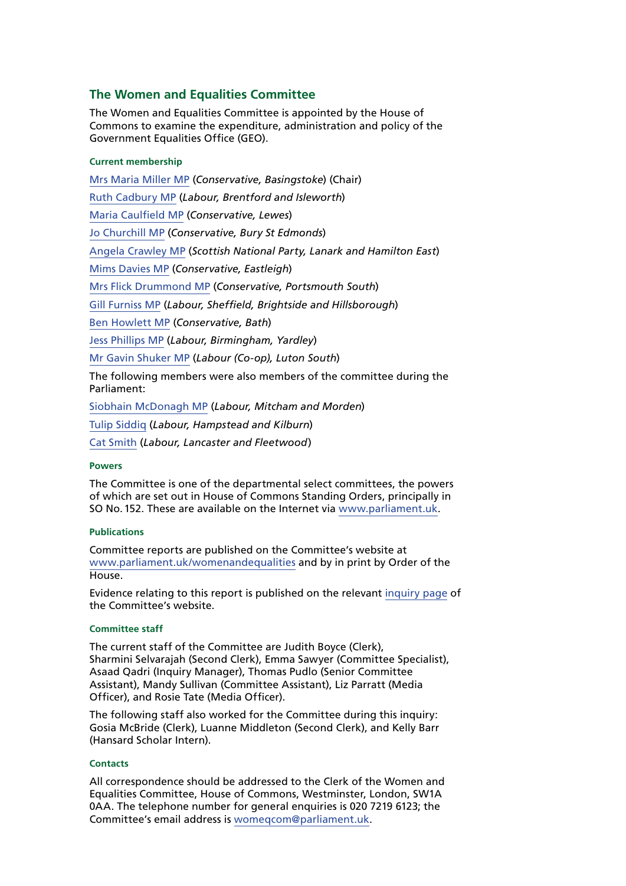## The Women and Equalities Committee

The Women and Equalities Committee is appointed by the House of Commons to examine the expenditure, administration and policy of the Government Equalities Office (GEO).

#### Current membership

Mrs Maria Miller MP (*Conservative, Basingstoke*) (Chair)

Ruth Cadbury MP (*Labour, Brentford and Isleworth*)

Maria Caulfield MP (*Conservative, Lewes*)

Jo Churchill MP (*Conservative, Bury St Edmonds*)

Angela Crawley MP (*Scottish National Party, Lanark and Hamilton East*)

Mims Davies MP (*Conservative, Eastleigh*)

Mrs Flick Drummond MP (*Conservative, Portsmouth South*)

Gill Furniss MP (*Labour, Sheffield, Brightside and Hillsborough*)

Ben Howlett MP (*Conservative, Bath*)

Jess Phillips MP (*Labour, Birmingham, Yardley*)

Mr Gavin Shuker MP (*Labour (Co-op), Luton South*)

The following members were also members of the committee during the Parliament:

Siobhain McDonagh MP (*Labour, Mitcham and Morden*)

Tulip Siddiq (*Labour, Hampstead and Kilburn*)

Cat Smith (*Labour, Lancaster and Fleetwood*)

#### Powers

The Committee is one of the departmental select committees, the powers of which are set out in House of Commons Standing Orders, principally in SO No. 152. These are available on the Internet via www.parliament.uk.

#### Publications

Committee reports are published on the Committee's website at www.parliament.uk/womenandequalities and by in print by Order of the House.

Evidence relating to this report is published on the relevant inquiry page of the Committee's website.

#### Committee staff

The current staff of the Committee are Judith Boyce (Clerk), Sharmini Selvarajah (Second Clerk), Emma Sawyer (Committee Specialist), Asaad Qadri (Inquiry Manager), Thomas Pudlo (Senior Committee Assistant), Mandy Sullivan (Committee Assistant), Liz Parratt (Media Officer), and Rosie Tate (Media Officer).

The following staff also worked for the Committee during this inquiry: Gosia McBride (Clerk), Luanne Middleton (Second Clerk), and Kelly Barr (Hansard Scholar Intern).

#### Contacts

All correspondence should be addressed to the Clerk of the Women and Equalities Committee, House of Commons, Westminster, London, SW1A 0AA. The telephone number for general enquiries is 020 7219 6123; the Committee's email address is womeqcom@parliament.uk.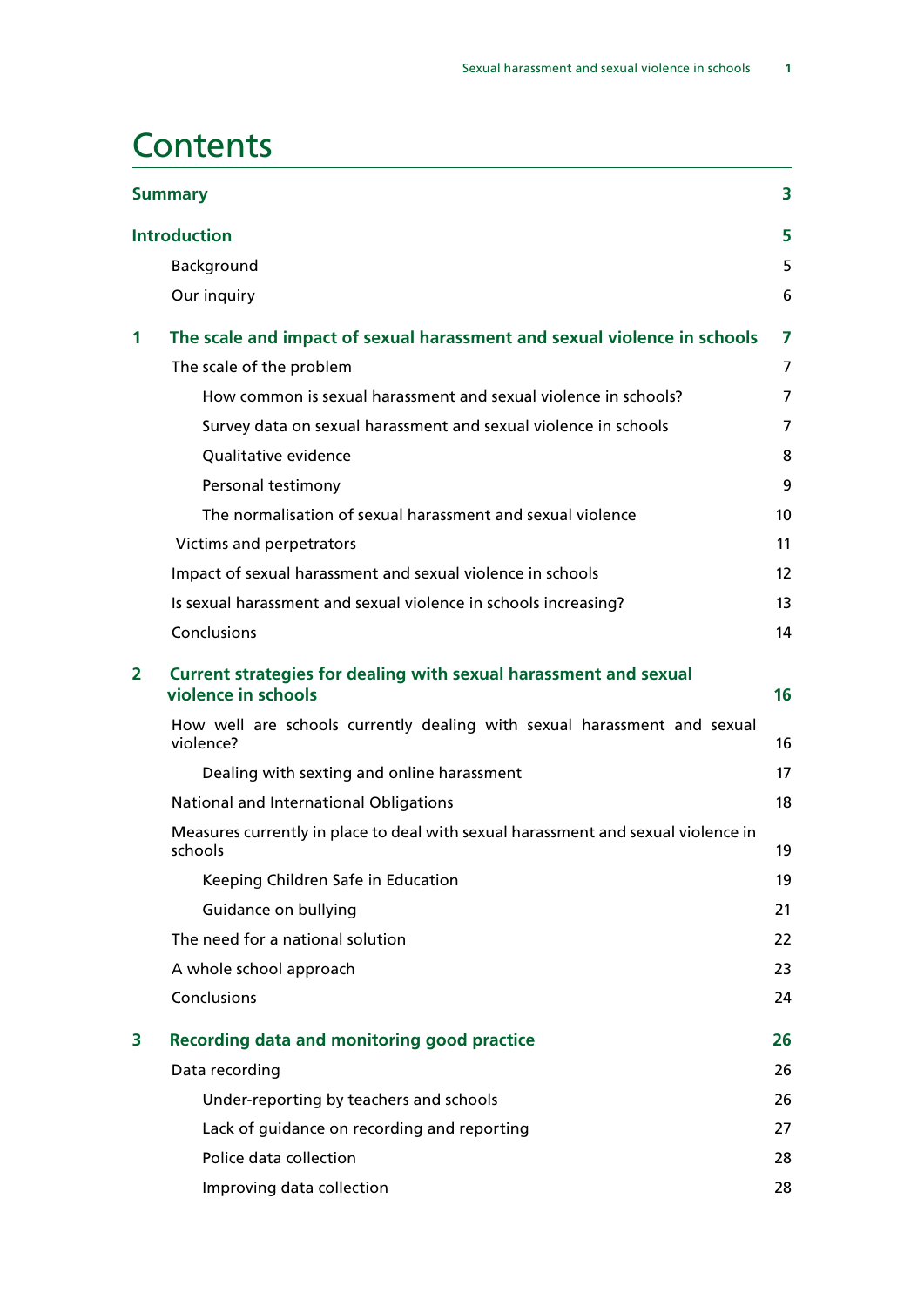# Contents

| | | |
|---|---|---|
| **Summary** | | **3** |
| **Introduction** | | **5** |
| | Background | 5 |
| | Our inquiry | 6 |
| **1** | **The scale and impact of sexual harassment and sexual violence in schools** | **7** |
| | The scale of the problem | 7 |
| | How common is sexual harassment and sexual violence in schools? | 7 |
| | Survey data on sexual harassment and sexual violence in schools | 7 |
| | Qualitative evidence | 8 |
| | Personal testimony | 9 |
| | The normalisation of sexual harassment and sexual violence | 10 |
| | Victims and perpetrators | 11 |
| | Impact of sexual harassment and sexual violence in schools | 12 |
| | Is sexual harassment and sexual violence in schools increasing? | 13 |
| | Conclusions | 14 |
| **2** | **Current strategies for dealing with sexual harassment and sexual violence in schools** | **16** |
| | How well are schools currently dealing with sexual harassment and sexual violence? | 16 |
| | Dealing with sexting and online harassment | 17 |
| | National and International Obligations | 18 |
| | Measures currently in place to deal with sexual harassment and sexual violence in schools | 19 |
| | Keeping Children Safe in Education | 19 |
| | Guidance on bullying | 21 |
| | The need for a national solution | 22 |
| | A whole school approach | 23 |
| | Conclusions | 24 |
| **3** | **Recording data and monitoring good practice** | **26** |
| | Data recording | 26 |
| | Under-reporting by teachers and schools | 26 |
| | Lack of guidance on recording and reporting | 27 |
| | Police data collection | 28 |
| | Improving data collection | 28 |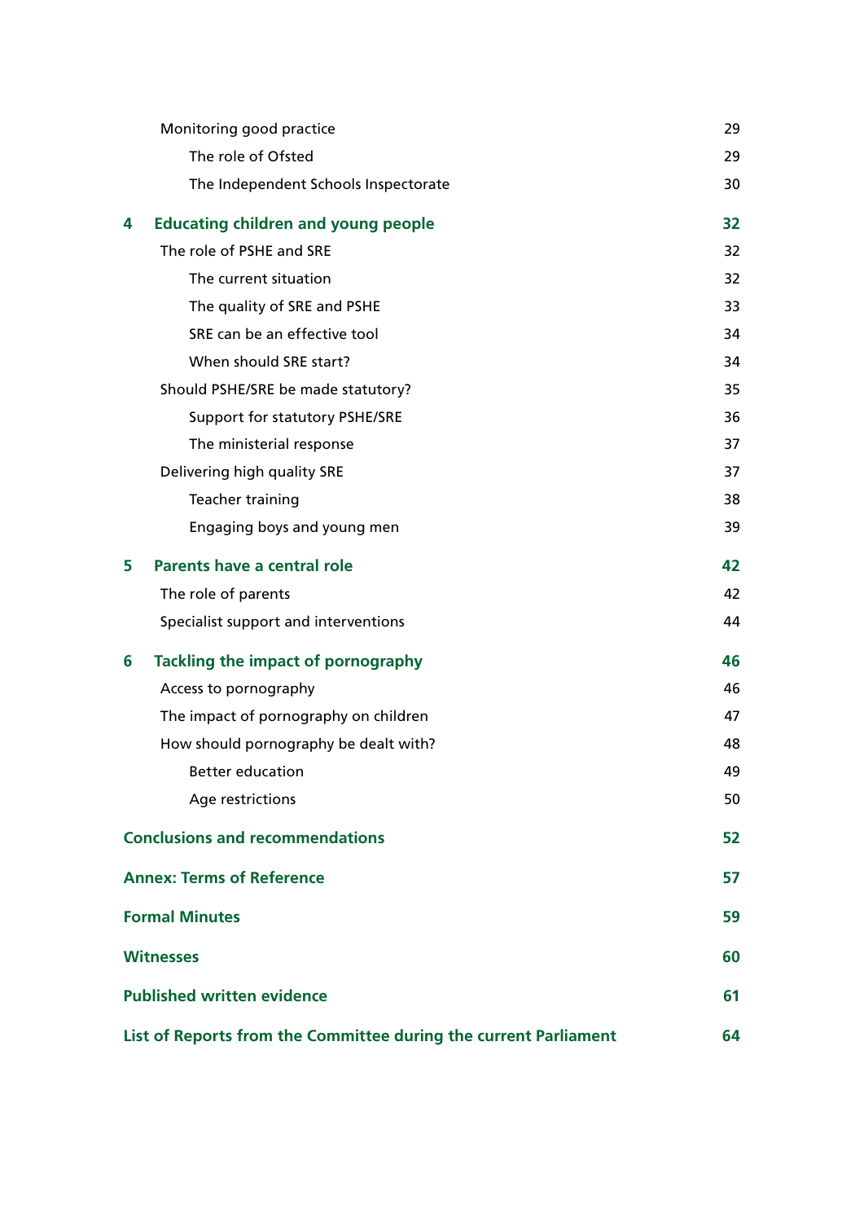| | | |
|---|---|---|
| | Monitoring good practice | 29 |
| | The role of Ofsted | 29 |
| | The Independent Schools Inspectorate | 30 |
| **4** | **Educating children and young people** | **32** |
| | The role of PSHE and SRE | 32 |
| | The current situation | 32 |
| | The quality of SRE and PSHE | 33 |
| | SRE can be an effective tool | 34 |
| | When should SRE start? | 34 |
| | Should PSHE/SRE be made statutory? | 35 |
| | Support for statutory PSHE/SRE | 36 |
| | The ministerial response | 37 |
| | Delivering high quality SRE | 37 |
| | Teacher training | 38 |
| | Engaging boys and young men | 39 |
| **5** | **Parents have a central role** | **42** |
| | The role of parents | 42 |
| | Specialist support and interventions | 44 |
| **6** | **Tackling the impact of pornography** | **46** |
| | Access to pornography | 46 |
| | The impact of pornography on children | 47 |
| | How should pornography be dealt with? | 48 |
| | Better education | 49 |
| | Age restrictions | 50 |
| | **Conclusions and recommendations** | **52** |
| | **Annex: Terms of Reference** | **57** |
| | **Formal Minutes** | **59** |
| | **Witnesses** | **60** |
| | **Published written evidence** | **61** |
| | **List of Reports from the Committee during the current Parliament** | **64** |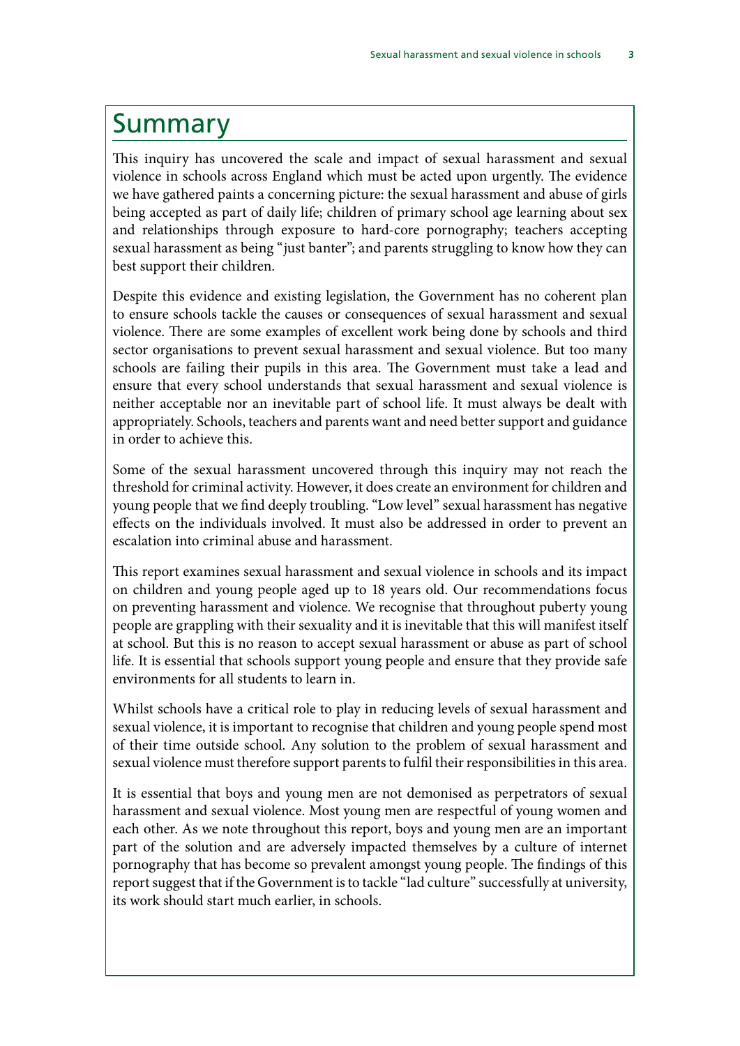# Summary

This inquiry has uncovered the scale and impact of sexual harassment and sexual violence in schools across England which must be acted upon urgently. The evidence we have gathered paints a concerning picture: the sexual harassment and abuse of girls being accepted as part of daily life; children of primary school age learning about sex and relationships through exposure to hard-core pornography; teachers accepting sexual harassment as being "just banter"; and parents struggling to know how they can best support their children.

Despite this evidence and existing legislation, the Government has no coherent plan to ensure schools tackle the causes or consequences of sexual harassment and sexual violence. There are some examples of excellent work being done by schools and third sector organisations to prevent sexual harassment and sexual violence. But too many schools are failing their pupils in this area. The Government must take a lead and ensure that every school understands that sexual harassment and sexual violence is neither acceptable nor an inevitable part of school life. It must always be dealt with appropriately. Schools, teachers and parents want and need better support and guidance in order to achieve this.

Some of the sexual harassment uncovered through this inquiry may not reach the threshold for criminal activity. However, it does create an environment for children and young people that we find deeply troubling. "Low level" sexual harassment has negative effects on the individuals involved. It must also be addressed in order to prevent an escalation into criminal abuse and harassment.

This report examines sexual harassment and sexual violence in schools and its impact on children and young people aged up to 18 years old. Our recommendations focus on preventing harassment and violence. We recognise that throughout puberty young people are grappling with their sexuality and it is inevitable that this will manifest itself at school. But this is no reason to accept sexual harassment or abuse as part of school life. It is essential that schools support young people and ensure that they provide safe environments for all students to learn in.

Whilst schools have a critical role to play in reducing levels of sexual harassment and sexual violence, it is important to recognise that children and young people spend most of their time outside school. Any solution to the problem of sexual harassment and sexual violence must therefore support parents to fulfil their responsibilities in this area.

It is essential that boys and young men are not demonised as perpetrators of sexual harassment and sexual violence. Most young men are respectful of young women and each other. As we note throughout this report, boys and young men are an important part of the solution and are adversely impacted themselves by a culture of internet pornography that has become so prevalent amongst young people. The findings of this report suggest that if the Government is to tackle "lad culture" successfully at university, its work should start much earlier, in schools.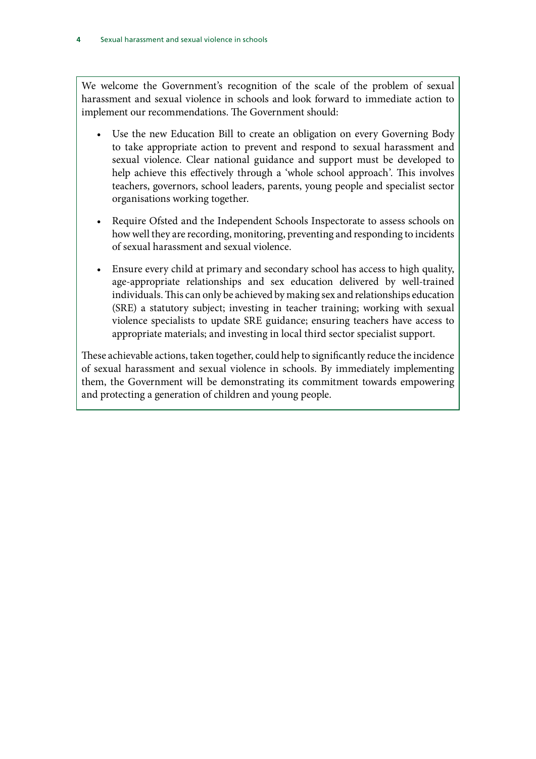We welcome the Government's recognition of the scale of the problem of sexual harassment and sexual violence in schools and look forward to immediate action to implement our recommendations. The Government should:

- Use the new Education Bill to create an obligation on every Governing Body to take appropriate action to prevent and respond to sexual harassment and sexual violence. Clear national guidance and support must be developed to help achieve this effectively through a 'whole school approach'. This involves teachers, governors, school leaders, parents, young people and specialist sector organisations working together.

- Require Ofsted and the Independent Schools Inspectorate to assess schools on how well they are recording, monitoring, preventing and responding to incidents of sexual harassment and sexual violence.

- Ensure every child at primary and secondary school has access to high quality, age-appropriate relationships and sex education delivered by well-trained individuals. This can only be achieved by making sex and relationships education (SRE) a statutory subject; investing in teacher training; working with sexual violence specialists to update SRE guidance; ensuring teachers have access to appropriate materials; and investing in local third sector specialist support.

These achievable actions, taken together, could help to significantly reduce the incidence of sexual harassment and sexual violence in schools. By immediately implementing them, the Government will be demonstrating its commitment towards empowering and protecting a generation of children and young people.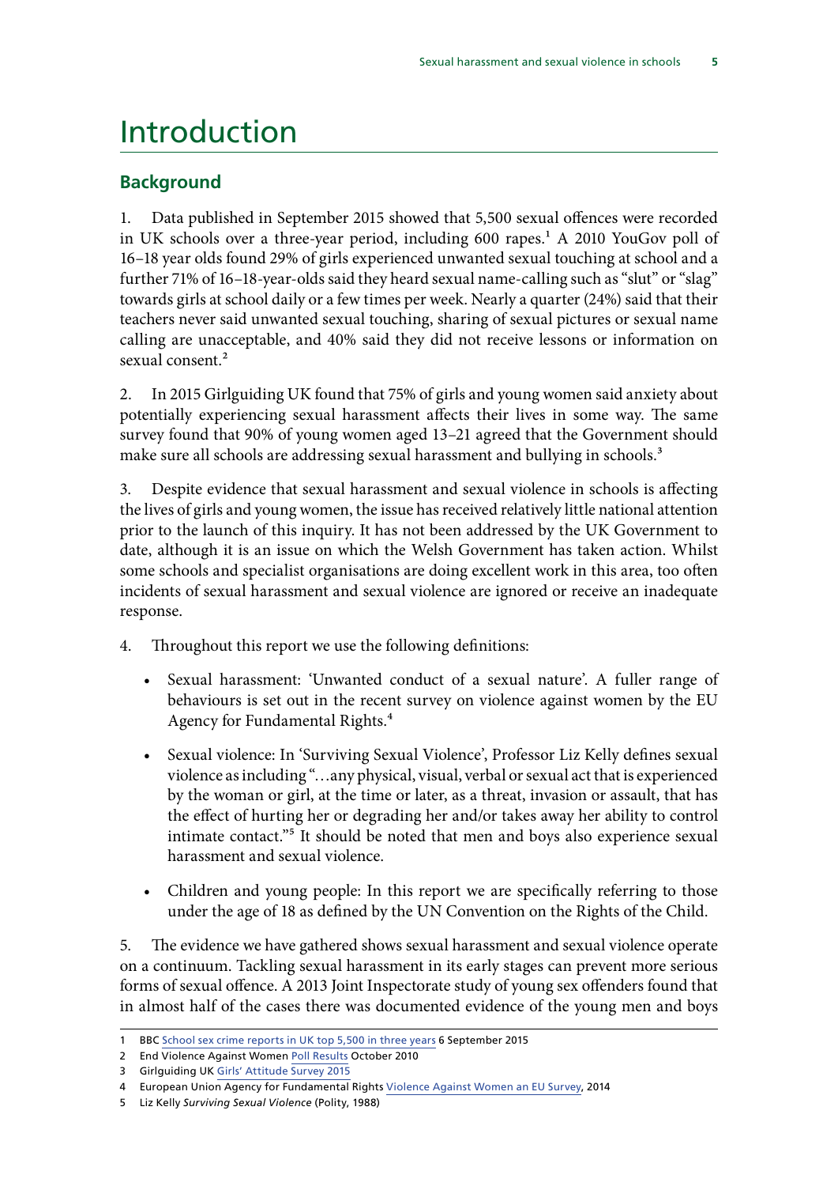# Introduction

## Background

1. Data published in September 2015 showed that 5,500 sexual offences were recorded in UK schools over a three-year period, including 600 rapes.[1] A 2010 YouGov poll of 16–18 year olds found 29% of girls experienced unwanted sexual touching at school and a further 71% of 16–18-year-olds said they heard sexual name-calling such as "slut" or "slag" towards girls at school daily or a few times per week. Nearly a quarter (24%) said that their teachers never said unwanted sexual touching, sharing of sexual pictures or sexual name calling are unacceptable, and 40% said they did not receive lessons or information on sexual consent.[2]

2. In 2015 Girlguiding UK found that 75% of girls and young women said anxiety about potentially experiencing sexual harassment affects their lives in some way. The same survey found that 90% of young women aged 13–21 agreed that the Government should make sure all schools are addressing sexual harassment and bullying in schools.[3]

3. Despite evidence that sexual harassment and sexual violence in schools is affecting the lives of girls and young women, the issue has received relatively little national attention prior to the launch of this inquiry. It has not been addressed by the UK Government to date, although it is an issue on which the Welsh Government has taken action. Whilst some schools and specialist organisations are doing excellent work in this area, too often incidents of sexual harassment and sexual violence are ignored or receive an inadequate response.

4. Throughout this report we use the following definitions:

- Sexual harassment: 'Unwanted conduct of a sexual nature'. A fuller range of behaviours is set out in the recent survey on violence against women by the EU Agency for Fundamental Rights.[4]
- Sexual violence: In 'Surviving Sexual Violence', Professor Liz Kelly defines sexual violence as including "…any physical, visual, verbal or sexual act that is experienced by the woman or girl, at the time or later, as a threat, invasion or assault, that has the effect of hurting her or degrading her and/or takes away her ability to control intimate contact."[5] It should be noted that men and boys also experience sexual harassment and sexual violence.
- Children and young people: In this report we are specifically referring to those under the age of 18 as defined by the UN Convention on the Rights of the Child.

5. The evidence we have gathered shows sexual harassment and sexual violence operate on a continuum. Tackling sexual harassment in its early stages can prevent more serious forms of sexual offence. A 2013 Joint Inspectorate study of young sex offenders found that in almost half of the cases there was documented evidence of the young men and boys

---

1 BBC School sex crime reports in UK top 5,500 in three years 6 September 2015

2 End Violence Against Women Poll Results October 2010

3 Girlguiding UK Girls' Attitude Survey 2015

4 European Union Agency for Fundamental Rights Violence Against Women an EU Survey, 2014

5 Liz Kelly *Surviving Sexual Violence* (Polity, 1988)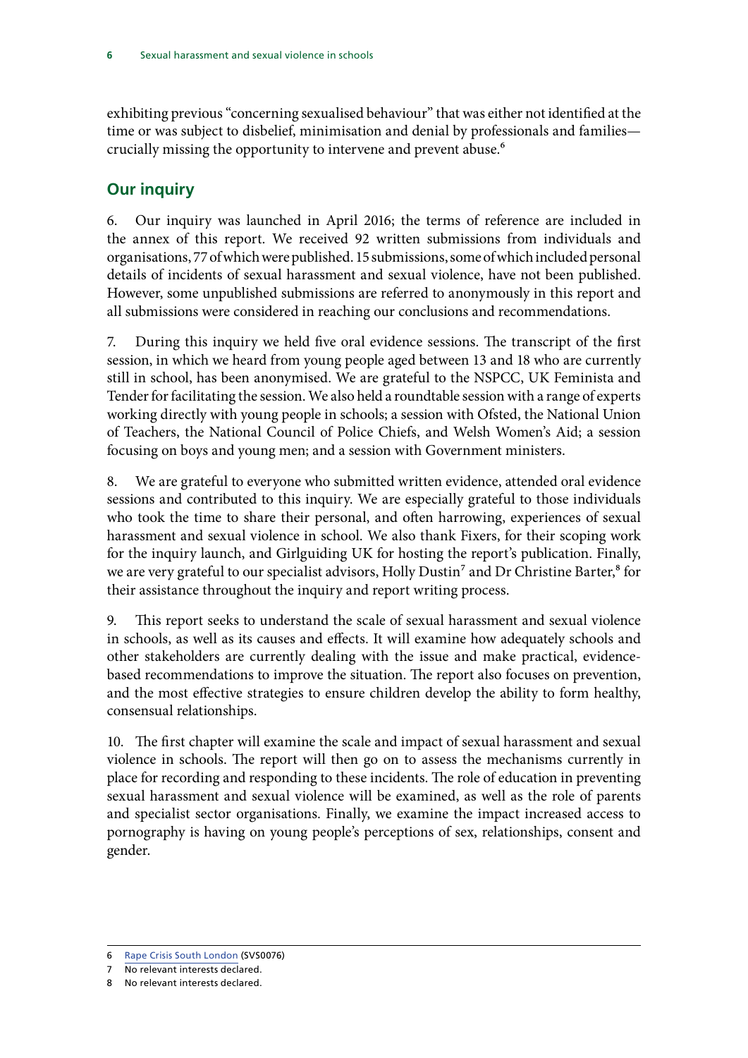exhibiting previous "concerning sexualised behaviour" that was either not identified at the time or was subject to disbelief, minimisation and denial by professionals and families—crucially missing the opportunity to intervene and prevent abuse.[6]

## Our inquiry

6. Our inquiry was launched in April 2016; the terms of reference are included in the annex of this report. We received 92 written submissions from individuals and organisations, 77 of which were published. 15 submissions, some of which included personal details of incidents of sexual harassment and sexual violence, have not been published. However, some unpublished submissions are referred to anonymously in this report and all submissions were considered in reaching our conclusions and recommendations.

7. During this inquiry we held five oral evidence sessions. The transcript of the first session, in which we heard from young people aged between 13 and 18 who are currently still in school, has been anonymised. We are grateful to the NSPCC, UK Feminista and Tender for facilitating the session. We also held a roundtable session with a range of experts working directly with young people in schools; a session with Ofsted, the National Union of Teachers, the National Council of Police Chiefs, and Welsh Women's Aid; a session focusing on boys and young men; and a session with Government ministers.

8. We are grateful to everyone who submitted written evidence, attended oral evidence sessions and contributed to this inquiry. We are especially grateful to those individuals who took the time to share their personal, and often harrowing, experiences of sexual harassment and sexual violence in school. We also thank Fixers, for their scoping work for the inquiry launch, and Girlguiding UK for hosting the report's publication. Finally, we are very grateful to our specialist advisors, Holly Dustin[7] and Dr Christine Barter,[8] for their assistance throughout the inquiry and report writing process.

9. This report seeks to understand the scale of sexual harassment and sexual violence in schools, as well as its causes and effects. It will examine how adequately schools and other stakeholders are currently dealing with the issue and make practical, evidence-based recommendations to improve the situation. The report also focuses on prevention, and the most effective strategies to ensure children develop the ability to form healthy, consensual relationships.

10. The first chapter will examine the scale and impact of sexual harassment and sexual violence in schools. The report will then go on to assess the mechanisms currently in place for recording and responding to these incidents. The role of education in preventing sexual harassment and sexual violence will be examined, as well as the role of parents and specialist sector organisations. Finally, we examine the impact increased access to pornography is having on young people's perceptions of sex, relationships, consent and gender.

---

6 Rape Crisis South London (SVS0076)

7 No relevant interests declared.

8 No relevant interests declared.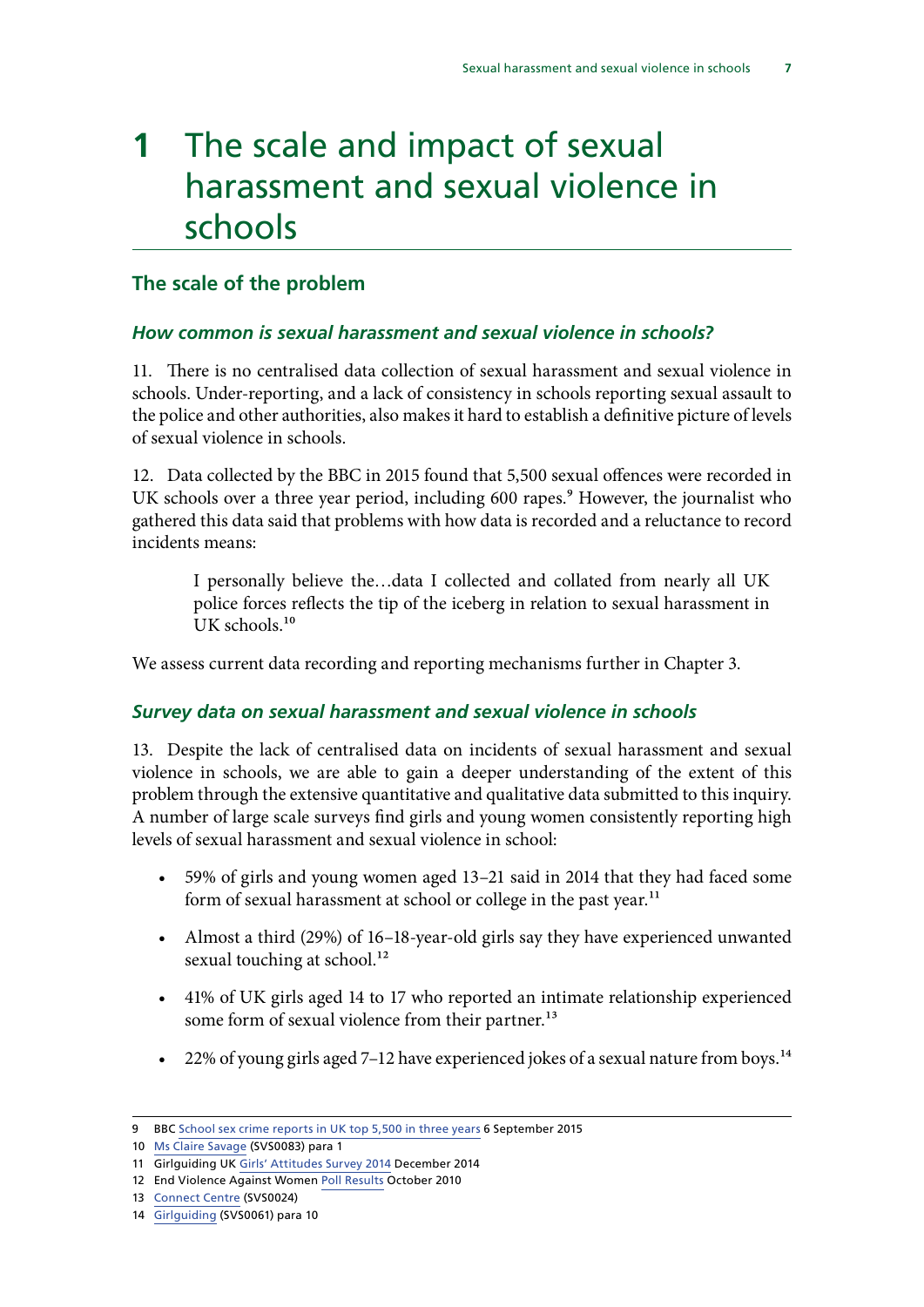# 1 The scale and impact of sexual harassment and sexual violence in schools

## The scale of the problem

### *How common is sexual harassment and sexual violence in schools?*

11. There is no centralised data collection of sexual harassment and sexual violence in schools. Under-reporting, and a lack of consistency in schools reporting sexual assault to the police and other authorities, also makes it hard to establish a definitive picture of levels of sexual violence in schools.

12. Data collected by the BBC in 2015 found that 5,500 sexual offences were recorded in UK schools over a three year period, including 600 rapes.[9] However, the journalist who gathered this data said that problems with how data is recorded and a reluctance to record incidents means:

> I personally believe the…data I collected and collated from nearly all UK police forces reflects the tip of the iceberg in relation to sexual harassment in UK schools.[10]

We assess current data recording and reporting mechanisms further in Chapter 3.

### *Survey data on sexual harassment and sexual violence in schools*

13. Despite the lack of centralised data on incidents of sexual harassment and sexual violence in schools, we are able to gain a deeper understanding of the extent of this problem through the extensive quantitative and qualitative data submitted to this inquiry. A number of large scale surveys find girls and young women consistently reporting high levels of sexual harassment and sexual violence in school:

- 59% of girls and young women aged 13–21 said in 2014 that they had faced some form of sexual harassment at school or college in the past year.[11]
- Almost a third (29%) of 16–18-year-old girls say they have experienced unwanted sexual touching at school.[12]
- 41% of UK girls aged 14 to 17 who reported an intimate relationship experienced some form of sexual violence from their partner.[13]
- 22% of young girls aged 7–12 have experienced jokes of a sexual nature from boys.[14]

---

9 BBC School sex crime reports in UK top 5,500 in three years 6 September 2015

10 Ms Claire Savage (SVS0083) para 1

11 Girlguiding UK Girls' Attitudes Survey 2014 December 2014

12 End Violence Against Women Poll Results October 2010

13 Connect Centre (SVS0024)

14 Girlguiding (SVS0061) para 10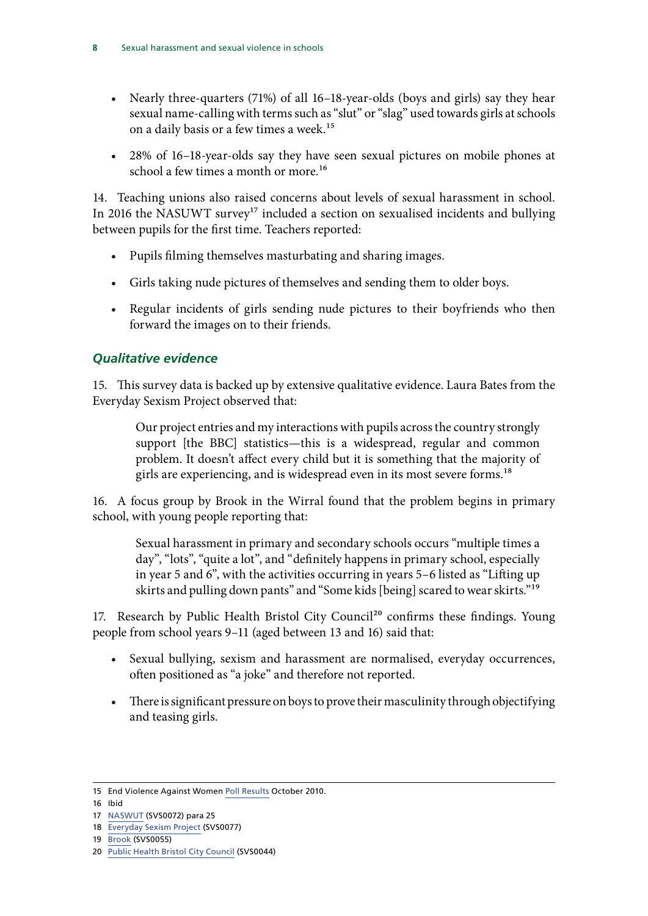- Nearly three-quarters (71%) of all 16–18-year-olds (boys and girls) say they hear sexual name-calling with terms such as "slut" or "slag" used towards girls at schools on a daily basis or a few times a week.[15]

- 28% of 16–18-year-olds say they have seen sexual pictures on mobile phones at school a few times a month or more.[16]

14. Teaching unions also raised concerns about levels of sexual harassment in school. In 2016 the NASUWT survey[17] included a section on sexualised incidents and bullying between pupils for the first time. Teachers reported:

- Pupils filming themselves masturbating and sharing images.

- Girls taking nude pictures of themselves and sending them to older boys.

- Regular incidents of girls sending nude pictures to their boyfriends who then forward the images on to their friends.

### *Qualitative evidence*

15. This survey data is backed up by extensive qualitative evidence. Laura Bates from the Everyday Sexism Project observed that:

> Our project entries and my interactions with pupils across the country strongly support [the BBC] statistics—this is a widespread, regular and common problem. It doesn't affect every child but it is something that the majority of girls are experiencing, and is widespread even in its most severe forms.[18]

16. A focus group by Brook in the Wirral found that the problem begins in primary school, with young people reporting that:

> Sexual harassment in primary and secondary schools occurs "multiple times a day", "lots", "quite a lot", and "definitely happens in primary school, especially in year 5 and 6", with the activities occurring in years 5–6 listed as "Lifting up skirts and pulling down pants" and "Some kids [being] scared to wear skirts."[19]

17. Research by Public Health Bristol City Council[20] confirms these findings. Young people from school years 9–11 (aged between 13 and 16) said that:

- Sexual bullying, sexism and harassment are normalised, everyday occurrences, often positioned as "a joke" and therefore not reported.

- There is significant pressure on boys to prove their masculinity through objectifying and teasing girls.

---

15 End Violence Against Women Poll Results October 2010.

16 Ibid

17 NASWUT (SVS0072) para 25

18 Everyday Sexism Project (SVS0077)

19 Brook (SVS0055)

20 Public Health Bristol City Council (SVS0044)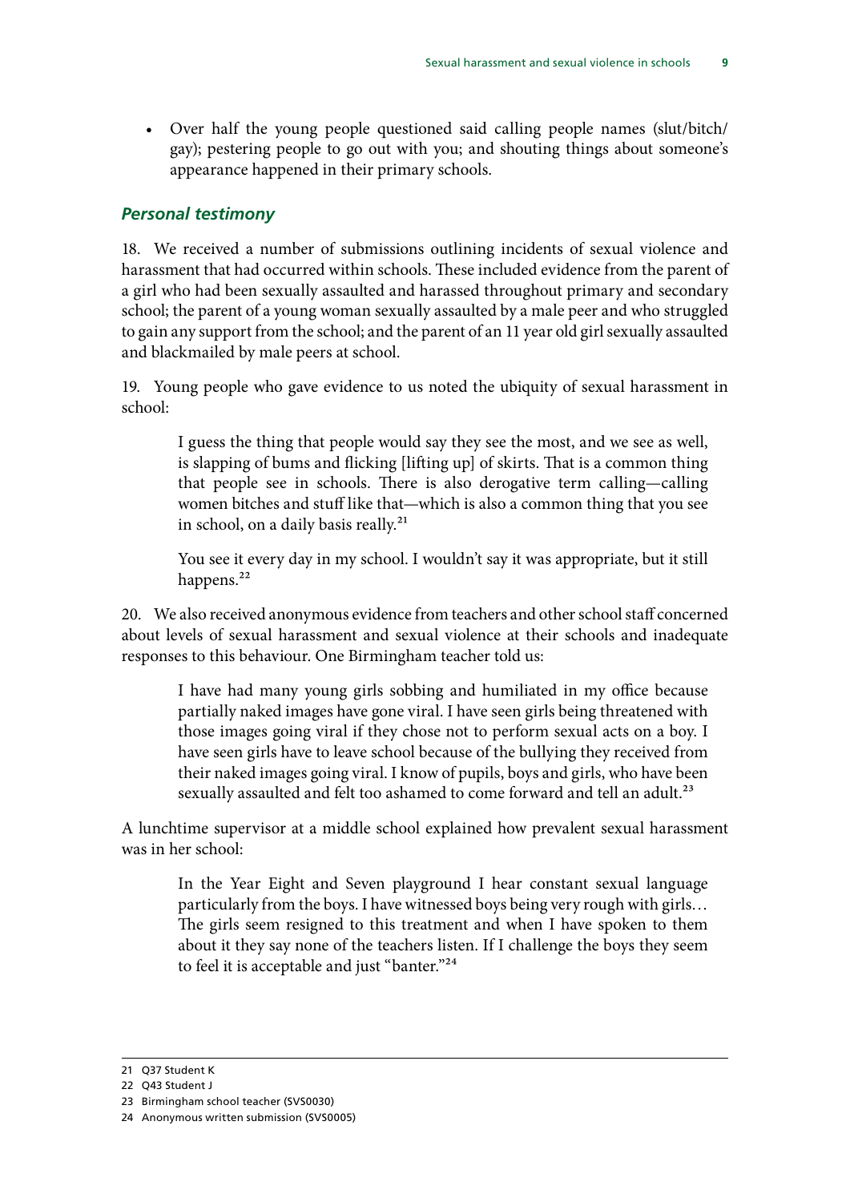- Over half the young people questioned said calling people names (slut/bitch/gay); pestering people to go out with you; and shouting things about someone's appearance happened in their primary schools.

### *Personal testimony*

18. We received a number of submissions outlining incidents of sexual violence and harassment that had occurred within schools. These included evidence from the parent of a girl who had been sexually assaulted and harassed throughout primary and secondary school; the parent of a young woman sexually assaulted by a male peer and who struggled to gain any support from the school; and the parent of an 11 year old girl sexually assaulted and blackmailed by male peers at school.

19. Young people who gave evidence to us noted the ubiquity of sexual harassment in school:

> I guess the thing that people would say they see the most, and we see as well, is slapping of bums and flicking [lifting up] of skirts. That is a common thing that people see in schools. There is also derogative term calling—calling women bitches and stuff like that—which is also a common thing that you see in school, on a daily basis really.[21]

> You see it every day in my school. I wouldn't say it was appropriate, but it still happens.[22]

20. We also received anonymous evidence from teachers and other school staff concerned about levels of sexual harassment and sexual violence at their schools and inadequate responses to this behaviour. One Birmingham teacher told us:

> I have had many young girls sobbing and humiliated in my office because partially naked images have gone viral. I have seen girls being threatened with those images going viral if they chose not to perform sexual acts on a boy. I have seen girls have to leave school because of the bullying they received from their naked images going viral. I know of pupils, boys and girls, who have been sexually assaulted and felt too ashamed to come forward and tell an adult.[23]

A lunchtime supervisor at a middle school explained how prevalent sexual harassment was in her school:

> In the Year Eight and Seven playground I hear constant sexual language particularly from the boys. I have witnessed boys being very rough with girls… The girls seem resigned to this treatment and when I have spoken to them about it they say none of the teachers listen. If I challenge the boys they seem to feel it is acceptable and just "banter."[24]

---

21 Q37 Student K

22 Q43 Student J

23 Birmingham school teacher (SVS0030)

24 Anonymous written submission (SVS0005)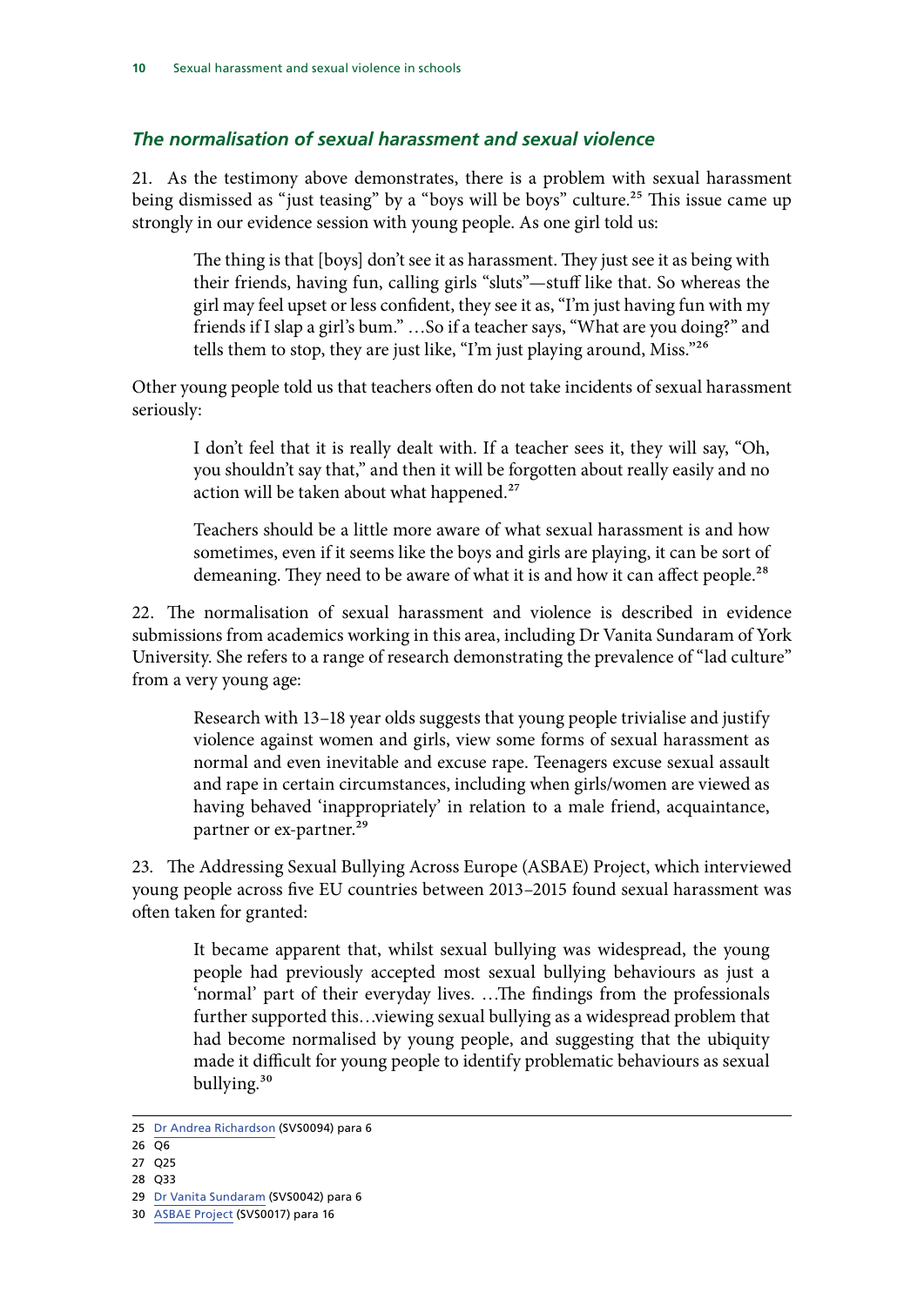### *The normalisation of sexual harassment and sexual violence*

21. As the testimony above demonstrates, there is a problem with sexual harassment being dismissed as "just teasing" by a "boys will be boys" culture.[25] This issue came up strongly in our evidence session with young people. As one girl told us:

> The thing is that [boys] don't see it as harassment. They just see it as being with their friends, having fun, calling girls "sluts"—stuff like that. So whereas the girl may feel upset or less confident, they see it as, "I'm just having fun with my friends if I slap a girl's bum." …So if a teacher says, "What are you doing?" and tells them to stop, they are just like, "I'm just playing around, Miss."[26]

Other young people told us that teachers often do not take incidents of sexual harassment seriously:

> I don't feel that it is really dealt with. If a teacher sees it, they will say, "Oh, you shouldn't say that," and then it will be forgotten about really easily and no action will be taken about what happened.[27]

> Teachers should be a little more aware of what sexual harassment is and how sometimes, even if it seems like the boys and girls are playing, it can be sort of demeaning. They need to be aware of what it is and how it can affect people.[28]

22. The normalisation of sexual harassment and violence is described in evidence submissions from academics working in this area, including Dr Vanita Sundaram of York University. She refers to a range of research demonstrating the prevalence of "lad culture" from a very young age:

> Research with 13–18 year olds suggests that young people trivialise and justify violence against women and girls, view some forms of sexual harassment as normal and even inevitable and excuse rape. Teenagers excuse sexual assault and rape in certain circumstances, including when girls/women are viewed as having behaved 'inappropriately' in relation to a male friend, acquaintance, partner or ex-partner.[29]

23. The Addressing Sexual Bullying Across Europe (ASBAE) Project, which interviewed young people across five EU countries between 2013–2015 found sexual harassment was often taken for granted:

> It became apparent that, whilst sexual bullying was widespread, the young people had previously accepted most sexual bullying behaviours as just a 'normal' part of their everyday lives. …The findings from the professionals further supported this…viewing sexual bullying as a widespread problem that had become normalised by young people, and suggesting that the ubiquity made it difficult for young people to identify problematic behaviours as sexual bullying.[30]

---

25 Dr Andrea Richardson (SVS0094) para 6
26 Q6
27 Q25
28 Q33
29 Dr Vanita Sundaram (SVS0042) para 6
30 ASBAE Project (SVS0017) para 16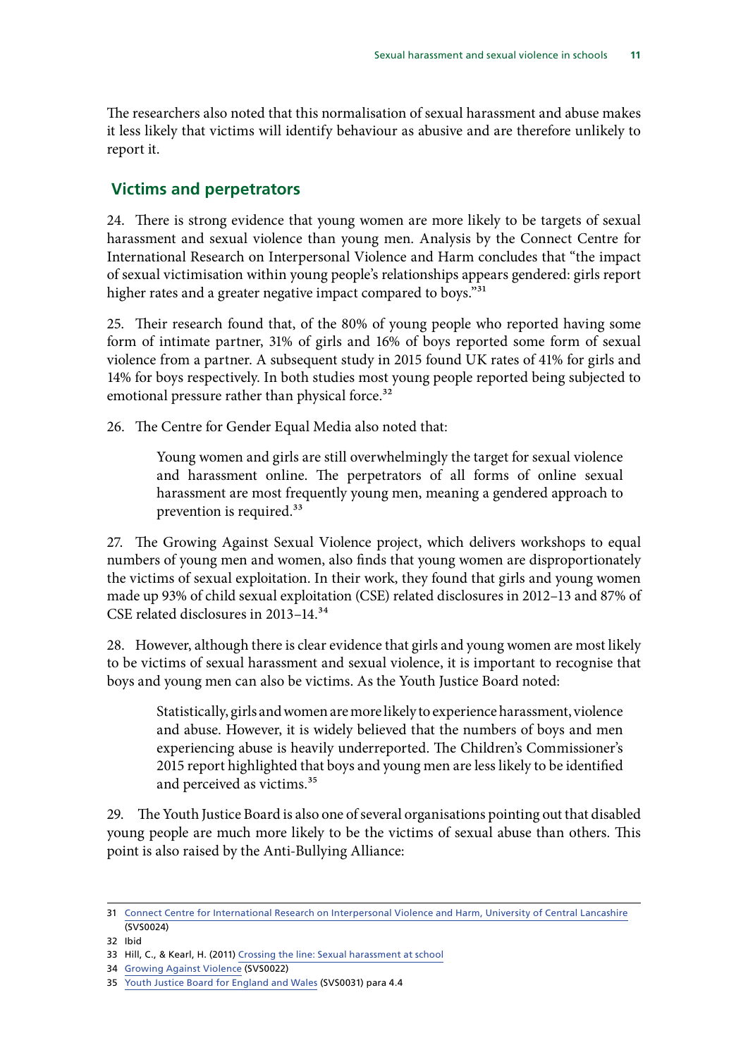The researchers also noted that this normalisation of sexual harassment and abuse makes it less likely that victims will identify behaviour as abusive and are therefore unlikely to report it.

## Victims and perpetrators

24. There is strong evidence that young women are more likely to be targets of sexual harassment and sexual violence than young men. Analysis by the Connect Centre for International Research on Interpersonal Violence and Harm concludes that "the impact of sexual victimisation within young people's relationships appears gendered: girls report higher rates and a greater negative impact compared to boys."[31]

25. Their research found that, of the 80% of young people who reported having some form of intimate partner, 31% of girls and 16% of boys reported some form of sexual violence from a partner. A subsequent study in 2015 found UK rates of 41% for girls and 14% for boys respectively. In both studies most young people reported being subjected to emotional pressure rather than physical force.[32]

26. The Centre for Gender Equal Media also noted that:

> Young women and girls are still overwhelmingly the target for sexual violence and harassment online. The perpetrators of all forms of online sexual harassment are most frequently young men, meaning a gendered approach to prevention is required.[33]

27. The Growing Against Sexual Violence project, which delivers workshops to equal numbers of young men and women, also finds that young women are disproportionately the victims of sexual exploitation. In their work, they found that girls and young women made up 93% of child sexual exploitation (CSE) related disclosures in 2012–13 and 87% of CSE related disclosures in 2013–14.[34]

28. However, although there is clear evidence that girls and young women are most likely to be victims of sexual harassment and sexual violence, it is important to recognise that boys and young men can also be victims. As the Youth Justice Board noted:

> Statistically, girls and women are more likely to experience harassment, violence and abuse. However, it is widely believed that the numbers of boys and men experiencing abuse is heavily underreported. The Children's Commissioner's 2015 report highlighted that boys and young men are less likely to be identified and perceived as victims.[35]

29. The Youth Justice Board is also one of several organisations pointing out that disabled young people are much more likely to be the victims of sexual abuse than others. This point is also raised by the Anti-Bullying Alliance:

---

31 Connect Centre for International Research on Interpersonal Violence and Harm, University of Central Lancashire (SVS0024)

32 Ibid

33 Hill, C., & Kearl, H. (2011) Crossing the line: Sexual harassment at school

34 Growing Against Violence (SVS0022)

35 Youth Justice Board for England and Wales (SVS0031) para 4.4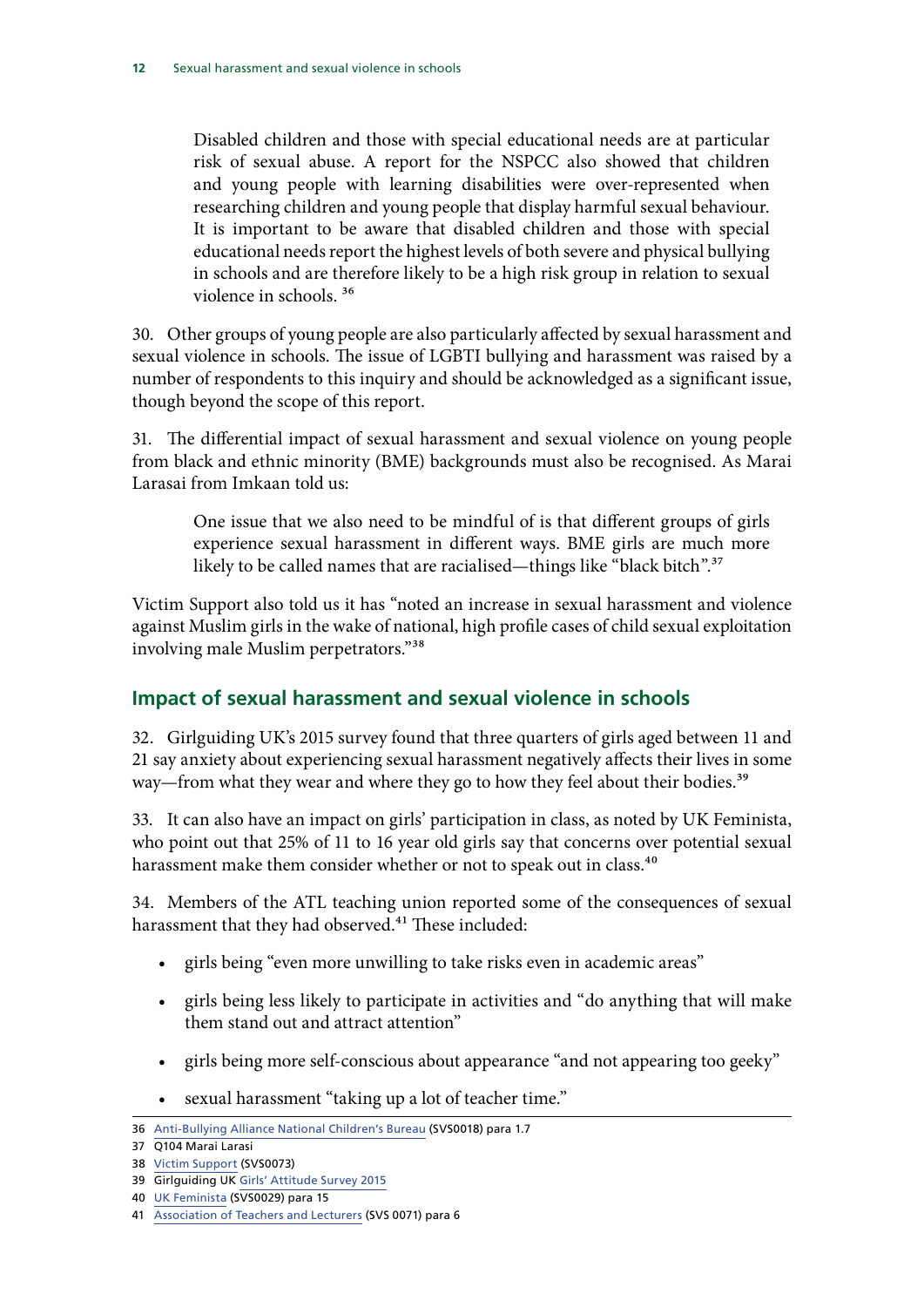> Disabled children and those with special educational needs are at particular risk of sexual abuse. A report for the NSPCC also showed that children and young people with learning disabilities were over-represented when researching children and young people that display harmful sexual behaviour. It is important to be aware that disabled children and those with special educational needs report the highest levels of both severe and physical bullying in schools and are therefore likely to be a high risk group in relation to sexual violence in schools. [36]

30. Other groups of young people are also particularly affected by sexual harassment and sexual violence in schools. The issue of LGBTI bullying and harassment was raised by a number of respondents to this inquiry and should be acknowledged as a significant issue, though beyond the scope of this report.

31. The differential impact of sexual harassment and sexual violence on young people from black and ethnic minority (BME) backgrounds must also be recognised. As Marai Larasai from Imkaan told us:

> One issue that we also need to be mindful of is that different groups of girls experience sexual harassment in different ways. BME girls are much more likely to be called names that are racialised—things like "black bitch".[37]

Victim Support also told us it has "noted an increase in sexual harassment and violence against Muslim girls in the wake of national, high profile cases of child sexual exploitation involving male Muslim perpetrators."[38]

## Impact of sexual harassment and sexual violence in schools

32. Girlguiding UK's 2015 survey found that three quarters of girls aged between 11 and 21 say anxiety about experiencing sexual harassment negatively affects their lives in some way—from what they wear and where they go to how they feel about their bodies.[39]

33. It can also have an impact on girls' participation in class, as noted by UK Feminista, who point out that 25% of 11 to 16 year old girls say that concerns over potential sexual harassment make them consider whether or not to speak out in class.[40]

34. Members of the ATL teaching union reported some of the consequences of sexual harassment that they had observed.[41] These included:

- girls being "even more unwilling to take risks even in academic areas"
- girls being less likely to participate in activities and "do anything that will make them stand out and attract attention"
- girls being more self-conscious about appearance "and not appearing too geeky"
- sexual harassment "taking up a lot of teacher time."

---

36 Anti-Bullying Alliance National Children's Bureau (SVS0018) para 1.7

37 Q104 Marai Larasi

38 Victim Support (SVS0073)

39 Girlguiding UK Girls' Attitude Survey 2015

40 UK Feminista (SVS0029) para 15

41 Association of Teachers and Lecturers (SVS 0071) para 6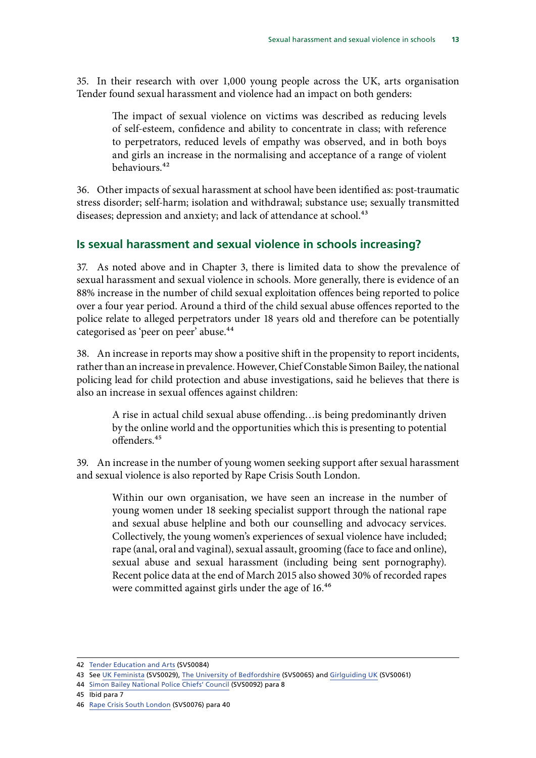35. In their research with over 1,000 young people across the UK, arts organisation Tender found sexual harassment and violence had an impact on both genders:

> The impact of sexual violence on victims was described as reducing levels of self-esteem, confidence and ability to concentrate in class; with reference to perpetrators, reduced levels of empathy was observed, and in both boys and girls an increase in the normalising and acceptance of a range of violent behaviours.[42]

36. Other impacts of sexual harassment at school have been identified as: post-traumatic stress disorder; self-harm; isolation and withdrawal; substance use; sexually transmitted diseases; depression and anxiety; and lack of attendance at school.[43]

## Is sexual harassment and sexual violence in schools increasing?

37. As noted above and in Chapter 3, there is limited data to show the prevalence of sexual harassment and sexual violence in schools. More generally, there is evidence of an 88% increase in the number of child sexual exploitation offences being reported to police over a four year period. Around a third of the child sexual abuse offences reported to the police relate to alleged perpetrators under 18 years old and therefore can be potentially categorised as 'peer on peer' abuse.[44]

38. An increase in reports may show a positive shift in the propensity to report incidents, rather than an increase in prevalence. However, Chief Constable Simon Bailey, the national policing lead for child protection and abuse investigations, said he believes that there is also an increase in sexual offences against children:

> A rise in actual child sexual abuse offending…is being predominantly driven by the online world and the opportunities which this is presenting to potential offenders.[45]

39. An increase in the number of young women seeking support after sexual harassment and sexual violence is also reported by Rape Crisis South London.

> Within our own organisation, we have seen an increase in the number of young women under 18 seeking specialist support through the national rape and sexual abuse helpline and both our counselling and advocacy services. Collectively, the young women's experiences of sexual violence have included; rape (anal, oral and vaginal), sexual assault, grooming (face to face and online), sexual abuse and sexual harassment (including being sent pornography). Recent police data at the end of March 2015 also showed 30% of recorded rapes were committed against girls under the age of 16.[46]

---

42 Tender Education and Arts (SVS0084)

43 See UK Feminista (SVS0029), The University of Bedfordshire (SVS0065) and Girlguiding UK (SVS0061)

44 Simon Bailey National Police Chiefs' Council (SVS0092) para 8

45 Ibid para 7

46 Rape Crisis South London (SVS0076) para 40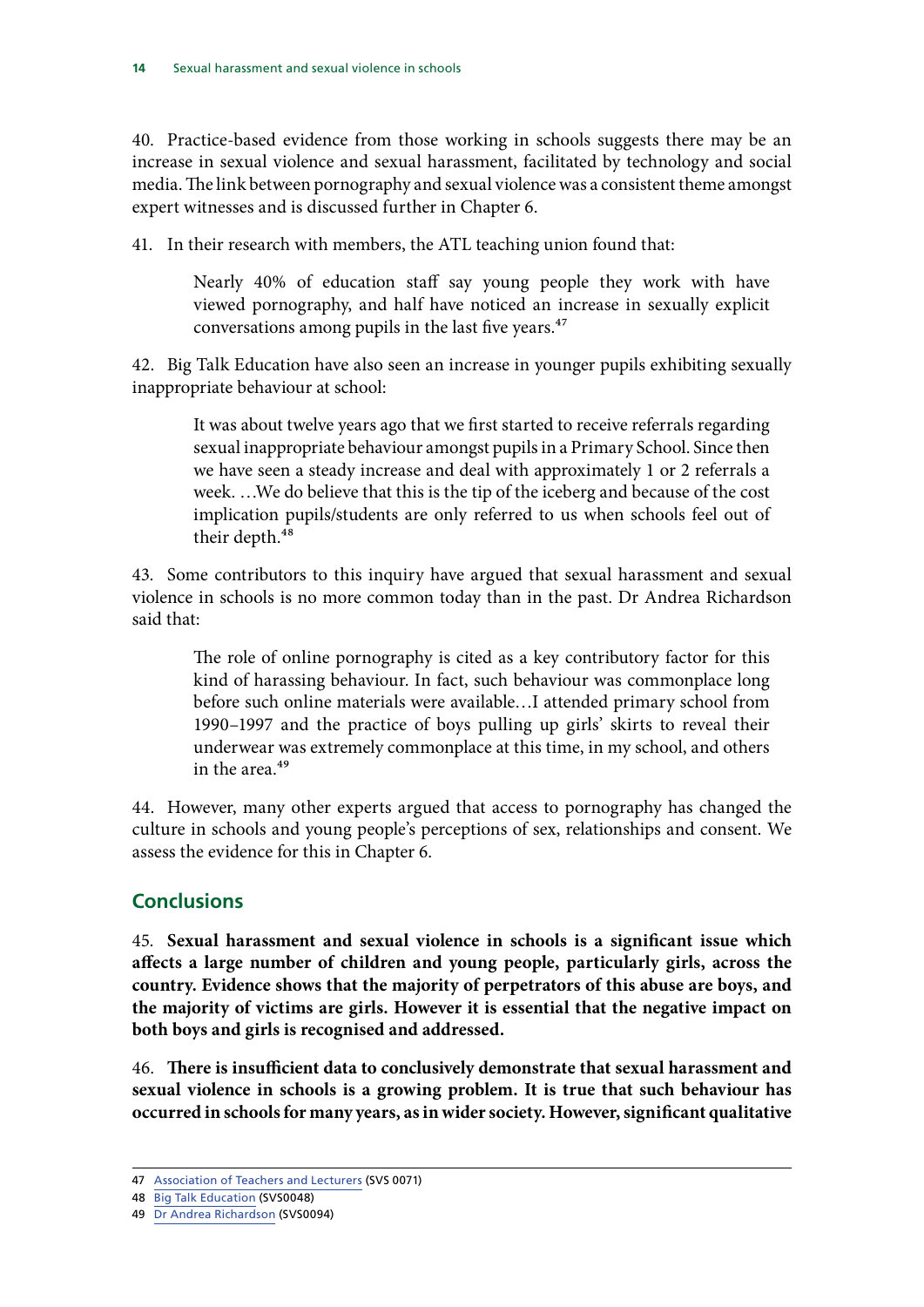40. Practice-based evidence from those working in schools suggests there may be an increase in sexual violence and sexual harassment, facilitated by technology and social media. The link between pornography and sexual violence was a consistent theme amongst expert witnesses and is discussed further in Chapter 6.

41. In their research with members, the ATL teaching union found that:

> Nearly 40% of education staff say young people they work with have viewed pornography, and half have noticed an increase in sexually explicit conversations among pupils in the last five years.[47]

42. Big Talk Education have also seen an increase in younger pupils exhibiting sexually inappropriate behaviour at school:

> It was about twelve years ago that we first started to receive referrals regarding sexual inappropriate behaviour amongst pupils in a Primary School. Since then we have seen a steady increase and deal with approximately 1 or 2 referrals a week. …We do believe that this is the tip of the iceberg and because of the cost implication pupils/students are only referred to us when schools feel out of their depth.[48]

43. Some contributors to this inquiry have argued that sexual harassment and sexual violence in schools is no more common today than in the past. Dr Andrea Richardson said that:

> The role of online pornography is cited as a key contributory factor for this kind of harassing behaviour. In fact, such behaviour was commonplace long before such online materials were available…I attended primary school from 1990–1997 and the practice of boys pulling up girls' skirts to reveal their underwear was extremely commonplace at this time, in my school, and others in the area.[49]

44. However, many other experts argued that access to pornography has changed the culture in schools and young people's perceptions of sex, relationships and consent. We assess the evidence for this in Chapter 6.

## Conclusions

45. **Sexual harassment and sexual violence in schools is a significant issue which affects a large number of children and young people, particularly girls, across the country. Evidence shows that the majority of perpetrators of this abuse are boys, and the majority of victims are girls. However it is essential that the negative impact on both boys and girls is recognised and addressed.**

46. **There is insufficient data to conclusively demonstrate that sexual harassment and sexual violence in schools is a growing problem. It is true that such behaviour has occurred in schools for many years, as in wider society. However, significant qualitative**

---

47 Association of Teachers and Lecturers (SVS 0071)

48 Big Talk Education (SVS0048)

49 Dr Andrea Richardson (SVS0094)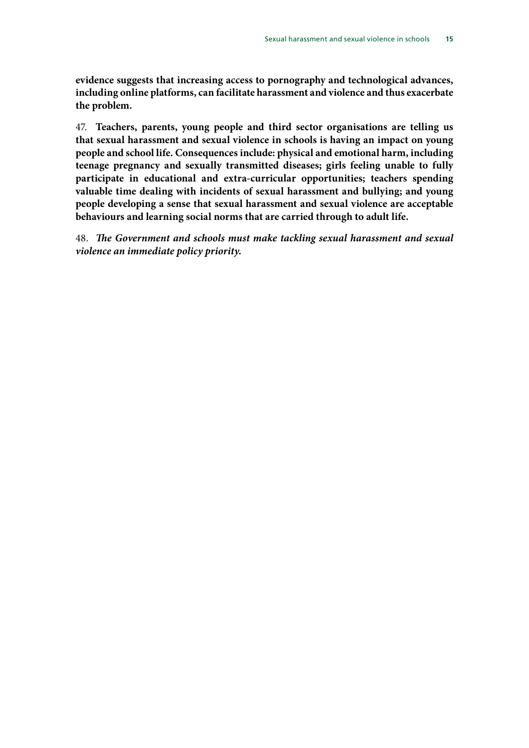**evidence suggests that increasing access to pornography and technological advances, including online platforms, can facilitate harassment and violence and thus exacerbate the problem.**

47. **Teachers, parents, young people and third sector organisations are telling us that sexual harassment and sexual violence in schools is having an impact on young people and school life. Consequences include: physical and emotional harm, including teenage pregnancy and sexually transmitted diseases; girls feeling unable to fully participate in educational and extra-curricular opportunities; teachers spending valuable time dealing with incidents of sexual harassment and bullying; and young people developing a sense that sexual harassment and sexual violence are acceptable behaviours and learning social norms that are carried through to adult life.**

48. ***The Government and schools must make tackling sexual harassment and sexual violence an immediate policy priority.***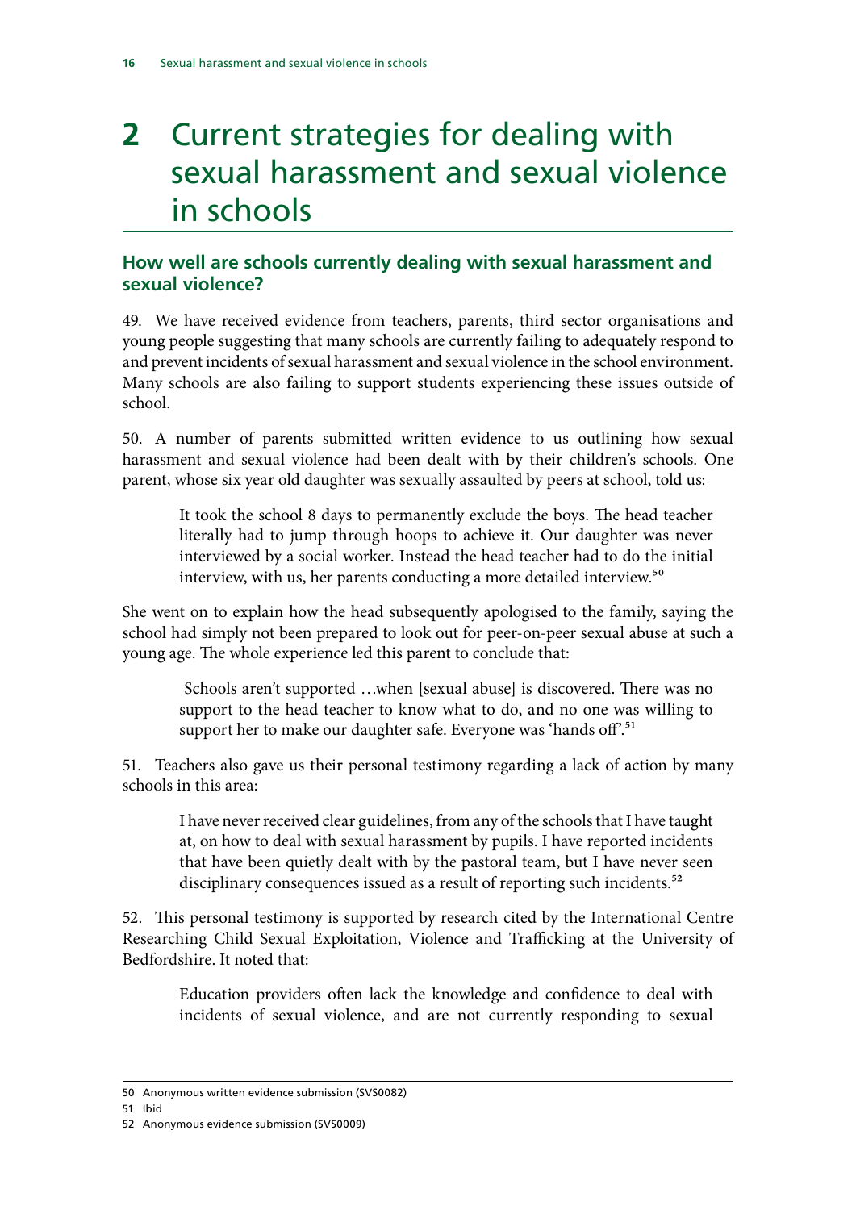# 2 Current strategies for dealing with sexual harassment and sexual violence in schools

## How well are schools currently dealing with sexual harassment and sexual violence?

49. We have received evidence from teachers, parents, third sector organisations and young people suggesting that many schools are currently failing to adequately respond to and prevent incidents of sexual harassment and sexual violence in the school environment. Many schools are also failing to support students experiencing these issues outside of school.

50. A number of parents submitted written evidence to us outlining how sexual harassment and sexual violence had been dealt with by their children's schools. One parent, whose six year old daughter was sexually assaulted by peers at school, told us:

> It took the school 8 days to permanently exclude the boys. The head teacher literally had to jump through hoops to achieve it. Our daughter was never interviewed by a social worker. Instead the head teacher had to do the initial interview, with us, her parents conducting a more detailed interview.[50]

She went on to explain how the head subsequently apologised to the family, saying the school had simply not been prepared to look out for peer-on-peer sexual abuse at such a young age. The whole experience led this parent to conclude that:

> Schools aren't supported …when [sexual abuse] is discovered. There was no support to the head teacher to know what to do, and no one was willing to support her to make our daughter safe. Everyone was 'hands off'.[51]

51. Teachers also gave us their personal testimony regarding a lack of action by many schools in this area:

> I have never received clear guidelines, from any of the schools that I have taught at, on how to deal with sexual harassment by pupils. I have reported incidents that have been quietly dealt with by the pastoral team, but I have never seen disciplinary consequences issued as a result of reporting such incidents.[52]

52. This personal testimony is supported by research cited by the International Centre Researching Child Sexual Exploitation, Violence and Trafficking at the University of Bedfordshire. It noted that:

> Education providers often lack the knowledge and confidence to deal with incidents of sexual violence, and are not currently responding to sexual

---

50 Anonymous written evidence submission (SVS0082)

51 Ibid

52 Anonymous evidence submission (SVS0009)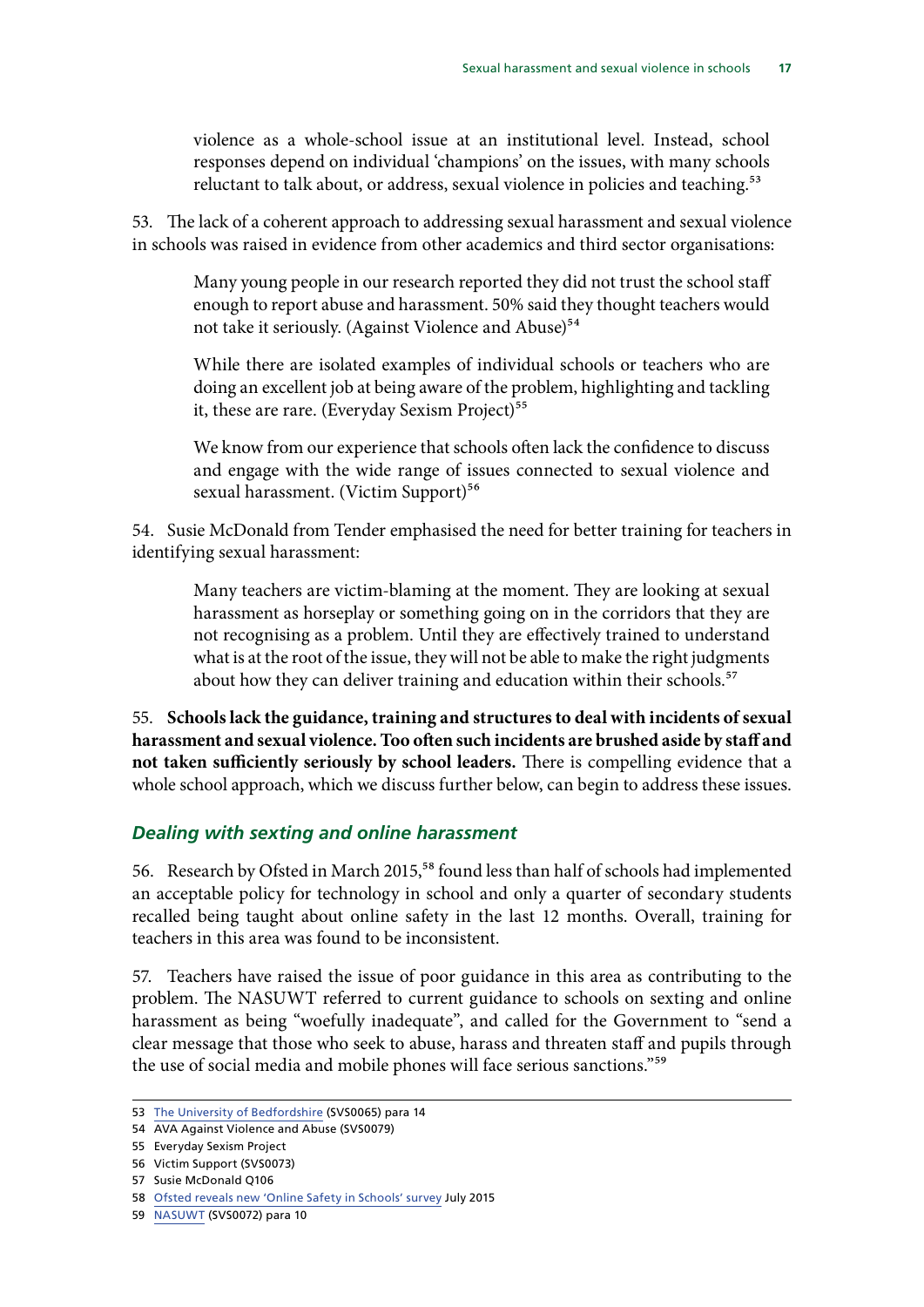violence as a whole-school issue at an institutional level. Instead, school responses depend on individual 'champions' on the issues, with many schools reluctant to talk about, or address, sexual violence in policies and teaching.[53]

53. The lack of a coherent approach to addressing sexual harassment and sexual violence in schools was raised in evidence from other academics and third sector organisations:

> Many young people in our research reported they did not trust the school staff enough to report abuse and harassment. 50% said they thought teachers would not take it seriously. (Against Violence and Abuse)[54]
>
> While there are isolated examples of individual schools or teachers who are doing an excellent job at being aware of the problem, highlighting and tackling it, these are rare. (Everyday Sexism Project)[55]
>
> We know from our experience that schools often lack the confidence to discuss and engage with the wide range of issues connected to sexual violence and sexual harassment. (Victim Support)[56]

54. Susie McDonald from Tender emphasised the need for better training for teachers in identifying sexual harassment:

> Many teachers are victim-blaming at the moment. They are looking at sexual harassment as horseplay or something going on in the corridors that they are not recognising as a problem. Until they are effectively trained to understand what is at the root of the issue, they will not be able to make the right judgments about how they can deliver training and education within their schools.[57]

55. **Schools lack the guidance, training and structures to deal with incidents of sexual harassment and sexual violence. Too often such incidents are brushed aside by staff and not taken sufficiently seriously by school leaders.** There is compelling evidence that a whole school approach, which we discuss further below, can begin to address these issues.

### *Dealing with sexting and online harassment*

56. Research by Ofsted in March 2015,[58] found less than half of schools had implemented an acceptable policy for technology in school and only a quarter of secondary students recalled being taught about online safety in the last 12 months. Overall, training for teachers in this area was found to be inconsistent.

57. Teachers have raised the issue of poor guidance in this area as contributing to the problem. The NASUWT referred to current guidance to schools on sexting and online harassment as being "woefully inadequate", and called for the Government to "send a clear message that those who seek to abuse, harass and threaten staff and pupils through the use of social media and mobile phones will face serious sanctions."[59]

---

53 The University of Bedfordshire (SVS0065) para 14

54 AVA Against Violence and Abuse (SVS0079)

55 Everyday Sexism Project

56 Victim Support (SVS0073)

57 Susie McDonald Q106

58 Ofsted reveals new 'Online Safety in Schools' survey July 2015

59 NASUWT (SVS0072) para 10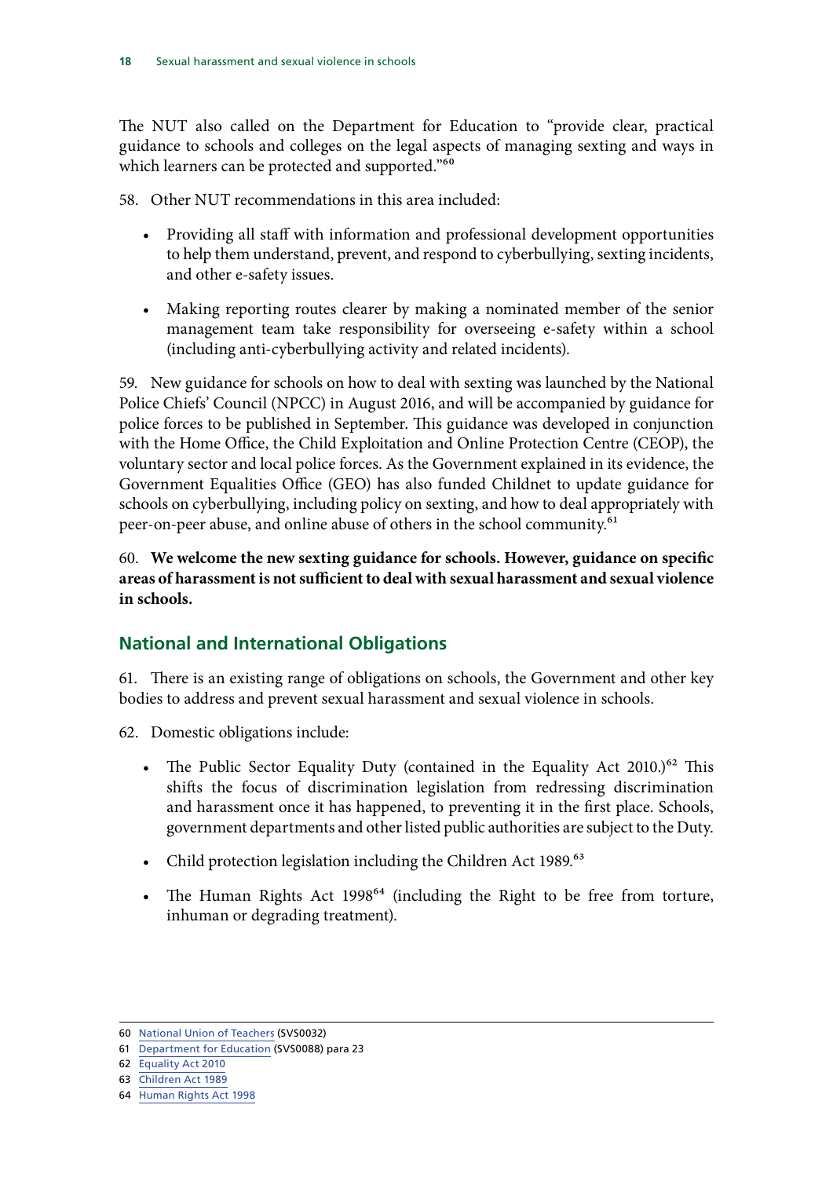The NUT also called on the Department for Education to "provide clear, practical guidance to schools and colleges on the legal aspects of managing sexting and ways in which learners can be protected and supported."[60]

58. Other NUT recommendations in this area included:

- Providing all staff with information and professional development opportunities to help them understand, prevent, and respond to cyberbullying, sexting incidents, and other e-safety issues.
- Making reporting routes clearer by making a nominated member of the senior management team take responsibility for overseeing e-safety within a school (including anti-cyberbullying activity and related incidents).

59. New guidance for schools on how to deal with sexting was launched by the National Police Chiefs' Council (NPCC) in August 2016, and will be accompanied by guidance for police forces to be published in September. This guidance was developed in conjunction with the Home Office, the Child Exploitation and Online Protection Centre (CEOP), the voluntary sector and local police forces. As the Government explained in its evidence, the Government Equalities Office (GEO) has also funded Childnet to update guidance for schools on cyberbullying, including policy on sexting, and how to deal appropriately with peer-on-peer abuse, and online abuse of others in the school community.[61]

60. **We welcome the new sexting guidance for schools. However, guidance on specific areas of harassment is not sufficient to deal with sexual harassment and sexual violence in schools.**

## National and International Obligations

61. There is an existing range of obligations on schools, the Government and other key bodies to address and prevent sexual harassment and sexual violence in schools.

62. Domestic obligations include:

- The Public Sector Equality Duty (contained in the Equality Act 2010.)[62] This shifts the focus of discrimination legislation from redressing discrimination and harassment once it has happened, to preventing it in the first place. Schools, government departments and other listed public authorities are subject to the Duty.
- Child protection legislation including the Children Act 1989.[63]
- The Human Rights Act 1998[64] (including the Right to be free from torture, inhuman or degrading treatment).

---

60 National Union of Teachers (SVS0032)

61 Department for Education (SVS0088) para 23

62 Equality Act 2010

63 Children Act 1989

64 Human Rights Act 1998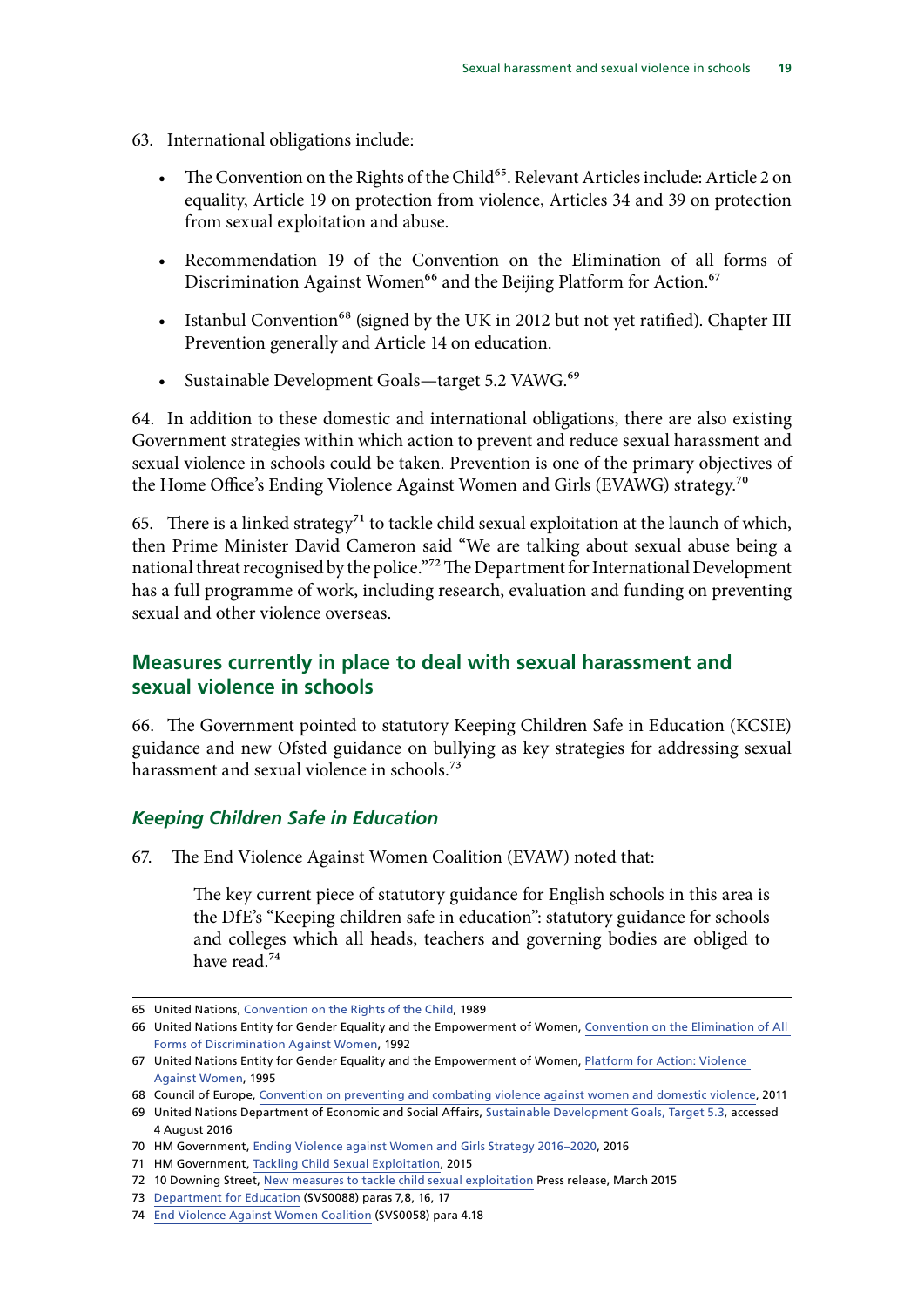63. International obligations include:

- The Convention on the Rights of the Child[65]. Relevant Articles include: Article 2 on equality, Article 19 on protection from violence, Articles 34 and 39 on protection from sexual exploitation and abuse.
- Recommendation 19 of the Convention on the Elimination of all forms of Discrimination Against Women[66] and the Beijing Platform for Action.[67]
- Istanbul Convention[68] (signed by the UK in 2012 but not yet ratified). Chapter III Prevention generally and Article 14 on education.
- Sustainable Development Goals—target 5.2 VAWG.[69]

64. In addition to these domestic and international obligations, there are also existing Government strategies within which action to prevent and reduce sexual harassment and sexual violence in schools could be taken. Prevention is one of the primary objectives of the Home Office's Ending Violence Against Women and Girls (EVAWG) strategy.[70]

65. There is a linked strategy[71] to tackle child sexual exploitation at the launch of which, then Prime Minister David Cameron said "We are talking about sexual abuse being a national threat recognised by the police."[72] The Department for International Development has a full programme of work, including research, evaluation and funding on preventing sexual and other violence overseas.

## Measures currently in place to deal with sexual harassment and sexual violence in schools

66. The Government pointed to statutory Keeping Children Safe in Education (KCSIE) guidance and new Ofsted guidance on bullying as key strategies for addressing sexual harassment and sexual violence in schools.[73]

### *Keeping Children Safe in Education*

67. The End Violence Against Women Coalition (EVAW) noted that:

> The key current piece of statutory guidance for English schools in this area is the DfE's "Keeping children safe in education": statutory guidance for schools and colleges which all heads, teachers and governing bodies are obliged to have read.[74]

---

65 United Nations, Convention on the Rights of the Child, 1989

66 United Nations Entity for Gender Equality and the Empowerment of Women, Convention on the Elimination of All Forms of Discrimination Against Women, 1992

67 United Nations Entity for Gender Equality and the Empowerment of Women, Platform for Action: Violence Against Women, 1995

68 Council of Europe, Convention on preventing and combating violence against women and domestic violence, 2011

69 United Nations Department of Economic and Social Affairs, Sustainable Development Goals, Target 5.3, accessed 4 August 2016

70 HM Government, Ending Violence against Women and Girls Strategy 2016–2020, 2016

71 HM Government, Tackling Child Sexual Exploitation, 2015

72 10 Downing Street, New measures to tackle child sexual exploitation Press release, March 2015

73 Department for Education (SVS0088) paras 7,8, 16, 17

74 End Violence Against Women Coalition (SVS0058) para 4.18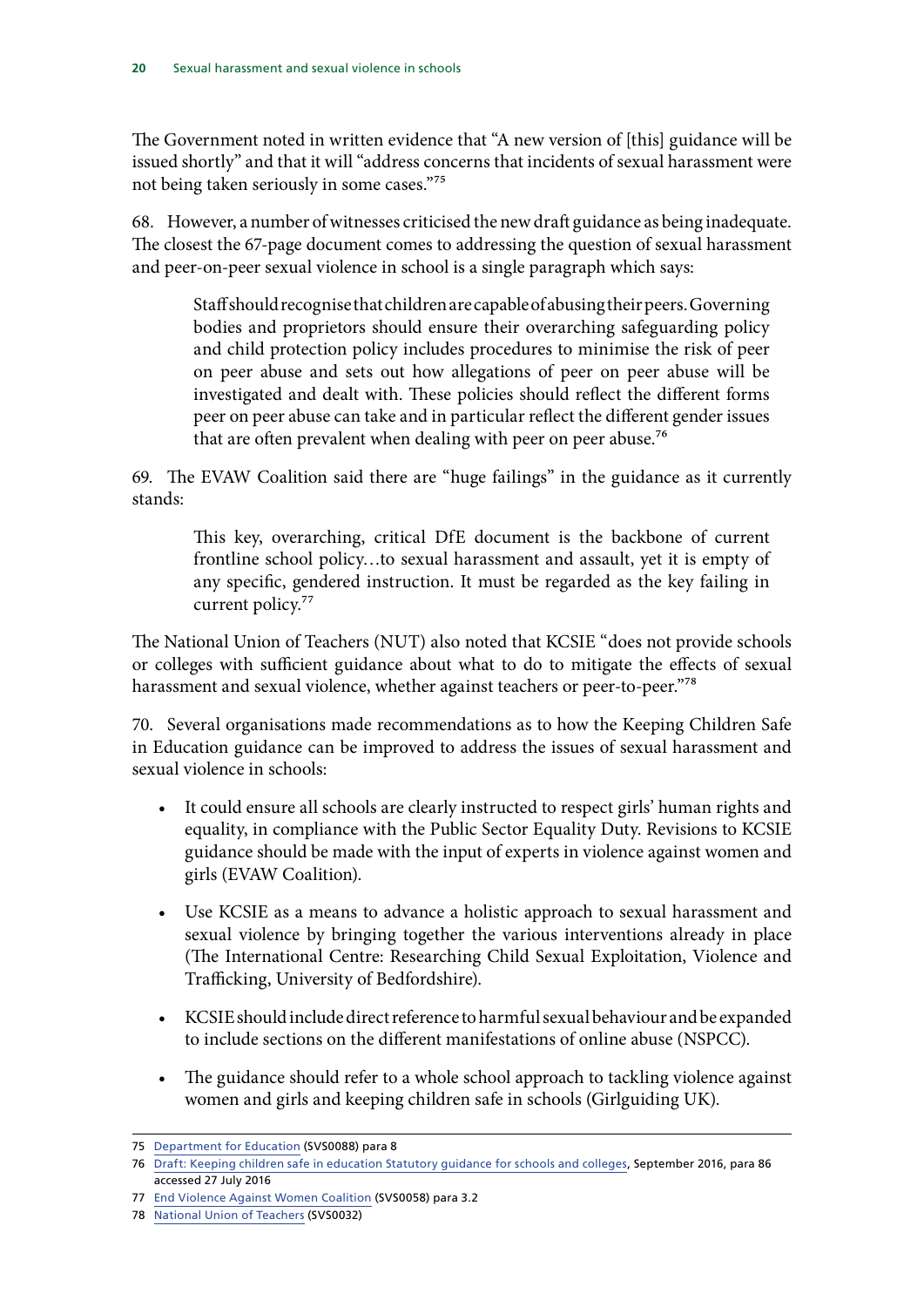The Government noted in written evidence that "A new version of [this] guidance will be issued shortly" and that it will "address concerns that incidents of sexual harassment were not being taken seriously in some cases."[75]

68. However, a number of witnesses criticised the new draft guidance as being inadequate. The closest the 67-page document comes to addressing the question of sexual harassment and peer-on-peer sexual violence in school is a single paragraph which says:

> Staff should recognise that children are capable of abusing their peers. Governing bodies and proprietors should ensure their overarching safeguarding policy and child protection policy includes procedures to minimise the risk of peer on peer abuse and sets out how allegations of peer on peer abuse will be investigated and dealt with. These policies should reflect the different forms peer on peer abuse can take and in particular reflect the different gender issues that are often prevalent when dealing with peer on peer abuse.[76]

69. The EVAW Coalition said there are "huge failings" in the guidance as it currently stands:

> This key, overarching, critical DfE document is the backbone of current frontline school policy…to sexual harassment and assault, yet it is empty of any specific, gendered instruction. It must be regarded as the key failing in current policy.[77]

The National Union of Teachers (NUT) also noted that KCSIE "does not provide schools or colleges with sufficient guidance about what to do to mitigate the effects of sexual harassment and sexual violence, whether against teachers or peer-to-peer."[78]

70. Several organisations made recommendations as to how the Keeping Children Safe in Education guidance can be improved to address the issues of sexual harassment and sexual violence in schools:

- It could ensure all schools are clearly instructed to respect girls' human rights and equality, in compliance with the Public Sector Equality Duty. Revisions to KCSIE guidance should be made with the input of experts in violence against women and girls (EVAW Coalition).
- Use KCSIE as a means to advance a holistic approach to sexual harassment and sexual violence by bringing together the various interventions already in place (The International Centre: Researching Child Sexual Exploitation, Violence and Trafficking, University of Bedfordshire).
- KCSIE should include direct reference to harmful sexual behaviour and be expanded to include sections on the different manifestations of online abuse (NSPCC).
- The guidance should refer to a whole school approach to tackling violence against women and girls and keeping children safe in schools (Girlguiding UK).

---

75 Department for Education (SVS0088) para 8

76 Draft: Keeping children safe in education Statutory guidance for schools and colleges, September 2016, para 86 accessed 27 July 2016

77 End Violence Against Women Coalition (SVS0058) para 3.2

78 National Union of Teachers (SVS0032)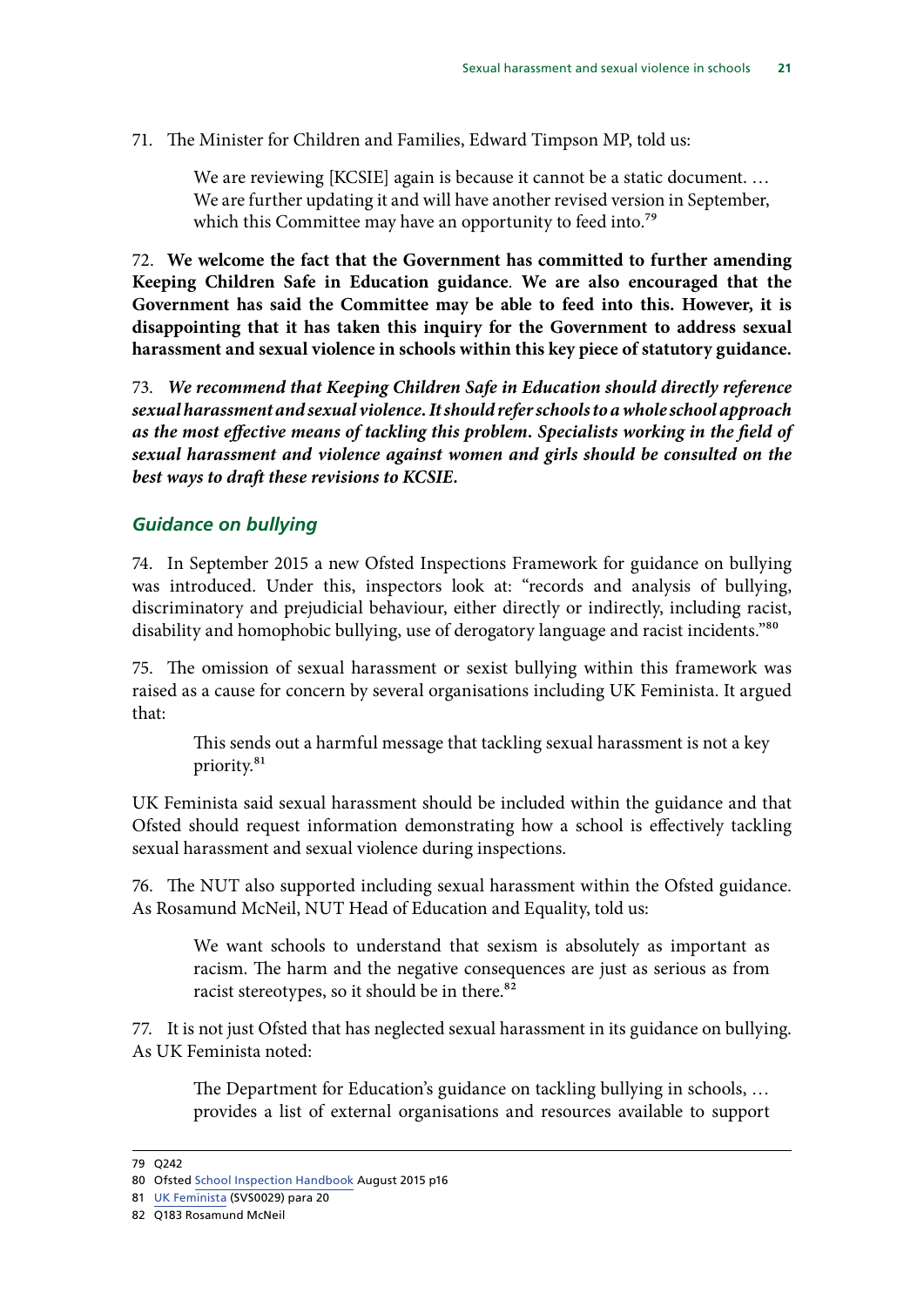71. The Minister for Children and Families, Edward Timpson MP, told us:

> We are reviewing [KCSIE] again is because it cannot be a static document. … We are further updating it and will have another revised version in September, which this Committee may have an opportunity to feed into.[79]

72. **We welcome the fact that the Government has committed to further amending Keeping Children Safe in Education guidance. We are also encouraged that the Government has said the Committee may be able to feed into this. However, it is disappointing that it has taken this inquiry for the Government to address sexual harassment and sexual violence in schools within this key piece of statutory guidance.**

73. ***We recommend that Keeping Children Safe in Education should directly reference sexual harassment and sexual violence. It should refer schools to a whole school approach as the most effective means of tackling this problem. Specialists working in the field of sexual harassment and violence against women and girls should be consulted on the best ways to draft these revisions to KCSIE.***

### *Guidance on bullying*

74. In September 2015 a new Ofsted Inspections Framework for guidance on bullying was introduced. Under this, inspectors look at: "records and analysis of bullying, discriminatory and prejudicial behaviour, either directly or indirectly, including racist, disability and homophobic bullying, use of derogatory language and racist incidents."[80]

75. The omission of sexual harassment or sexist bullying within this framework was raised as a cause for concern by several organisations including UK Feminista. It argued that:

> This sends out a harmful message that tackling sexual harassment is not a key priority.[81]

UK Feminista said sexual harassment should be included within the guidance and that Ofsted should request information demonstrating how a school is effectively tackling sexual harassment and sexual violence during inspections.

76. The NUT also supported including sexual harassment within the Ofsted guidance. As Rosamund McNeil, NUT Head of Education and Equality, told us:

> We want schools to understand that sexism is absolutely as important as racism. The harm and the negative consequences are just as serious as from racist stereotypes, so it should be in there.[82]

77. It is not just Ofsted that has neglected sexual harassment in its guidance on bullying. As UK Feminista noted:

> The Department for Education's guidance on tackling bullying in schools, … provides a list of external organisations and resources available to support

---

79 Q242

80 Ofsted School Inspection Handbook August 2015 p16

81 UK Feminista (SVS0029) para 20

82 Q183 Rosamund McNeil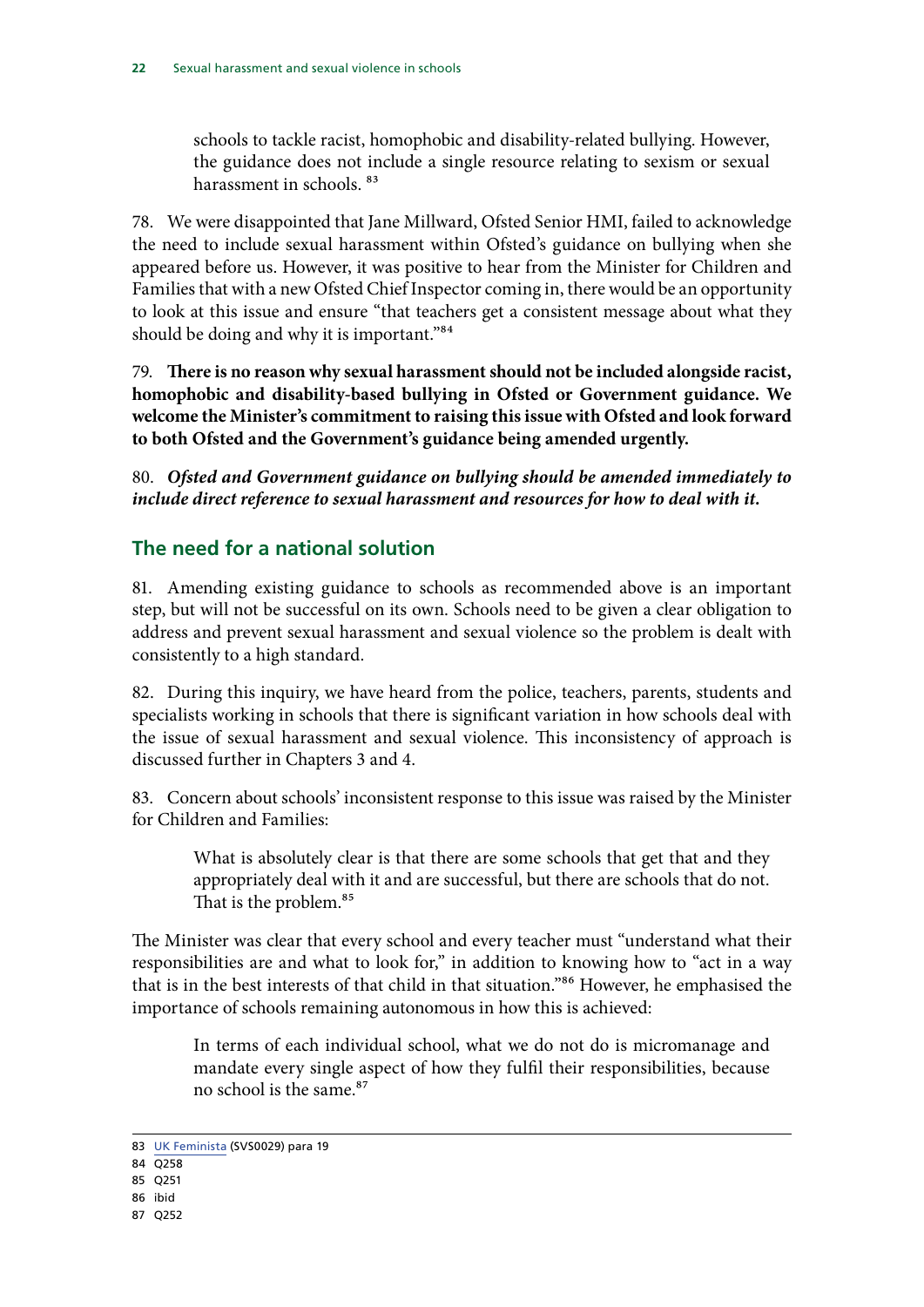> schools to tackle racist, homophobic and disability-related bullying. However, the guidance does not include a single resource relating to sexism or sexual harassment in schools. [83]

78. We were disappointed that Jane Millward, Ofsted Senior HMI, failed to acknowledge the need to include sexual harassment within Ofsted's guidance on bullying when she appeared before us. However, it was positive to hear from the Minister for Children and Families that with a new Ofsted Chief Inspector coming in, there would be an opportunity to look at this issue and ensure "that teachers get a consistent message about what they should be doing and why it is important."[84]

79. **There is no reason why sexual harassment should not be included alongside racist, homophobic and disability-based bullying in Ofsted or Government guidance. We welcome the Minister's commitment to raising this issue with Ofsted and look forward to both Ofsted and the Government's guidance being amended urgently.**

80. ***Ofsted and Government guidance on bullying should be amended immediately to include direct reference to sexual harassment and resources for how to deal with it.***

## The need for a national solution

81. Amending existing guidance to schools as recommended above is an important step, but will not be successful on its own. Schools need to be given a clear obligation to address and prevent sexual harassment and sexual violence so the problem is dealt with consistently to a high standard.

82. During this inquiry, we have heard from the police, teachers, parents, students and specialists working in schools that there is significant variation in how schools deal with the issue of sexual harassment and sexual violence. This inconsistency of approach is discussed further in Chapters 3 and 4.

83. Concern about schools' inconsistent response to this issue was raised by the Minister for Children and Families:

> What is absolutely clear is that there are some schools that get that and they appropriately deal with it and are successful, but there are schools that do not. That is the problem.[85]

The Minister was clear that every school and every teacher must "understand what their responsibilities are and what to look for," in addition to knowing how to "act in a way that is in the best interests of that child in that situation."[86] However, he emphasised the importance of schools remaining autonomous in how this is achieved:

> In terms of each individual school, what we do not do is micromanage and mandate every single aspect of how they fulfil their responsibilities, because no school is the same.[87]

---

83 UK Feminista (SVS0029) para 19

84 Q258

85 Q251

86 ibid

87 Q252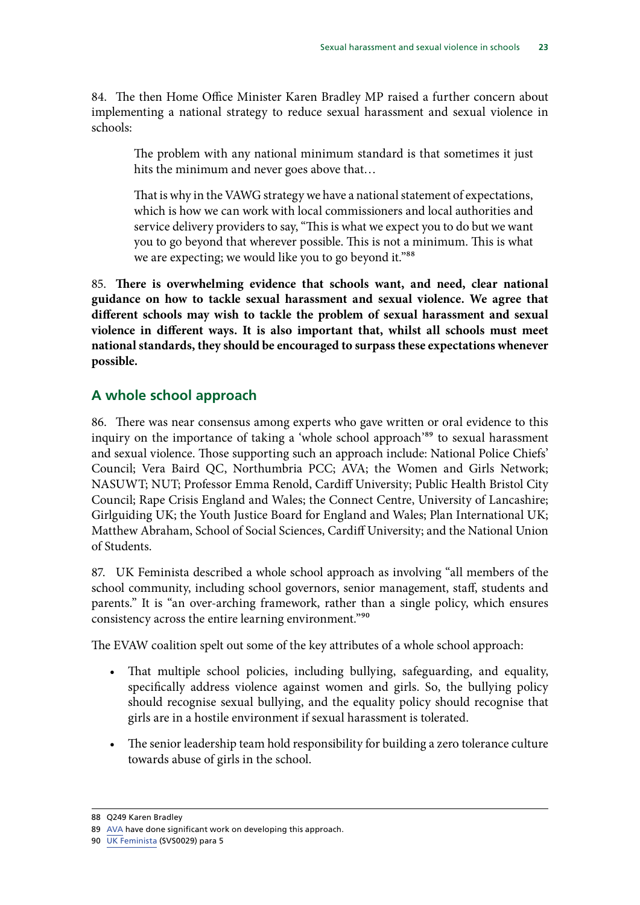84. The then Home Office Minister Karen Bradley MP raised a further concern about implementing a national strategy to reduce sexual harassment and sexual violence in schools:

> The problem with any national minimum standard is that sometimes it just hits the minimum and never goes above that…
>
> That is why in the VAWG strategy we have a national statement of expectations, which is how we can work with local commissioners and local authorities and service delivery providers to say, "This is what we expect you to do but we want you to go beyond that wherever possible. This is not a minimum. This is what we are expecting; we would like you to go beyond it."[88]

85. **There is overwhelming evidence that schools want, and need, clear national guidance on how to tackle sexual harassment and sexual violence. We agree that different schools may wish to tackle the problem of sexual harassment and sexual violence in different ways. It is also important that, whilst all schools must meet national standards, they should be encouraged to surpass these expectations whenever possible.**

## A whole school approach

86. There was near consensus among experts who gave written or oral evidence to this inquiry on the importance of taking a 'whole school approach'[89] to sexual harassment and sexual violence. Those supporting such an approach include: National Police Chiefs' Council; Vera Baird QC, Northumbria PCC; AVA; the Women and Girls Network; NASUWT; NUT; Professor Emma Renold, Cardiff University; Public Health Bristol City Council; Rape Crisis England and Wales; the Connect Centre, University of Lancashire; Girlguiding UK; the Youth Justice Board for England and Wales; Plan International UK; Matthew Abraham, School of Social Sciences, Cardiff University; and the National Union of Students.

87. UK Feminista described a whole school approach as involving "all members of the school community, including school governors, senior management, staff, students and parents." It is "an over-arching framework, rather than a single policy, which ensures consistency across the entire learning environment."[90]

The EVAW coalition spelt out some of the key attributes of a whole school approach:

- That multiple school policies, including bullying, safeguarding, and equality, specifically address violence against women and girls. So, the bullying policy should recognise sexual bullying, and the equality policy should recognise that girls are in a hostile environment if sexual harassment is tolerated.
- The senior leadership team hold responsibility for building a zero tolerance culture towards abuse of girls in the school.

---

88 Q249 Karen Bradley

89 AVA have done significant work on developing this approach.

90 UK Feminista (SVS0029) para 5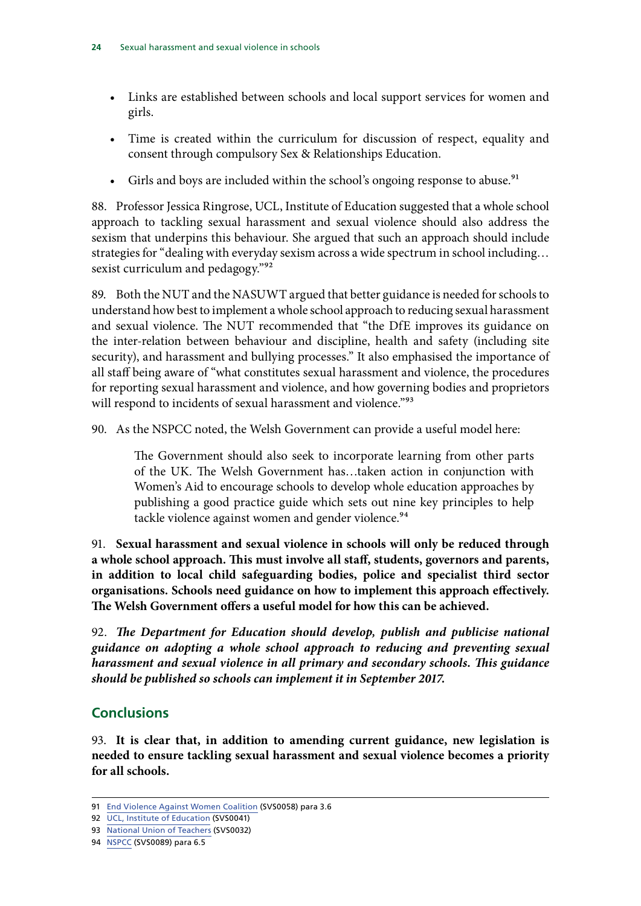- Links are established between schools and local support services for women and girls.
- Time is created within the curriculum for discussion of respect, equality and consent through compulsory Sex & Relationships Education.
- Girls and boys are included within the school's ongoing response to abuse.[91]

88. Professor Jessica Ringrose, UCL, Institute of Education suggested that a whole school approach to tackling sexual harassment and sexual violence should also address the sexism that underpins this behaviour. She argued that such an approach should include strategies for "dealing with everyday sexism across a wide spectrum in school including… sexist curriculum and pedagogy."[92]

89. Both the NUT and the NASUWT argued that better guidance is needed for schools to understand how best to implement a whole school approach to reducing sexual harassment and sexual violence. The NUT recommended that "the DfE improves its guidance on the inter-relation between behaviour and discipline, health and safety (including site security), and harassment and bullying processes." It also emphasised the importance of all staff being aware of "what constitutes sexual harassment and violence, the procedures for reporting sexual harassment and violence, and how governing bodies and proprietors will respond to incidents of sexual harassment and violence."[93]

90. As the NSPCC noted, the Welsh Government can provide a useful model here:

> The Government should also seek to incorporate learning from other parts of the UK. The Welsh Government has…taken action in conjunction with Women's Aid to encourage schools to develop whole education approaches by publishing a good practice guide which sets out nine key principles to help tackle violence against women and gender violence.[94]

91. **Sexual harassment and sexual violence in schools will only be reduced through a whole school approach. This must involve all staff, students, governors and parents, in addition to local child safeguarding bodies, police and specialist third sector organisations. Schools need guidance on how to implement this approach effectively. The Welsh Government offers a useful model for how this can be achieved.**

92. ***The Department for Education should develop, publish and publicise national guidance on adopting a whole school approach to reducing and preventing sexual harassment and sexual violence in all primary and secondary schools. This guidance should be published so schools can implement it in September 2017.***

## Conclusions

93. **It is clear that, in addition to amending current guidance, new legislation is needed to ensure tackling sexual harassment and sexual violence becomes a priority for all schools.**

---

91 End Violence Against Women Coalition (SVS0058) para 3.6
92 UCL, Institute of Education (SVS0041)
93 National Union of Teachers (SVS0032)
94 NSPCC (SVS0089) para 6.5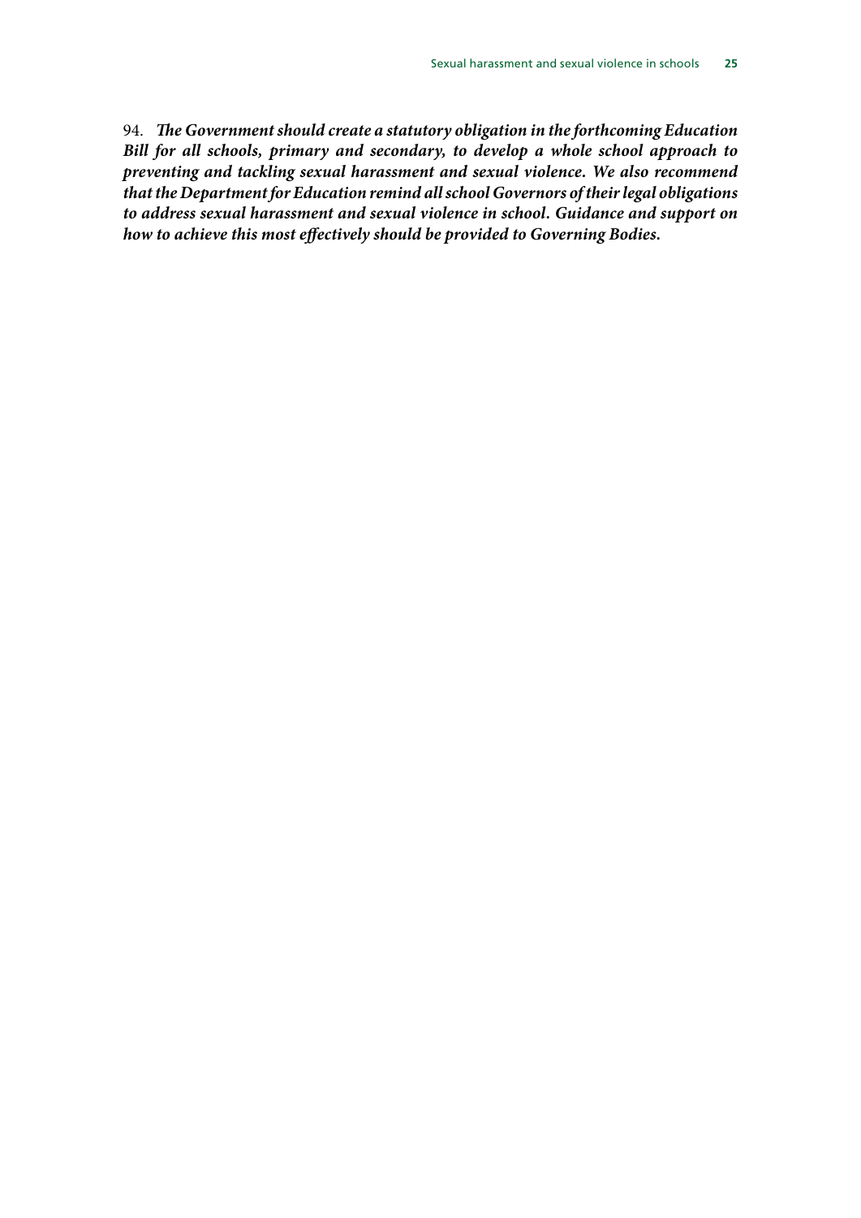94. ***The Government should create a statutory obligation in the forthcoming Education Bill for all schools, primary and secondary, to develop a whole school approach to preventing and tackling sexual harassment and sexual violence. We also recommend that the Department for Education remind all school Governors of their legal obligations to address sexual harassment and sexual violence in school. Guidance and support on how to achieve this most effectively should be provided to Governing Bodies.***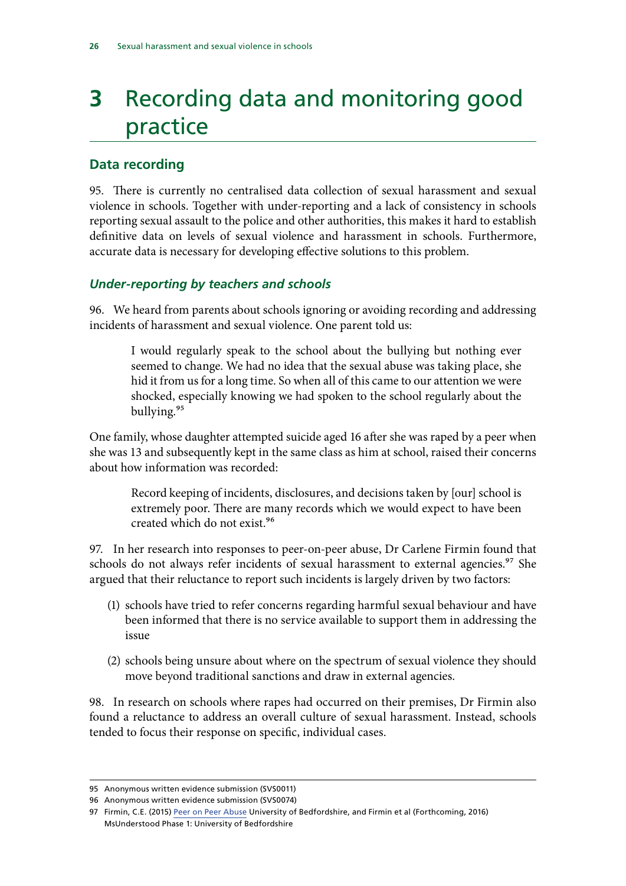# 3 Recording data and monitoring good practice

## Data recording

95. There is currently no centralised data collection of sexual harassment and sexual violence in schools. Together with under-reporting and a lack of consistency in schools reporting sexual assault to the police and other authorities, this makes it hard to establish definitive data on levels of sexual violence and harassment in schools. Furthermore, accurate data is necessary for developing effective solutions to this problem.

### *Under-reporting by teachers and schools*

96. We heard from parents about schools ignoring or avoiding recording and addressing incidents of harassment and sexual violence. One parent told us:

> I would regularly speak to the school about the bullying but nothing ever seemed to change. We had no idea that the sexual abuse was taking place, she hid it from us for a long time. So when all of this came to our attention we were shocked, especially knowing we had spoken to the school regularly about the bullying.[95]

One family, whose daughter attempted suicide aged 16 after she was raped by a peer when she was 13 and subsequently kept in the same class as him at school, raised their concerns about how information was recorded:

> Record keeping of incidents, disclosures, and decisions taken by [our] school is extremely poor. There are many records which we would expect to have been created which do not exist.[96]

97. In her research into responses to peer-on-peer abuse, Dr Carlene Firmin found that schools do not always refer incidents of sexual harassment to external agencies.[97] She argued that their reluctance to report such incidents is largely driven by two factors:

(1) schools have tried to refer concerns regarding harmful sexual behaviour and have been informed that there is no service available to support them in addressing the issue

(2) schools being unsure about where on the spectrum of sexual violence they should move beyond traditional sanctions and draw in external agencies.

98. In research on schools where rapes had occurred on their premises, Dr Firmin also found a reluctance to address an overall culture of sexual harassment. Instead, schools tended to focus their response on specific, individual cases.

---

95 Anonymous written evidence submission (SVS0011)

96 Anonymous written evidence submission (SVS0074)

97 Firmin, C.E. (2015) Peer on Peer Abuse University of Bedfordshire, and Firmin et al (Forthcoming, 2016) MsUnderstood Phase 1: University of Bedfordshire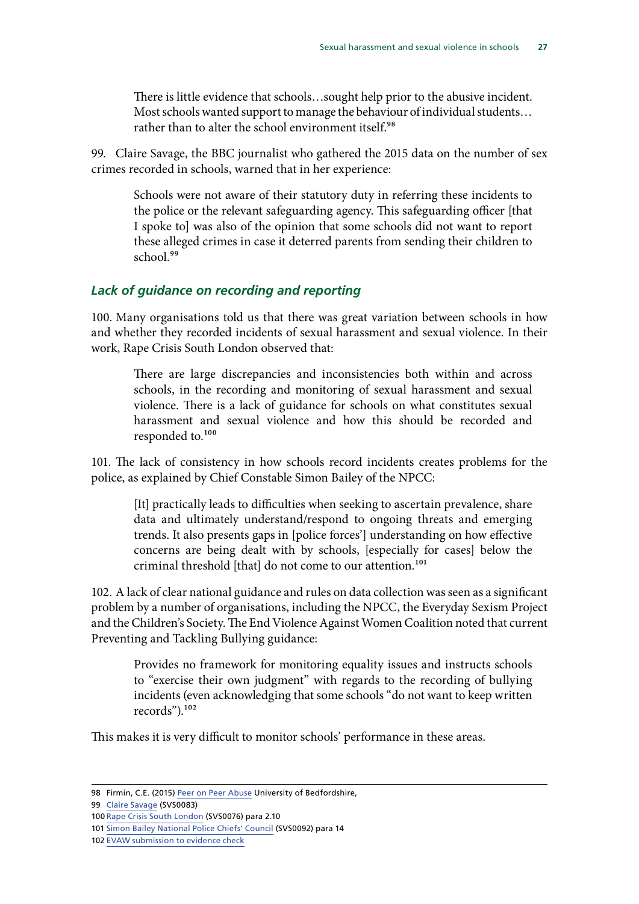> There is little evidence that schools…sought help prior to the abusive incident. Most schools wanted support to manage the behaviour of individual students…rather than to alter the school environment itself.[98]

99. Claire Savage, the BBC journalist who gathered the 2015 data on the number of sex crimes recorded in schools, warned that in her experience:

> Schools were not aware of their statutory duty in referring these incidents to the police or the relevant safeguarding agency. This safeguarding officer [that I spoke to] was also of the opinion that some schools did not want to report these alleged crimes in case it deterred parents from sending their children to school.[99]

### *Lack of guidance on recording and reporting*

100. Many organisations told us that there was great variation between schools in how and whether they recorded incidents of sexual harassment and sexual violence. In their work, Rape Crisis South London observed that:

> There are large discrepancies and inconsistencies both within and across schools, in the recording and monitoring of sexual harassment and sexual violence. There is a lack of guidance for schools on what constitutes sexual harassment and sexual violence and how this should be recorded and responded to.[100]

101. The lack of consistency in how schools record incidents creates problems for the police, as explained by Chief Constable Simon Bailey of the NPCC:

> [It] practically leads to difficulties when seeking to ascertain prevalence, share data and ultimately understand/respond to ongoing threats and emerging trends. It also presents gaps in [police forces'] understanding on how effective concerns are being dealt with by schools, [especially for cases] below the criminal threshold [that] do not come to our attention.[101]

102. A lack of clear national guidance and rules on data collection was seen as a significant problem by a number of organisations, including the NPCC, the Everyday Sexism Project and the Children's Society. The End Violence Against Women Coalition noted that current Preventing and Tackling Bullying guidance:

> Provides no framework for monitoring equality issues and instructs schools to "exercise their own judgment" with regards to the recording of bullying incidents (even acknowledging that some schools "do not want to keep written records").[102]

This makes it is very difficult to monitor schools' performance in these areas.

---

98 Firmin, C.E. (2015) Peer on Peer Abuse University of Bedfordshire,

99 Claire Savage (SVS0083)

100 Rape Crisis South London (SVS0076) para 2.10

101 Simon Bailey National Police Chiefs' Council (SVS0092) para 14

102 EVAW submission to evidence check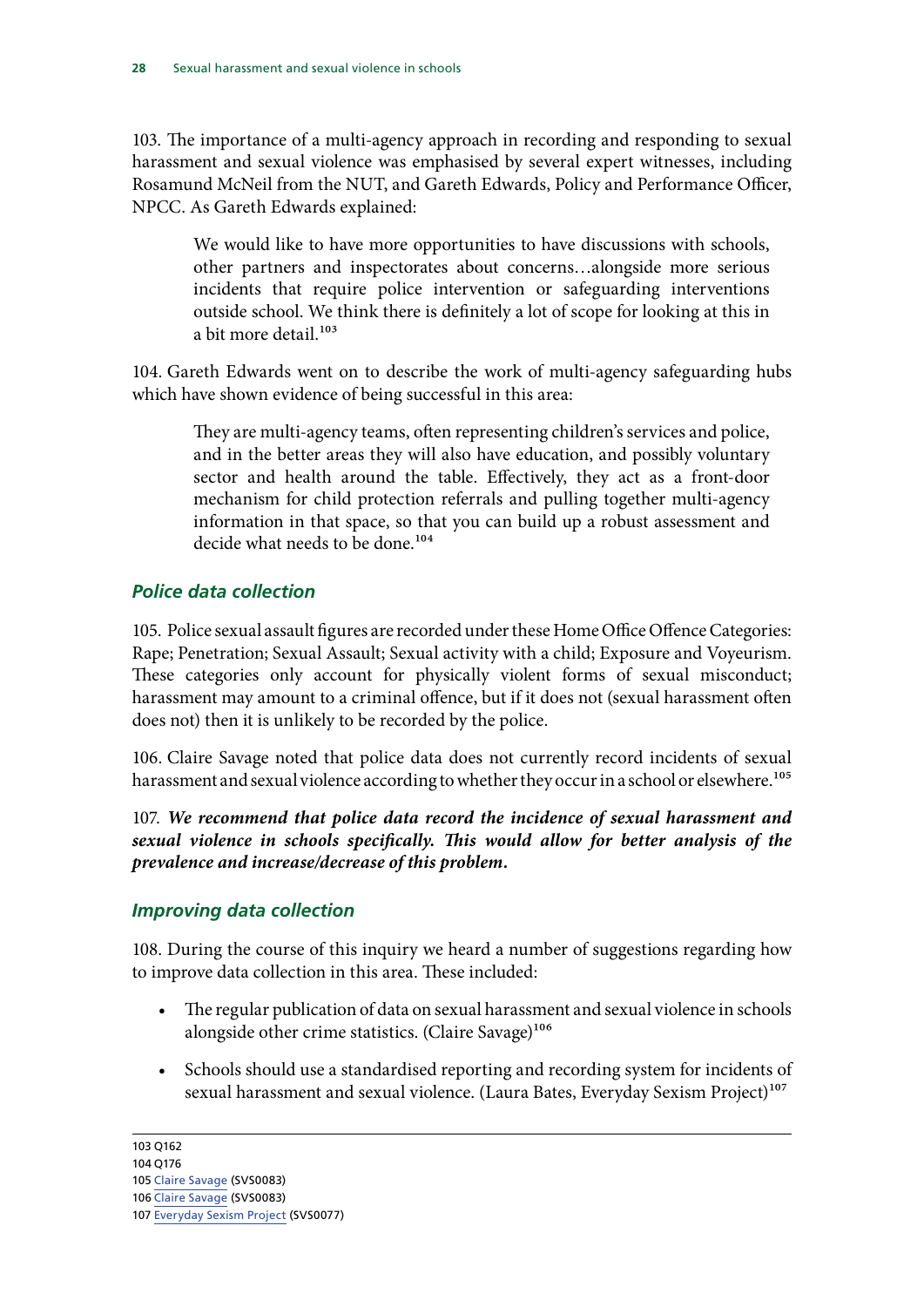103. The importance of a multi-agency approach in recording and responding to sexual harassment and sexual violence was emphasised by several expert witnesses, including Rosamund McNeil from the NUT, and Gareth Edwards, Policy and Performance Officer, NPCC. As Gareth Edwards explained:

> We would like to have more opportunities to have discussions with schools, other partners and inspectorates about concerns…alongside more serious incidents that require police intervention or safeguarding interventions outside school. We think there is definitely a lot of scope for looking at this in a bit more detail.[103]

104. Gareth Edwards went on to describe the work of multi-agency safeguarding hubs which have shown evidence of being successful in this area:

> They are multi-agency teams, often representing children's services and police, and in the better areas they will also have education, and possibly voluntary sector and health around the table. Effectively, they act as a front-door mechanism for child protection referrals and pulling together multi-agency information in that space, so that you can build up a robust assessment and decide what needs to be done.[104]

### *Police data collection*

105. Police sexual assault figures are recorded under these Home Office Offence Categories: Rape; Penetration; Sexual Assault; Sexual activity with a child; Exposure and Voyeurism. These categories only account for physically violent forms of sexual misconduct; harassment may amount to a criminal offence, but if it does not (sexual harassment often does not) then it is unlikely to be recorded by the police.

106. Claire Savage noted that police data does not currently record incidents of sexual harassment and sexual violence according to whether they occur in a school or elsewhere.[105]

107. ***We recommend that police data record the incidence of sexual harassment and sexual violence in schools specifically. This would allow for better analysis of the prevalence and increase/decrease of this problem.***

### *Improving data collection*

108. During the course of this inquiry we heard a number of suggestions regarding how to improve data collection in this area. These included:

- The regular publication of data on sexual harassment and sexual violence in schools alongside other crime statistics. (Claire Savage)[106]
- Schools should use a standardised reporting and recording system for incidents of sexual harassment and sexual violence. (Laura Bates, Everyday Sexism Project)[107]

---

103 Q162
104 Q176
105 Claire Savage (SVS0083)
106 Claire Savage (SVS0083)
107 Everyday Sexism Project (SVS0077)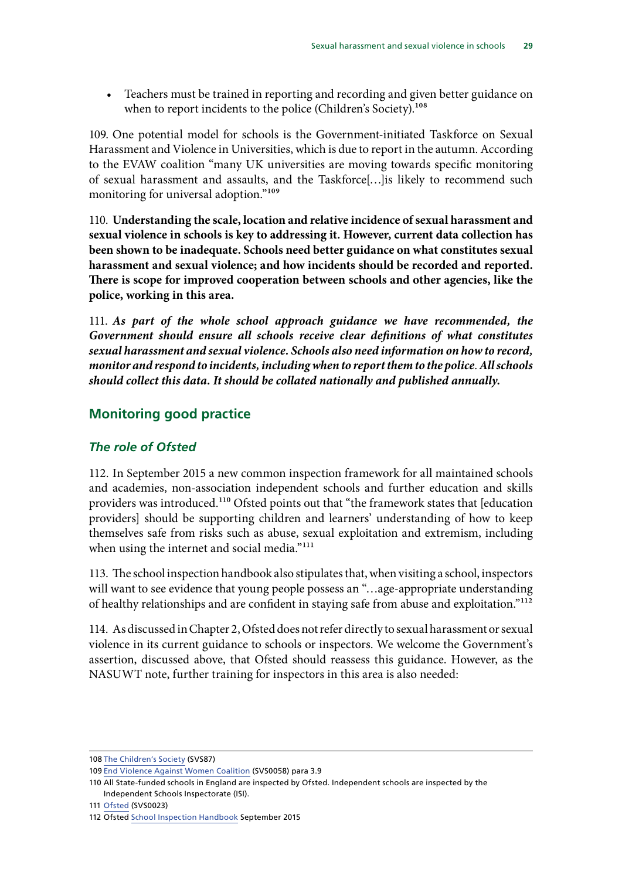- Teachers must be trained in reporting and recording and given better guidance on when to report incidents to the police (Children's Society).[108]

109. One potential model for schools is the Government-initiated Taskforce on Sexual Harassment and Violence in Universities, which is due to report in the autumn. According to the EVAW coalition "many UK universities are moving towards specific monitoring of sexual harassment and assaults, and the Taskforce[…]is likely to recommend such monitoring for universal adoption."[109]

110. **Understanding the scale, location and relative incidence of sexual harassment and sexual violence in schools is key to addressing it. However, current data collection has been shown to be inadequate. Schools need better guidance on what constitutes sexual harassment and sexual violence; and how incidents should be recorded and reported. There is scope for improved cooperation between schools and other agencies, like the police, working in this area.**

111. ***As part of the whole school approach guidance we have recommended, the Government should ensure all schools receive clear definitions of what constitutes sexual harassment and sexual violence. Schools also need information on how to record, monitor and respond to incidents, including when to report them to the police. All schools should collect this data. It should be collated nationally and published annually.***

## Monitoring good practice

### *The role of Ofsted*

112. In September 2015 a new common inspection framework for all maintained schools and academies, non-association independent schools and further education and skills providers was introduced.[110] Ofsted points out that "the framework states that [education providers] should be supporting children and learners' understanding of how to keep themselves safe from risks such as abuse, sexual exploitation and extremism, including when using the internet and social media."[111]

113. The school inspection handbook also stipulates that, when visiting a school, inspectors will want to see evidence that young people possess an "…age-appropriate understanding of healthy relationships and are confident in staying safe from abuse and exploitation."[112]

114. As discussed in Chapter 2, Ofsted does not refer directly to sexual harassment or sexual violence in its current guidance to schools or inspectors. We welcome the Government's assertion, discussed above, that Ofsted should reassess this guidance. However, as the NASUWT note, further training for inspectors in this area is also needed:

---

108 The Children's Society (SVS87)

109 End Violence Against Women Coalition (SVS0058) para 3.9

110 All State-funded schools in England are inspected by Ofsted. Independent schools are inspected by the Independent Schools Inspectorate (ISI).

111 Ofsted (SVS0023)

112 Ofsted School Inspection Handbook September 2015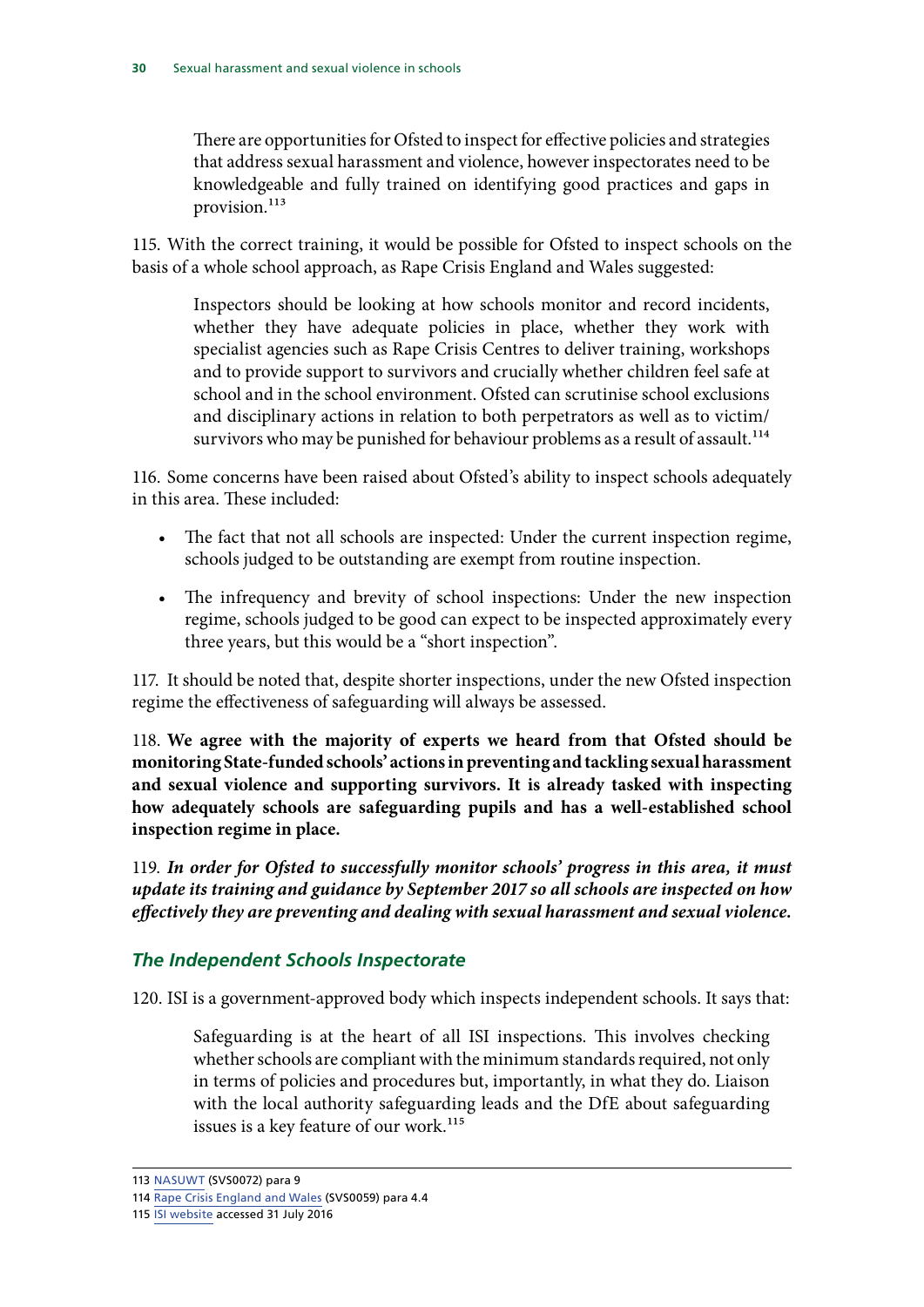> There are opportunities for Ofsted to inspect for effective policies and strategies that address sexual harassment and violence, however inspectorates need to be knowledgeable and fully trained on identifying good practices and gaps in provision.[113]

115. With the correct training, it would be possible for Ofsted to inspect schools on the basis of a whole school approach, as Rape Crisis England and Wales suggested:

> Inspectors should be looking at how schools monitor and record incidents, whether they have adequate policies in place, whether they work with specialist agencies such as Rape Crisis Centres to deliver training, workshops and to provide support to survivors and crucially whether children feel safe at school and in the school environment. Ofsted can scrutinise school exclusions and disciplinary actions in relation to both perpetrators as well as to victim/ survivors who may be punished for behaviour problems as a result of assault.[114]

116. Some concerns have been raised about Ofsted's ability to inspect schools adequately in this area. These included:

- The fact that not all schools are inspected: Under the current inspection regime, schools judged to be outstanding are exempt from routine inspection.
- The infrequency and brevity of school inspections: Under the new inspection regime, schools judged to be good can expect to be inspected approximately every three years, but this would be a "short inspection".

117. It should be noted that, despite shorter inspections, under the new Ofsted inspection regime the effectiveness of safeguarding will always be assessed.

118. **We agree with the majority of experts we heard from that Ofsted should be monitoring State-funded schools' actions in preventing and tackling sexual harassment and sexual violence and supporting survivors. It is already tasked with inspecting how adequately schools are safeguarding pupils and has a well-established school inspection regime in place.**

119. ***In order for Ofsted to successfully monitor schools' progress in this area, it must update its training and guidance by September 2017 so all schools are inspected on how effectively they are preventing and dealing with sexual harassment and sexual violence.***

### *The Independent Schools Inspectorate*

120. ISI is a government-approved body which inspects independent schools. It says that:

> Safeguarding is at the heart of all ISI inspections. This involves checking whether schools are compliant with the minimum standards required, not only in terms of policies and procedures but, importantly, in what they do. Liaison with the local authority safeguarding leads and the DfE about safeguarding issues is a key feature of our work.[115]

---

113 NASUWT (SVS0072) para 9

114 Rape Crisis England and Wales (SVS0059) para 4.4

115 ISI website accessed 31 July 2016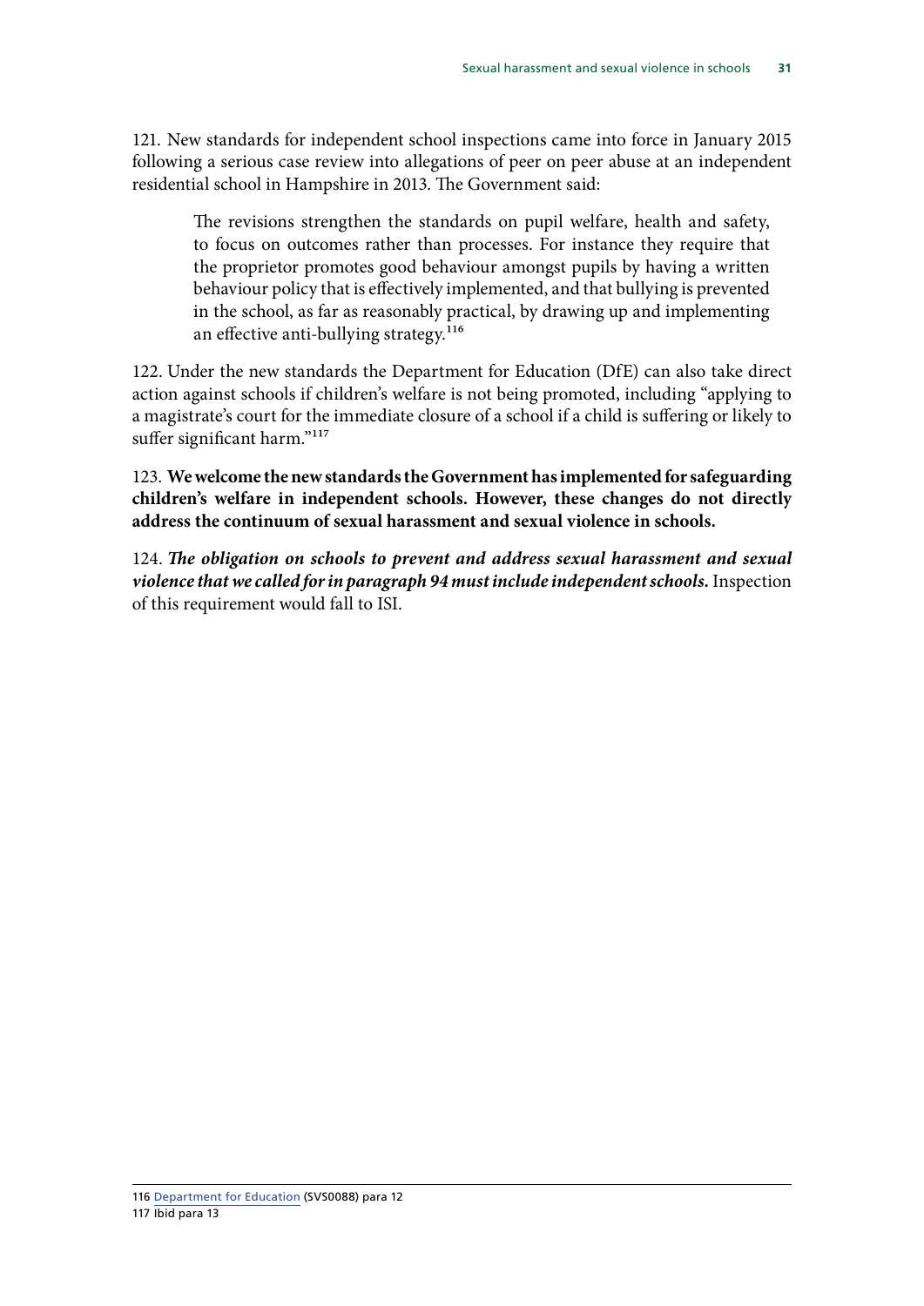121. New standards for independent school inspections came into force in January 2015 following a serious case review into allegations of peer on peer abuse at an independent residential school in Hampshire in 2013. The Government said:

> The revisions strengthen the standards on pupil welfare, health and safety, to focus on outcomes rather than processes. For instance they require that the proprietor promotes good behaviour amongst pupils by having a written behaviour policy that is effectively implemented, and that bullying is prevented in the school, as far as reasonably practical, by drawing up and implementing an effective anti-bullying strategy.[116]

122. Under the new standards the Department for Education (DfE) can also take direct action against schools if children's welfare is not being promoted, including "applying to a magistrate's court for the immediate closure of a school if a child is suffering or likely to suffer significant harm."[117]

123. **We welcome the new standards the Government has implemented for safeguarding children's welfare in independent schools. However, these changes do not directly address the continuum of sexual harassment and sexual violence in schools.**

124. ***The obligation on schools to prevent and address sexual harassment and sexual violence that we called for in paragraph 94 must include independent schools.*** Inspection of this requirement would fall to ISI.

116 Department for Education (SVS0088) para 12
117 Ibid para 13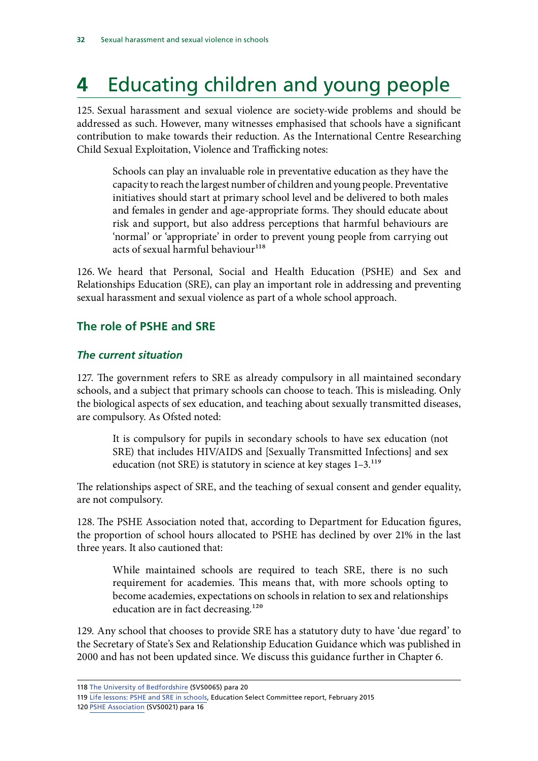# 4 Educating children and young people

125. Sexual harassment and sexual violence are society-wide problems and should be addressed as such. However, many witnesses emphasised that schools have a significant contribution to make towards their reduction. As the International Centre Researching Child Sexual Exploitation, Violence and Trafficking notes:

> Schools can play an invaluable role in preventative education as they have the capacity to reach the largest number of children and young people. Preventative initiatives should start at primary school level and be delivered to both males and females in gender and age-appropriate forms. They should educate about risk and support, but also address perceptions that harmful behaviours are 'normal' or 'appropriate' in order to prevent young people from carrying out acts of sexual harmful behaviour[118]

126. We heard that Personal, Social and Health Education (PSHE) and Sex and Relationships Education (SRE), can play an important role in addressing and preventing sexual harassment and sexual violence as part of a whole school approach.

## The role of PSHE and SRE

### *The current situation*

127. The government refers to SRE as already compulsory in all maintained secondary schools, and a subject that primary schools can choose to teach. This is misleading. Only the biological aspects of sex education, and teaching about sexually transmitted diseases, are compulsory. As Ofsted noted:

> It is compulsory for pupils in secondary schools to have sex education (not SRE) that includes HIV/AIDS and [Sexually Transmitted Infections] and sex education (not SRE) is statutory in science at key stages 1–3.[119]

The relationships aspect of SRE, and the teaching of sexual consent and gender equality, are not compulsory.

128. The PSHE Association noted that, according to Department for Education figures, the proportion of school hours allocated to PSHE has declined by over 21% in the last three years. It also cautioned that:

> While maintained schools are required to teach SRE, there is no such requirement for academies. This means that, with more schools opting to become academies, expectations on schools in relation to sex and relationships education are in fact decreasing.[120]

129. Any school that chooses to provide SRE has a statutory duty to have 'due regard' to the Secretary of State's Sex and Relationship Education Guidance which was published in 2000 and has not been updated since. We discuss this guidance further in Chapter 6.

---

118 The University of Bedfordshire (SVS0065) para 20

119 Life lessons: PSHE and SRE in schools, Education Select Committee report, February 2015

120 PSHE Association (SVS0021) para 16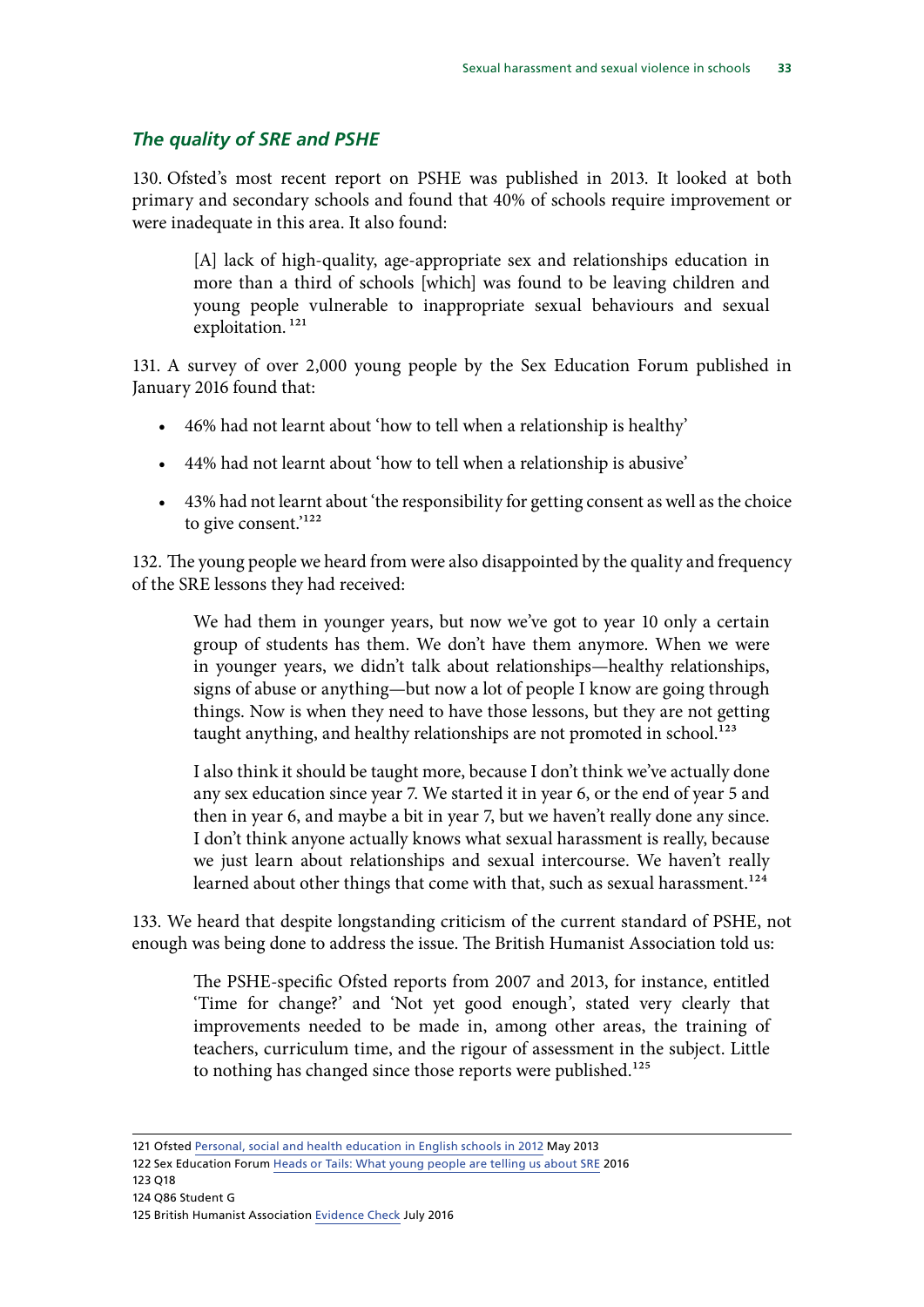### *The quality of SRE and PSHE*

130. Ofsted's most recent report on PSHE was published in 2013. It looked at both primary and secondary schools and found that 40% of schools require improvement or were inadequate in this area. It also found:

> [A] lack of high-quality, age-appropriate sex and relationships education in more than a third of schools [which] was found to be leaving children and young people vulnerable to inappropriate sexual behaviours and sexual exploitation. [121]

131. A survey of over 2,000 young people by the Sex Education Forum published in January 2016 found that:

- 46% had not learnt about 'how to tell when a relationship is healthy'
- 44% had not learnt about 'how to tell when a relationship is abusive'
- 43% had not learnt about 'the responsibility for getting consent as well as the choice to give consent.'[122]

132. The young people we heard from were also disappointed by the quality and frequency of the SRE lessons they had received:

> We had them in younger years, but now we've got to year 10 only a certain group of students has them. We don't have them anymore. When we were in younger years, we didn't talk about relationships—healthy relationships, signs of abuse or anything—but now a lot of people I know are going through things. Now is when they need to have those lessons, but they are not getting taught anything, and healthy relationships are not promoted in school.[123]

> I also think it should be taught more, because I don't think we've actually done any sex education since year 7. We started it in year 6, or the end of year 5 and then in year 6, and maybe a bit in year 7, but we haven't really done any since. I don't think anyone actually knows what sexual harassment is really, because we just learn about relationships and sexual intercourse. We haven't really learned about other things that come with that, such as sexual harassment.[124]

133. We heard that despite longstanding criticism of the current standard of PSHE, not enough was being done to address the issue. The British Humanist Association told us:

> The PSHE-specific Ofsted reports from 2007 and 2013, for instance, entitled 'Time for change?' and 'Not yet good enough', stated very clearly that improvements needed to be made in, among other areas, the training of teachers, curriculum time, and the rigour of assessment in the subject. Little to nothing has changed since those reports were published.[125]

---

121 Ofsted Personal, social and health education in English schools in 2012 May 2013

122 Sex Education Forum Heads or Tails: What young people are telling us about SRE 2016

123 Q18

124 Q86 Student G

125 British Humanist Association Evidence Check July 2016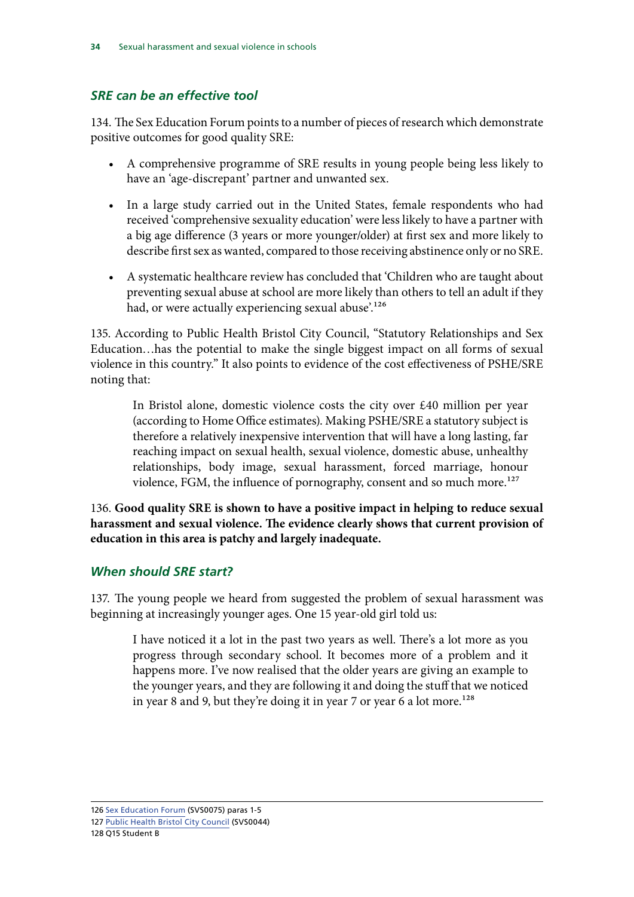### *SRE can be an effective tool*

134. The Sex Education Forum points to a number of pieces of research which demonstrate positive outcomes for good quality SRE:

- A comprehensive programme of SRE results in young people being less likely to have an 'age-discrepant' partner and unwanted sex.
- In a large study carried out in the United States, female respondents who had received 'comprehensive sexuality education' were less likely to have a partner with a big age difference (3 years or more younger/older) at first sex and more likely to describe first sex as wanted, compared to those receiving abstinence only or no SRE.
- A systematic healthcare review has concluded that 'Children who are taught about preventing sexual abuse at school are more likely than others to tell an adult if they had, or were actually experiencing sexual abuse'.[126]

135. According to Public Health Bristol City Council, "Statutory Relationships and Sex Education…has the potential to make the single biggest impact on all forms of sexual violence in this country." It also points to evidence of the cost effectiveness of PSHE/SRE noting that:

> In Bristol alone, domestic violence costs the city over £40 million per year (according to Home Office estimates). Making PSHE/SRE a statutory subject is therefore a relatively inexpensive intervention that will have a long lasting, far reaching impact on sexual health, sexual violence, domestic abuse, unhealthy relationships, body image, sexual harassment, forced marriage, honour violence, FGM, the influence of pornography, consent and so much more.[127]

136. **Good quality SRE is shown to have a positive impact in helping to reduce sexual harassment and sexual violence. The evidence clearly shows that current provision of education in this area is patchy and largely inadequate.**

### *When should SRE start?*

137. The young people we heard from suggested the problem of sexual harassment was beginning at increasingly younger ages. One 15 year-old girl told us:

> I have noticed it a lot in the past two years as well. There's a lot more as you progress through secondary school. It becomes more of a problem and it happens more. I've now realised that the older years are giving an example to the younger years, and they are following it and doing the stuff that we noticed in year 8 and 9, but they're doing it in year 7 or year 6 a lot more.[128]

---

126 Sex Education Forum (SVS0075) paras 1-5

127 Public Health Bristol City Council (SVS0044)

128 Q15 Student B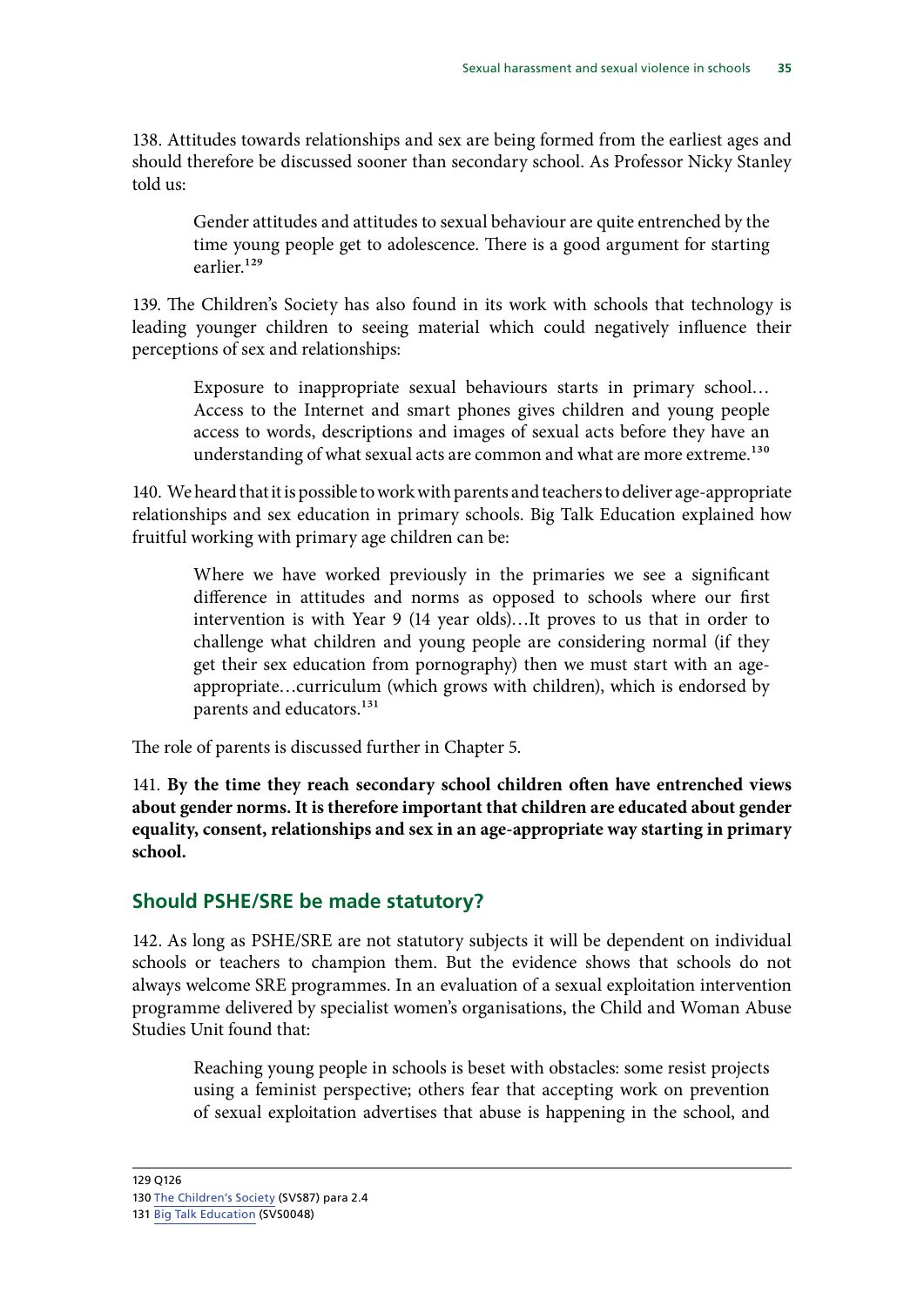138. Attitudes towards relationships and sex are being formed from the earliest ages and should therefore be discussed sooner than secondary school. As Professor Nicky Stanley told us:

> Gender attitudes and attitudes to sexual behaviour are quite entrenched by the time young people get to adolescence. There is a good argument for starting earlier.[129]

139. The Children's Society has also found in its work with schools that technology is leading younger children to seeing material which could negatively influence their perceptions of sex and relationships:

> Exposure to inappropriate sexual behaviours starts in primary school… Access to the Internet and smart phones gives children and young people access to words, descriptions and images of sexual acts before they have an understanding of what sexual acts are common and what are more extreme.[130]

140. We heard that it is possible to work with parents and teachers to deliver age-appropriate relationships and sex education in primary schools. Big Talk Education explained how fruitful working with primary age children can be:

> Where we have worked previously in the primaries we see a significant difference in attitudes and norms as opposed to schools where our first intervention is with Year 9 (14 year olds)…It proves to us that in order to challenge what children and young people are considering normal (if they get their sex education from pornography) then we must start with an age-appropriate…curriculum (which grows with children), which is endorsed by parents and educators.[131]

The role of parents is discussed further in Chapter 5.

141. **By the time they reach secondary school children often have entrenched views about gender norms. It is therefore important that children are educated about gender equality, consent, relationships and sex in an age-appropriate way starting in primary school.**

## Should PSHE/SRE be made statutory?

142. As long as PSHE/SRE are not statutory subjects it will be dependent on individual schools or teachers to champion them. But the evidence shows that schools do not always welcome SRE programmes. In an evaluation of a sexual exploitation intervention programme delivered by specialist women's organisations, the Child and Woman Abuse Studies Unit found that:

> Reaching young people in schools is beset with obstacles: some resist projects using a feminist perspective; others fear that accepting work on prevention of sexual exploitation advertises that abuse is happening in the school, and

129 Q126
130 The Children's Society (SVS87) para 2.4
131 Big Talk Education (SVS0048)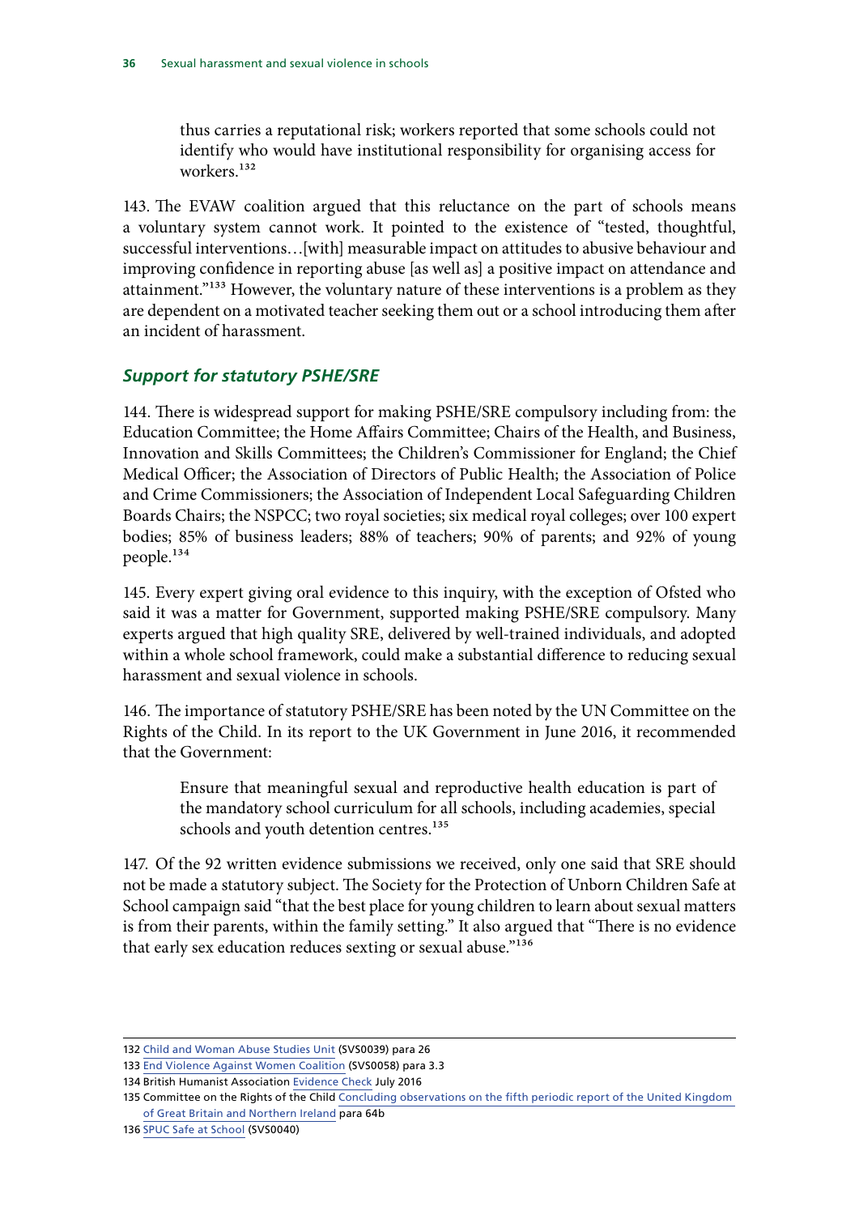> thus carries a reputational risk; workers reported that some schools could not identify who would have institutional responsibility for organising access for workers.[132]

143. The EVAW coalition argued that this reluctance on the part of schools means a voluntary system cannot work. It pointed to the existence of "tested, thoughtful, successful interventions…[with] measurable impact on attitudes to abusive behaviour and improving confidence in reporting abuse [as well as] a positive impact on attendance and attainment."[133] However, the voluntary nature of these interventions is a problem as they are dependent on a motivated teacher seeking them out or a school introducing them after an incident of harassment.

### *Support for statutory PSHE/SRE*

144. There is widespread support for making PSHE/SRE compulsory including from: the Education Committee; the Home Affairs Committee; Chairs of the Health, and Business, Innovation and Skills Committees; the Children's Commissioner for England; the Chief Medical Officer; the Association of Directors of Public Health; the Association of Police and Crime Commissioners; the Association of Independent Local Safeguarding Children Boards Chairs; the NSPCC; two royal societies; six medical royal colleges; over 100 expert bodies; 85% of business leaders; 88% of teachers; 90% of parents; and 92% of young people.[134]

145. Every expert giving oral evidence to this inquiry, with the exception of Ofsted who said it was a matter for Government, supported making PSHE/SRE compulsory. Many experts argued that high quality SRE, delivered by well-trained individuals, and adopted within a whole school framework, could make a substantial difference to reducing sexual harassment and sexual violence in schools.

146. The importance of statutory PSHE/SRE has been noted by the UN Committee on the Rights of the Child. In its report to the UK Government in June 2016, it recommended that the Government:

> Ensure that meaningful sexual and reproductive health education is part of the mandatory school curriculum for all schools, including academies, special schools and youth detention centres.[135]

147. Of the 92 written evidence submissions we received, only one said that SRE should not be made a statutory subject. The Society for the Protection of Unborn Children Safe at School campaign said "that the best place for young children to learn about sexual matters is from their parents, within the family setting." It also argued that "There is no evidence that early sex education reduces sexting or sexual abuse."[136]

---

132 Child and Woman Abuse Studies Unit (SVS0039) para 26

133 End Violence Against Women Coalition (SVS0058) para 3.3

134 British Humanist Association Evidence Check July 2016

135 Committee on the Rights of the Child Concluding observations on the fifth periodic report of the United Kingdom of Great Britain and Northern Ireland para 64b

136 SPUC Safe at School (SVS0040)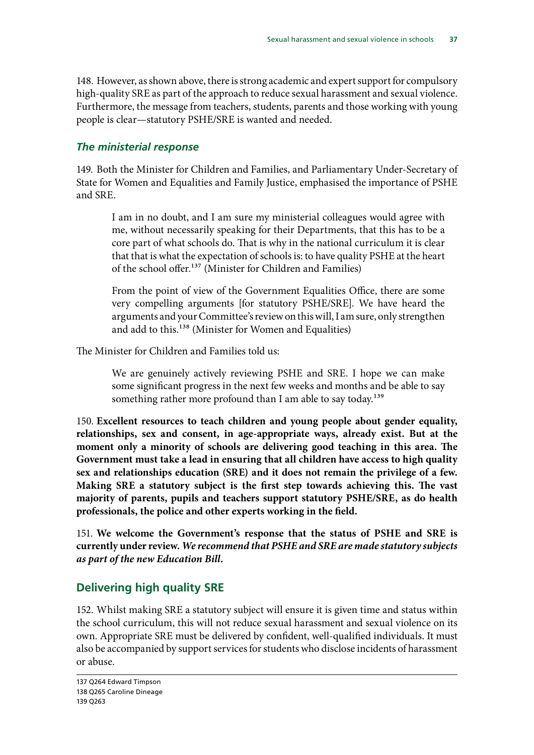148. However, as shown above, there is strong academic and expert support for compulsory high-quality SRE as part of the approach to reduce sexual harassment and sexual violence. Furthermore, the message from teachers, students, parents and those working with young people is clear—statutory PSHE/SRE is wanted and needed.

### *The ministerial response*

149. Both the Minister for Children and Families, and Parliamentary Under-Secretary of State for Women and Equalities and Family Justice, emphasised the importance of PSHE and SRE.

> I am in no doubt, and I am sure my ministerial colleagues would agree with me, without necessarily speaking for their Departments, that this has to be a core part of what schools do. That is why in the national curriculum it is clear that that is what the expectation of schools is: to have quality PSHE at the heart of the school offer.[137] (Minister for Children and Families)

> From the point of view of the Government Equalities Office, there are some very compelling arguments [for statutory PSHE/SRE]. We have heard the arguments and your Committee's review on this will, I am sure, only strengthen and add to this.[138] (Minister for Women and Equalities)

The Minister for Children and Families told us:

> We are genuinely actively reviewing PSHE and SRE. I hope we can make some significant progress in the next few weeks and months and be able to say something rather more profound than I am able to say today.[139]

150. **Excellent resources to teach children and young people about gender equality, relationships, sex and consent, in age-appropriate ways, already exist. But at the moment only a minority of schools are delivering good teaching in this area. The Government must take a lead in ensuring that all children have access to high quality sex and relationships education (SRE) and it does not remain the privilege of a few. Making SRE a statutory subject is the first step towards achieving this. The vast majority of parents, pupils and teachers support statutory PSHE/SRE, as do health professionals, the police and other experts working in the field.**

151. **We welcome the Government's response that the status of PSHE and SRE is currently under review. *We recommend that PSHE and SRE are made statutory subjects as part of the new Education Bill*.**

## Delivering high quality SRE

152. Whilst making SRE a statutory subject will ensure it is given time and status within the school curriculum, this will not reduce sexual harassment and sexual violence on its own. Appropriate SRE must be delivered by confident, well-qualified individuals. It must also be accompanied by support services for students who disclose incidents of harassment or abuse.

137 Q264 Edward Timpson
138 Q265 Caroline Dineage
139 Q263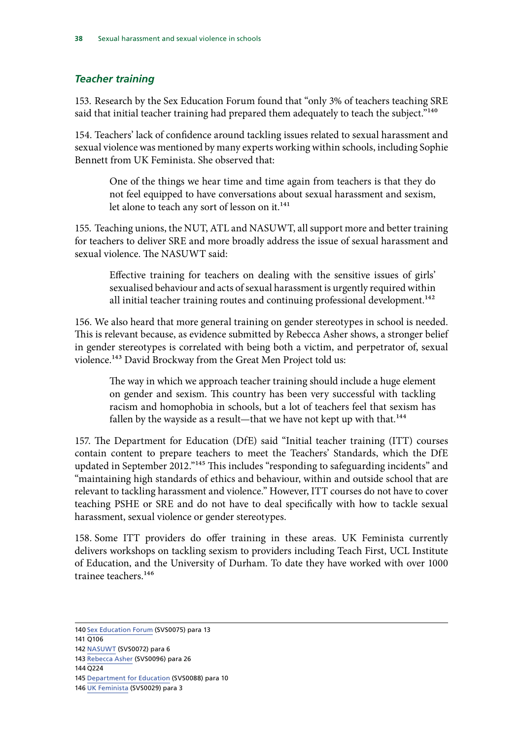### *Teacher training*

153. Research by the Sex Education Forum found that "only 3% of teachers teaching SRE said that initial teacher training had prepared them adequately to teach the subject."[140]

154. Teachers' lack of confidence around tackling issues related to sexual harassment and sexual violence was mentioned by many experts working within schools, including Sophie Bennett from UK Feminista. She observed that:

> One of the things we hear time and time again from teachers is that they do not feel equipped to have conversations about sexual harassment and sexism, let alone to teach any sort of lesson on it.[141]

155. Teaching unions, the NUT, ATL and NASUWT, all support more and better training for teachers to deliver SRE and more broadly address the issue of sexual harassment and sexual violence. The NASUWT said:

> Effective training for teachers on dealing with the sensitive issues of girls' sexualised behaviour and acts of sexual harassment is urgently required within all initial teacher training routes and continuing professional development.[142]

156. We also heard that more general training on gender stereotypes in school is needed. This is relevant because, as evidence submitted by Rebecca Asher shows, a stronger belief in gender stereotypes is correlated with being both a victim, and perpetrator of, sexual violence.[143] David Brockway from the Great Men Project told us:

> The way in which we approach teacher training should include a huge element on gender and sexism. This country has been very successful with tackling racism and homophobia in schools, but a lot of teachers feel that sexism has fallen by the wayside as a result—that we have not kept up with that.[144]

157. The Department for Education (DfE) said "Initial teacher training (ITT) courses contain content to prepare teachers to meet the Teachers' Standards, which the DfE updated in September 2012."[145] This includes "responding to safeguarding incidents" and "maintaining high standards of ethics and behaviour, within and outside school that are relevant to tackling harassment and violence." However, ITT courses do not have to cover teaching PSHE or SRE and do not have to deal specifically with how to tackle sexual harassment, sexual violence or gender stereotypes.

158. Some ITT providers do offer training in these areas. UK Feminista currently delivers workshops on tackling sexism to providers including Teach First, UCL Institute of Education, and the University of Durham. To date they have worked with over 1000 trainee teachers.[146]

---

140 Sex Education Forum (SVS0075) para 13
141 Q106
142 NASUWT (SVS0072) para 6
143 Rebecca Asher (SVS0096) para 26
144 Q224
145 Department for Education (SVS0088) para 10
146 UK Feminista (SVS0029) para 3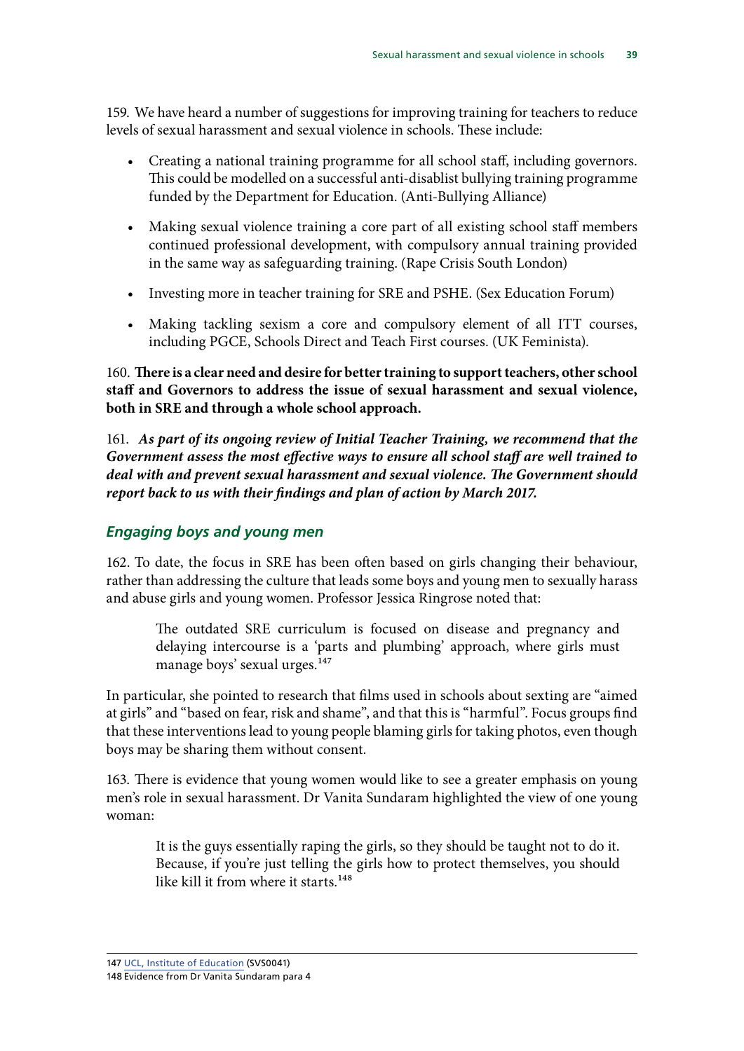159. We have heard a number of suggestions for improving training for teachers to reduce levels of sexual harassment and sexual violence in schools. These include:

- Creating a national training programme for all school staff, including governors. This could be modelled on a successful anti-disablist bullying training programme funded by the Department for Education. (Anti-Bullying Alliance)
- Making sexual violence training a core part of all existing school staff members continued professional development, with compulsory annual training provided in the same way as safeguarding training. (Rape Crisis South London)
- Investing more in teacher training for SRE and PSHE. (Sex Education Forum)
- Making tackling sexism a core and compulsory element of all ITT courses, including PGCE, Schools Direct and Teach First courses. (UK Feminista).

160. **There is a clear need and desire for better training to support teachers, other school staff and Governors to address the issue of sexual harassment and sexual violence, both in SRE and through a whole school approach.**

161. ***As part of its ongoing review of Initial Teacher Training, we recommend that the Government assess the most effective ways to ensure all school staff are well trained to deal with and prevent sexual harassment and sexual violence. The Government should report back to us with their findings and plan of action by March 2017.***

### *Engaging boys and young men*

162. To date, the focus in SRE has been often based on girls changing their behaviour, rather than addressing the culture that leads some boys and young men to sexually harass and abuse girls and young women. Professor Jessica Ringrose noted that:

> The outdated SRE curriculum is focused on disease and pregnancy and delaying intercourse is a 'parts and plumbing' approach, where girls must manage boys' sexual urges.[147]

In particular, she pointed to research that films used in schools about sexting are "aimed at girls" and "based on fear, risk and shame", and that this is "harmful". Focus groups find that these interventions lead to young people blaming girls for taking photos, even though boys may be sharing them without consent.

163. There is evidence that young women would like to see a greater emphasis on young men's role in sexual harassment. Dr Vanita Sundaram highlighted the view of one young woman:

> It is the guys essentially raping the girls, so they should be taught not to do it. Because, if you're just telling the girls how to protect themselves, you should like kill it from where it starts.[148]

---

147 UCL, Institute of Education (SVS0041)
148 Evidence from Dr Vanita Sundaram para 4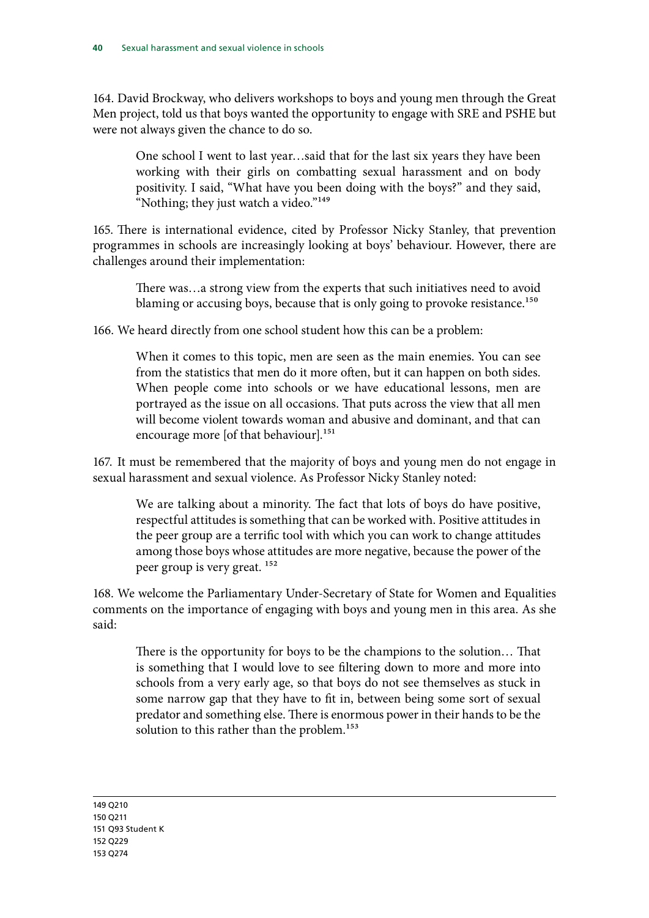164. David Brockway, who delivers workshops to boys and young men through the Great Men project, told us that boys wanted the opportunity to engage with SRE and PSHE but were not always given the chance to do so.

> One school I went to last year…said that for the last six years they have been working with their girls on combatting sexual harassment and on body positivity. I said, "What have you been doing with the boys?" and they said, "Nothing; they just watch a video."[149]

165. There is international evidence, cited by Professor Nicky Stanley, that prevention programmes in schools are increasingly looking at boys' behaviour. However, there are challenges around their implementation:

> There was…a strong view from the experts that such initiatives need to avoid blaming or accusing boys, because that is only going to provoke resistance.[150]

166. We heard directly from one school student how this can be a problem:

> When it comes to this topic, men are seen as the main enemies. You can see from the statistics that men do it more often, but it can happen on both sides. When people come into schools or we have educational lessons, men are portrayed as the issue on all occasions. That puts across the view that all men will become violent towards woman and abusive and dominant, and that can encourage more [of that behaviour].[151]

167. It must be remembered that the majority of boys and young men do not engage in sexual harassment and sexual violence. As Professor Nicky Stanley noted:

> We are talking about a minority. The fact that lots of boys do have positive, respectful attitudes is something that can be worked with. Positive attitudes in the peer group are a terrific tool with which you can work to change attitudes among those boys whose attitudes are more negative, because the power of the peer group is very great.[152]

168. We welcome the Parliamentary Under-Secretary of State for Women and Equalities comments on the importance of engaging with boys and young men in this area. As she said:

> There is the opportunity for boys to be the champions to the solution… That is something that I would love to see filtering down to more and more into schools from a very early age, so that boys do not see themselves as stuck in some narrow gap that they have to fit in, between being some sort of sexual predator and something else. There is enormous power in their hands to be the solution to this rather than the problem.[153]

---

149 Q210
150 Q211
151 Q93 Student K
152 Q229
153 Q274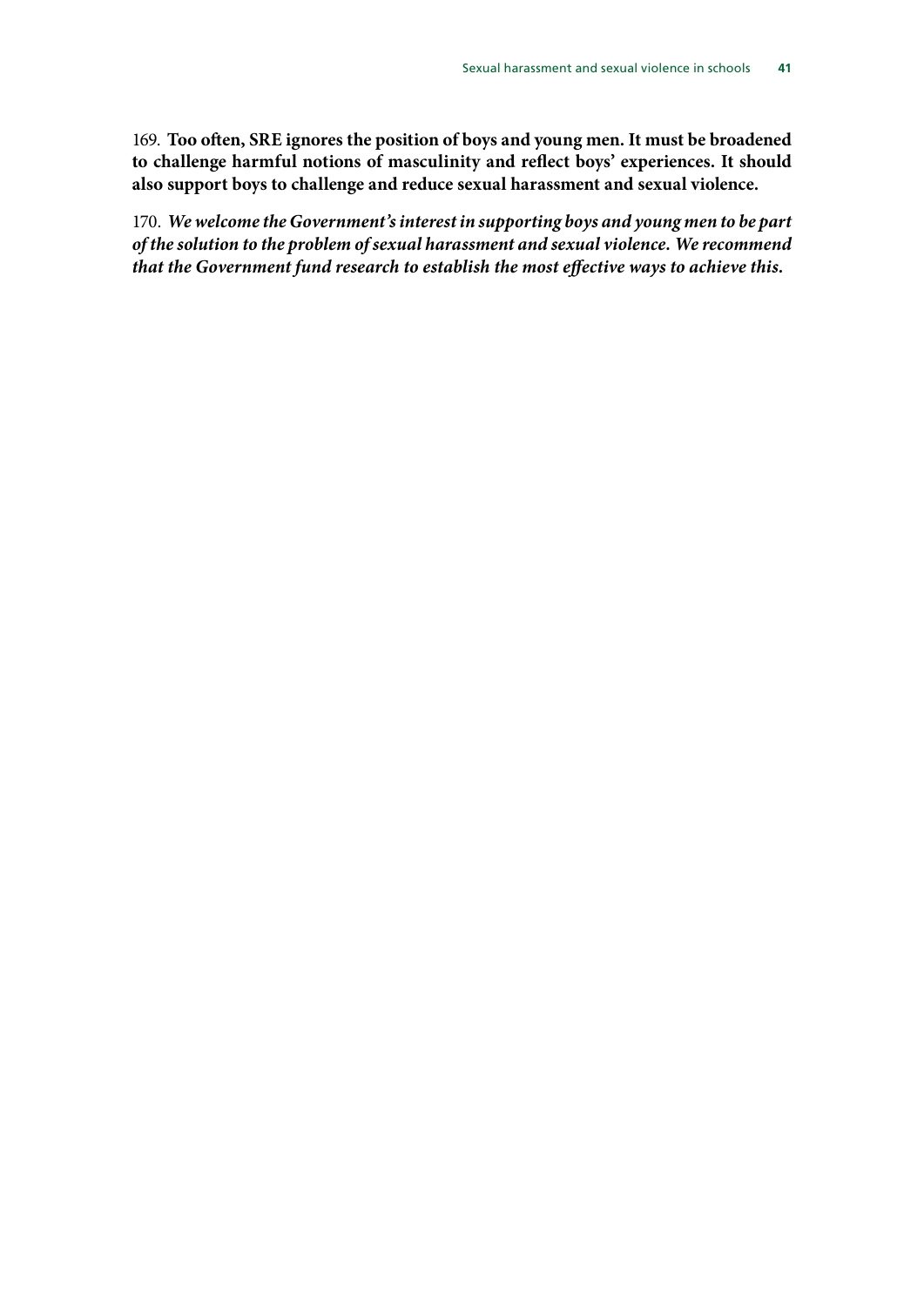169. **Too often, SRE ignores the position of boys and young men. It must be broadened to challenge harmful notions of masculinity and reflect boys' experiences. It should also support boys to challenge and reduce sexual harassment and sexual violence.**

170. ***We welcome the Government's interest in supporting boys and young men to be part of the solution to the problem of sexual harassment and sexual violence. We recommend that the Government fund research to establish the most effective ways to achieve this.***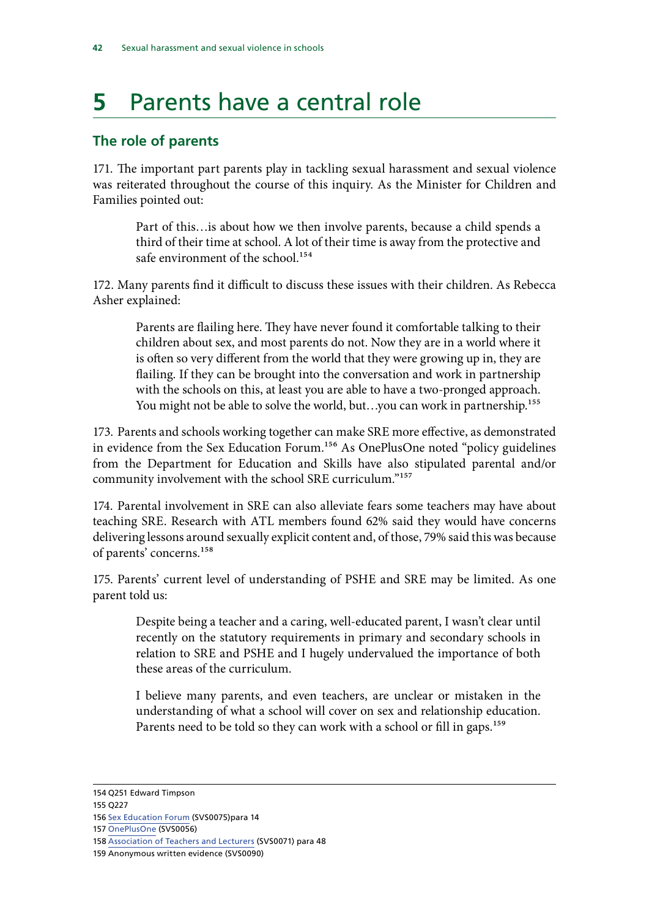# 5 Parents have a central role

## The role of parents

171. The important part parents play in tackling sexual harassment and sexual violence was reiterated throughout the course of this inquiry. As the Minister for Children and Families pointed out:

> Part of this…is about how we then involve parents, because a child spends a third of their time at school. A lot of their time is away from the protective and safe environment of the school.[154]

172. Many parents find it difficult to discuss these issues with their children. As Rebecca Asher explained:

> Parents are flailing here. They have never found it comfortable talking to their children about sex, and most parents do not. Now they are in a world where it is often so very different from the world that they were growing up in, they are flailing. If they can be brought into the conversation and work in partnership with the schools on this, at least you are able to have a two-pronged approach. You might not be able to solve the world, but…you can work in partnership.[155]

173. Parents and schools working together can make SRE more effective, as demonstrated in evidence from the Sex Education Forum.[156] As OnePlusOne noted "policy guidelines from the Department for Education and Skills have also stipulated parental and/or community involvement with the school SRE curriculum."[157]

174. Parental involvement in SRE can also alleviate fears some teachers may have about teaching SRE. Research with ATL members found 62% said they would have concerns delivering lessons around sexually explicit content and, of those, 79% said this was because of parents' concerns.[158]

175. Parents' current level of understanding of PSHE and SRE may be limited. As one parent told us:

> Despite being a teacher and a caring, well-educated parent, I wasn't clear until recently on the statutory requirements in primary and secondary schools in relation to SRE and PSHE and I hugely undervalued the importance of both these areas of the curriculum.
>
> I believe many parents, and even teachers, are unclear or mistaken in the understanding of what a school will cover on sex and relationship education. Parents need to be told so they can work with a school or fill in gaps.[159]

---

154 Q251 Edward Timpson
155 Q227
156 Sex Education Forum (SVS0075)para 14
157 OnePlusOne (SVS0056)
158 Association of Teachers and Lecturers (SVS0071) para 48
159 Anonymous written evidence (SVS0090)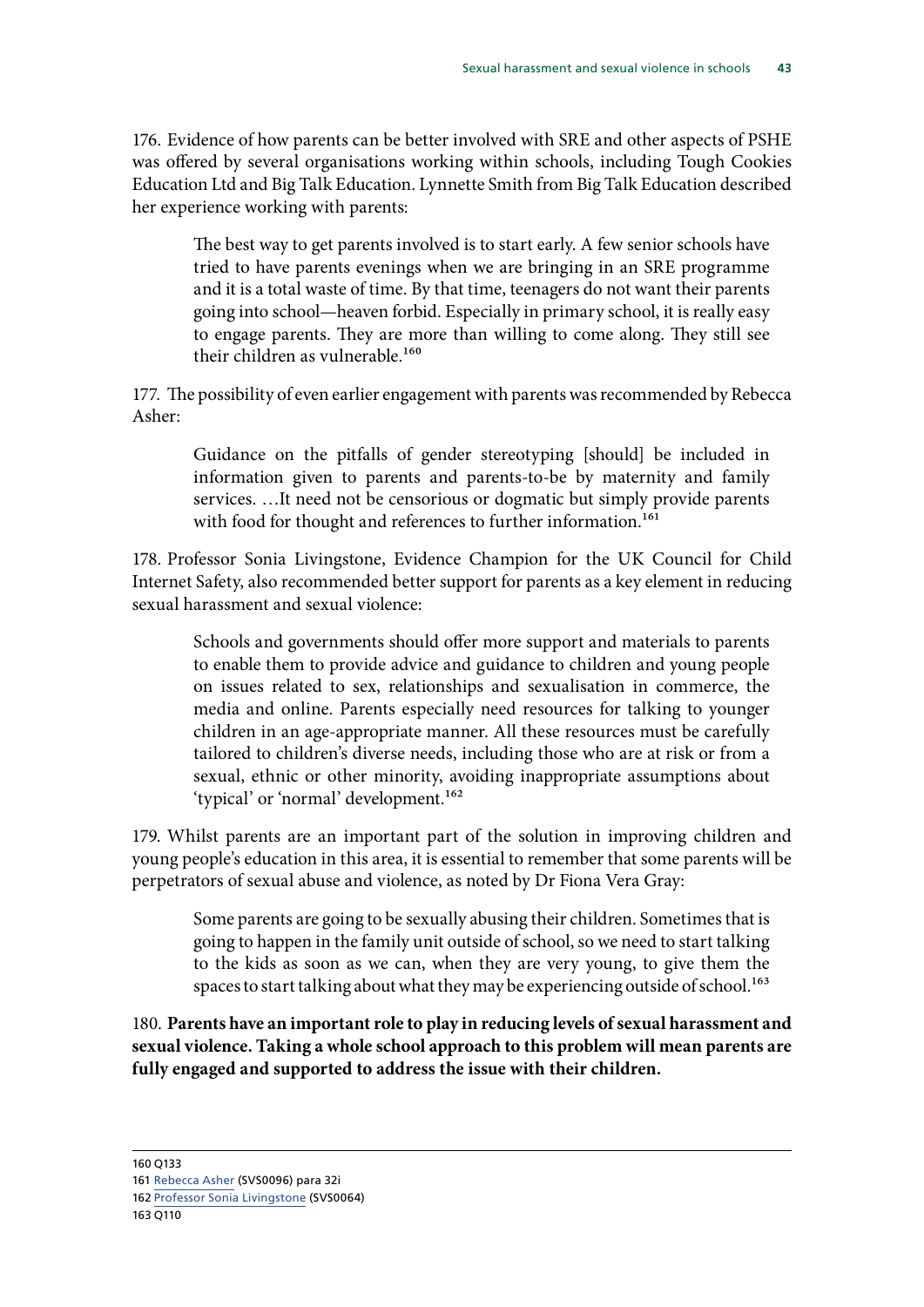176. Evidence of how parents can be better involved with SRE and other aspects of PSHE was offered by several organisations working within schools, including Tough Cookies Education Ltd and Big Talk Education. Lynnette Smith from Big Talk Education described her experience working with parents:

> The best way to get parents involved is to start early. A few senior schools have tried to have parents evenings when we are bringing in an SRE programme and it is a total waste of time. By that time, teenagers do not want their parents going into school—heaven forbid. Especially in primary school, it is really easy to engage parents. They are more than willing to come along. They still see their children as vulnerable.[160]

177. The possibility of even earlier engagement with parents was recommended by Rebecca Asher:

> Guidance on the pitfalls of gender stereotyping [should] be included in information given to parents and parents-to-be by maternity and family services. …It need not be censorious or dogmatic but simply provide parents with food for thought and references to further information.[161]

178. Professor Sonia Livingstone, Evidence Champion for the UK Council for Child Internet Safety, also recommended better support for parents as a key element in reducing sexual harassment and sexual violence:

> Schools and governments should offer more support and materials to parents to enable them to provide advice and guidance to children and young people on issues related to sex, relationships and sexualisation in commerce, the media and online. Parents especially need resources for talking to younger children in an age-appropriate manner. All these resources must be carefully tailored to children's diverse needs, including those who are at risk or from a sexual, ethnic or other minority, avoiding inappropriate assumptions about 'typical' or 'normal' development.[162]

179. Whilst parents are an important part of the solution in improving children and young people's education in this area, it is essential to remember that some parents will be perpetrators of sexual abuse and violence, as noted by Dr Fiona Vera Gray:

> Some parents are going to be sexually abusing their children. Sometimes that is going to happen in the family unit outside of school, so we need to start talking to the kids as soon as we can, when they are very young, to give them the spaces to start talking about what they may be experiencing outside of school.[163]

180. **Parents have an important role to play in reducing levels of sexual harassment and sexual violence. Taking a whole school approach to this problem will mean parents are fully engaged and supported to address the issue with their children.**

---

160 Q133
161 Rebecca Asher (SVS0096) para 32i
162 Professor Sonia Livingstone (SVS0064)
163 Q110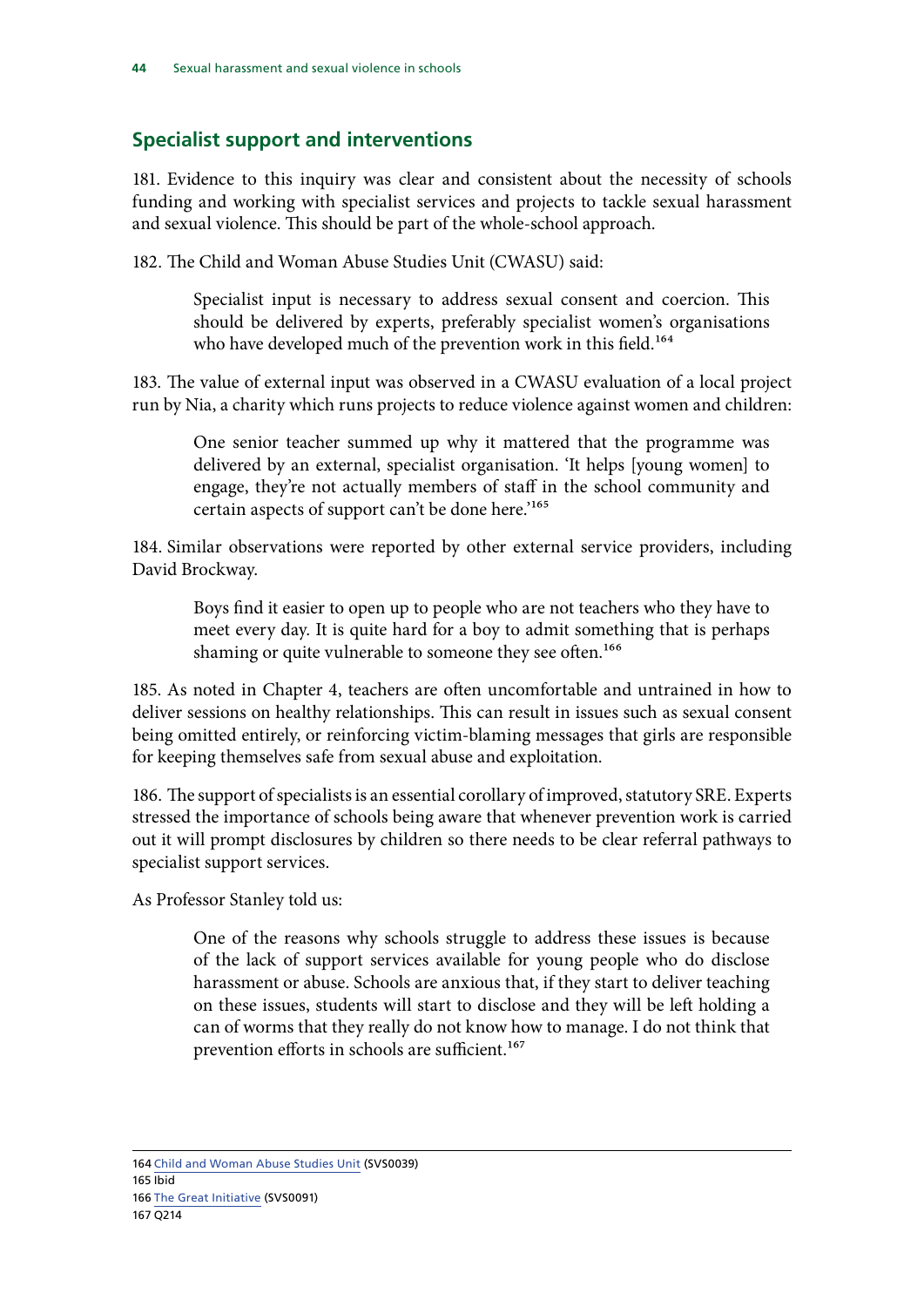## Specialist support and interventions

181. Evidence to this inquiry was clear and consistent about the necessity of schools funding and working with specialist services and projects to tackle sexual harassment and sexual violence. This should be part of the whole-school approach.

182. The Child and Woman Abuse Studies Unit (CWASU) said:

> Specialist input is necessary to address sexual consent and coercion. This should be delivered by experts, preferably specialist women's organisations who have developed much of the prevention work in this field.[164]

183. The value of external input was observed in a CWASU evaluation of a local project run by Nia, a charity which runs projects to reduce violence against women and children:

> One senior teacher summed up why it mattered that the programme was delivered by an external, specialist organisation. 'It helps [young women] to engage, they're not actually members of staff in the school community and certain aspects of support can't be done here.'[165]

184. Similar observations were reported by other external service providers, including David Brockway.

> Boys find it easier to open up to people who are not teachers who they have to meet every day. It is quite hard for a boy to admit something that is perhaps shaming or quite vulnerable to someone they see often.[166]

185. As noted in Chapter 4, teachers are often uncomfortable and untrained in how to deliver sessions on healthy relationships. This can result in issues such as sexual consent being omitted entirely, or reinforcing victim-blaming messages that girls are responsible for keeping themselves safe from sexual abuse and exploitation.

186. The support of specialists is an essential corollary of improved, statutory SRE. Experts stressed the importance of schools being aware that whenever prevention work is carried out it will prompt disclosures by children so there needs to be clear referral pathways to specialist support services.

As Professor Stanley told us:

> One of the reasons why schools struggle to address these issues is because of the lack of support services available for young people who do disclose harassment or abuse. Schools are anxious that, if they start to deliver teaching on these issues, students will start to disclose and they will be left holding a can of worms that they really do not know how to manage. I do not think that prevention efforts in schools are sufficient.[167]

---

164 Child and Woman Abuse Studies Unit (SVS0039)
165 Ibid
166 The Great Initiative (SVS0091)
167 Q214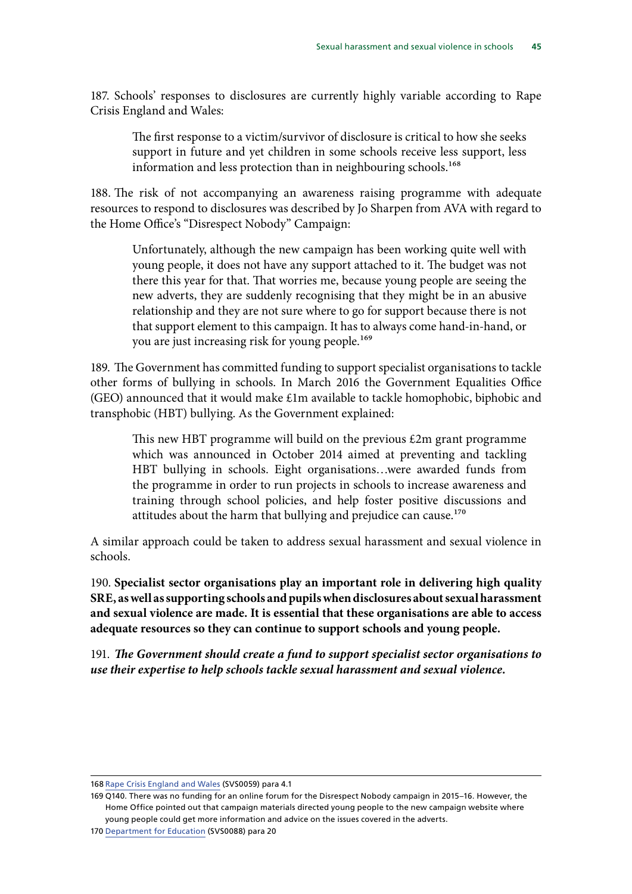187. Schools' responses to disclosures are currently highly variable according to Rape Crisis England and Wales:

> The first response to a victim/survivor of disclosure is critical to how she seeks support in future and yet children in some schools receive less support, less information and less protection than in neighbouring schools.[168]

188. The risk of not accompanying an awareness raising programme with adequate resources to respond to disclosures was described by Jo Sharpen from AVA with regard to the Home Office's "Disrespect Nobody" Campaign:

> Unfortunately, although the new campaign has been working quite well with young people, it does not have any support attached to it. The budget was not there this year for that. That worries me, because young people are seeing the new adverts, they are suddenly recognising that they might be in an abusive relationship and they are not sure where to go for support because there is not that support element to this campaign. It has to always come hand-in-hand, or you are just increasing risk for young people.[169]

189. The Government has committed funding to support specialist organisations to tackle other forms of bullying in schools. In March 2016 the Government Equalities Office (GEO) announced that it would make £1m available to tackle homophobic, biphobic and transphobic (HBT) bullying. As the Government explained:

> This new HBT programme will build on the previous £2m grant programme which was announced in October 2014 aimed at preventing and tackling HBT bullying in schools. Eight organisations…were awarded funds from the programme in order to run projects in schools to increase awareness and training through school policies, and help foster positive discussions and attitudes about the harm that bullying and prejudice can cause.[170]

A similar approach could be taken to address sexual harassment and sexual violence in schools.

190. **Specialist sector organisations play an important role in delivering high quality SRE, as well as supporting schools and pupils when disclosures about sexual harassment and sexual violence are made. It is essential that these organisations are able to access adequate resources so they can continue to support schools and young people.**

191. ***The Government should create a fund to support specialist sector organisations to use their expertise to help schools tackle sexual harassment and sexual violence.***

---

168 Rape Crisis England and Wales (SVS0059) para 4.1

169 Q140. There was no funding for an online forum for the Disrespect Nobody campaign in 2015–16. However, the Home Office pointed out that campaign materials directed young people to the new campaign website where young people could get more information and advice on the issues covered in the adverts.

170 Department for Education (SVS0088) para 20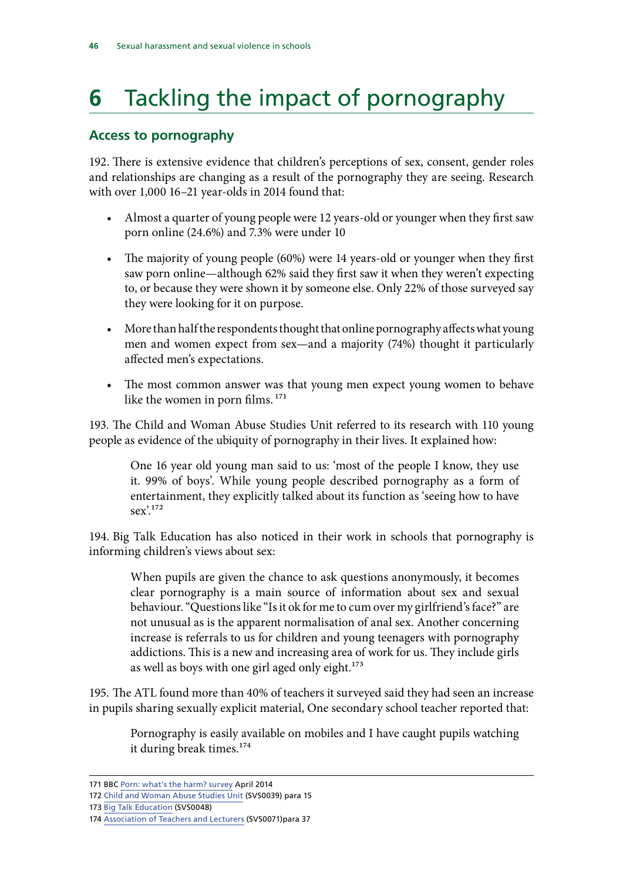# 6 Tackling the impact of pornography

## Access to pornography

192. There is extensive evidence that children's perceptions of sex, consent, gender roles and relationships are changing as a result of the pornography they are seeing. Research with over 1,000 16–21 year-olds in 2014 found that:

- Almost a quarter of young people were 12 years-old or younger when they first saw porn online (24.6%) and 7.3% were under 10
- The majority of young people (60%) were 14 years-old or younger when they first saw porn online—although 62% said they first saw it when they weren't expecting to, or because they were shown it by someone else. Only 22% of those surveyed say they were looking for it on purpose.
- More than half the respondents thought that online pornography affects what young men and women expect from sex—and a majority (74%) thought it particularly affected men's expectations.
- The most common answer was that young men expect young women to behave like the women in porn films. [171]

193. The Child and Woman Abuse Studies Unit referred to its research with 110 young people as evidence of the ubiquity of pornography in their lives. It explained how:

> One 16 year old young man said to us: 'most of the people I know, they use it. 99% of boys'. While young people described pornography as a form of entertainment, they explicitly talked about its function as 'seeing how to have sex'.[172]

194. Big Talk Education has also noticed in their work in schools that pornography is informing children's views about sex:

> When pupils are given the chance to ask questions anonymously, it becomes clear pornography is a main source of information about sex and sexual behaviour. "Questions like "Is it ok for me to cum over my girlfriend's face?" are not unusual as is the apparent normalisation of anal sex. Another concerning increase is referrals to us for children and young teenagers with pornography addictions. This is a new and increasing area of work for us. They include girls as well as boys with one girl aged only eight.[173]

195. The ATL found more than 40% of teachers it surveyed said they had seen an increase in pupils sharing sexually explicit material, One secondary school teacher reported that:

> Pornography is easily available on mobiles and I have caught pupils watching it during break times.[174]

---

171 BBC Porn: what's the harm? survey April 2014

172 Child and Woman Abuse Studies Unit (SVS0039) para 15

173 Big Talk Education (SVS0048)

174 Association of Teachers and Lecturers (SVS0071)para 37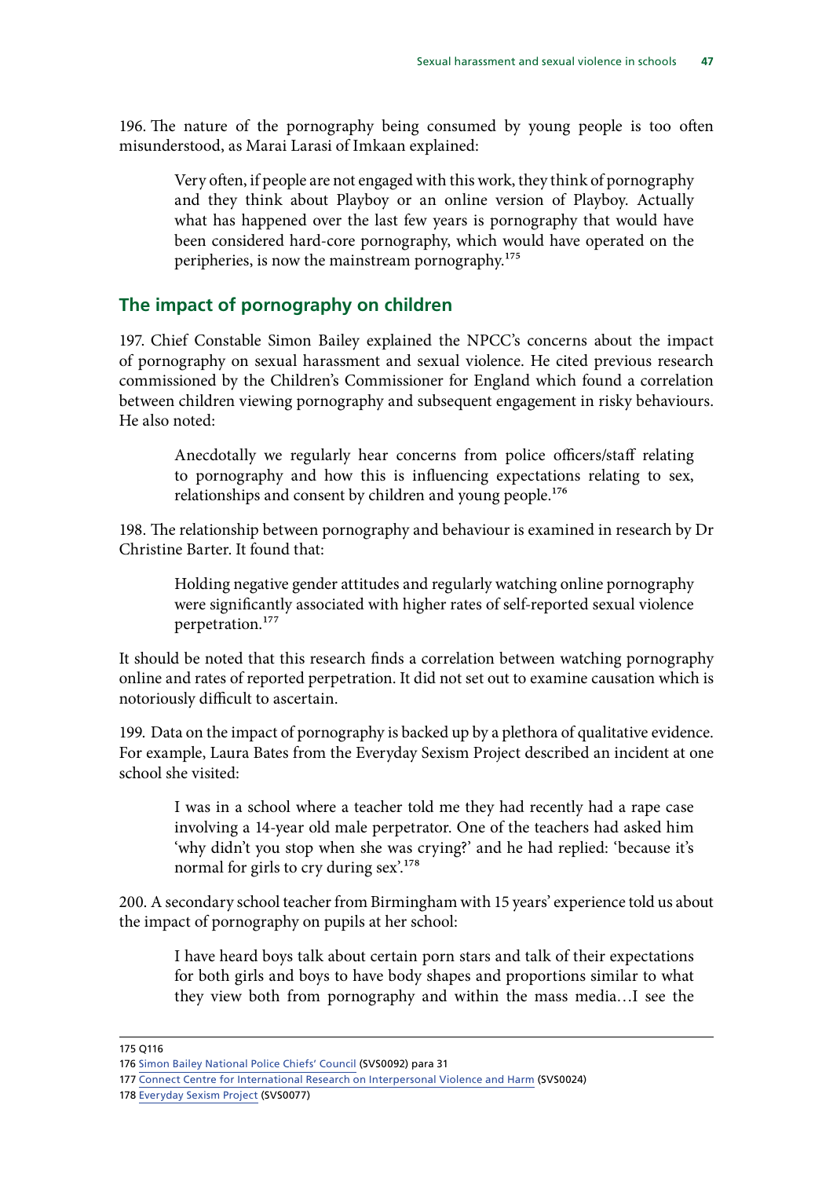196. The nature of the pornography being consumed by young people is too often misunderstood, as Marai Larasi of Imkaan explained:

> Very often, if people are not engaged with this work, they think of pornography and they think about Playboy or an online version of Playboy. Actually what has happened over the last few years is pornography that would have been considered hard-core pornography, which would have operated on the peripheries, is now the mainstream pornography.[175]

## The impact of pornography on children

197. Chief Constable Simon Bailey explained the NPCC's concerns about the impact of pornography on sexual harassment and sexual violence. He cited previous research commissioned by the Children's Commissioner for England which found a correlation between children viewing pornography and subsequent engagement in risky behaviours. He also noted:

> Anecdotally we regularly hear concerns from police officers/staff relating to pornography and how this is influencing expectations relating to sex, relationships and consent by children and young people.[176]

198. The relationship between pornography and behaviour is examined in research by Dr Christine Barter. It found that:

> Holding negative gender attitudes and regularly watching online pornography were significantly associated with higher rates of self-reported sexual violence perpetration.[177]

It should be noted that this research finds a correlation between watching pornography online and rates of reported perpetration. It did not set out to examine causation which is notoriously difficult to ascertain.

199. Data on the impact of pornography is backed up by a plethora of qualitative evidence. For example, Laura Bates from the Everyday Sexism Project described an incident at one school she visited:

> I was in a school where a teacher told me they had recently had a rape case involving a 14-year old male perpetrator. One of the teachers had asked him 'why didn't you stop when she was crying?' and he had replied: 'because it's normal for girls to cry during sex'.[178]

200. A secondary school teacher from Birmingham with 15 years' experience told us about the impact of pornography on pupils at her school:

> I have heard boys talk about certain porn stars and talk of their expectations for both girls and boys to have body shapes and proportions similar to what they view both from pornography and within the mass media…I see the

---

175 Q116

176 Simon Bailey National Police Chiefs' Council (SVS0092) para 31

177 Connect Centre for International Research on Interpersonal Violence and Harm (SVS0024)

178 Everyday Sexism Project (SVS0077)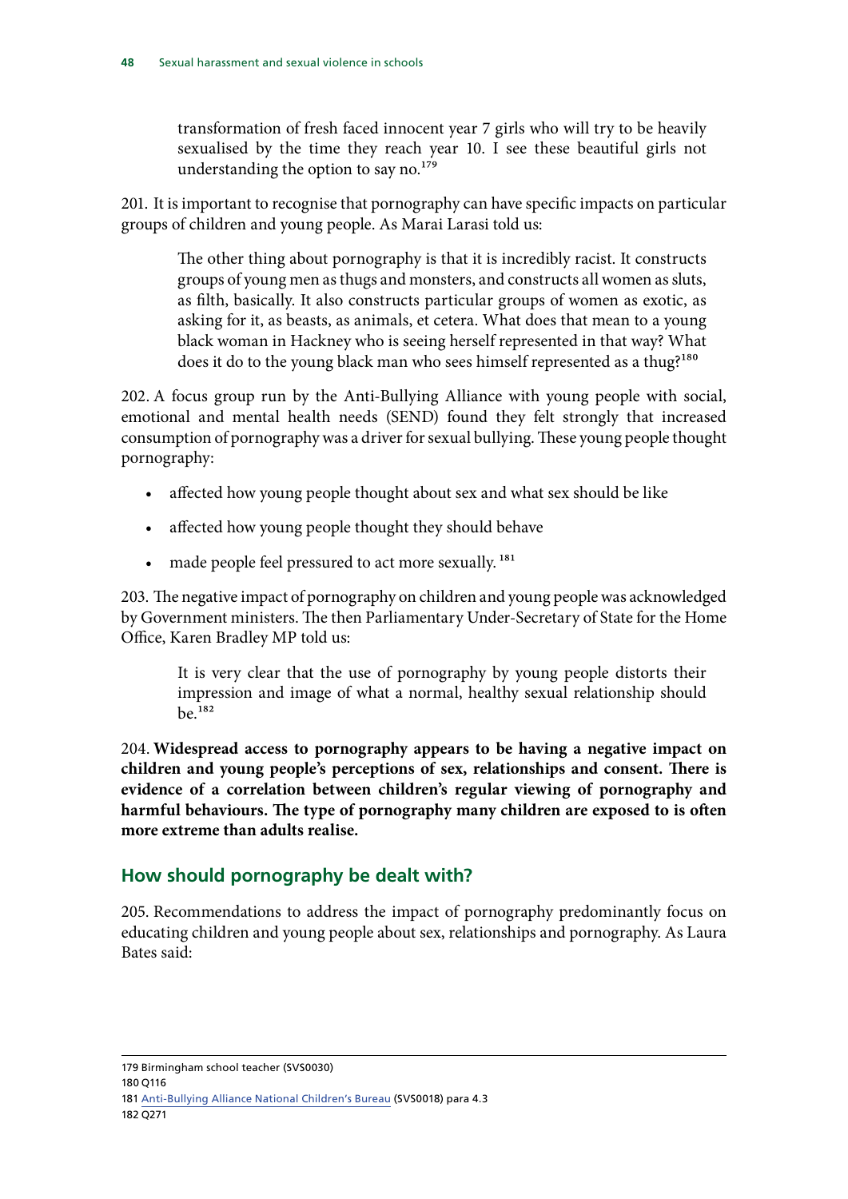> transformation of fresh faced innocent year 7 girls who will try to be heavily sexualised by the time they reach year 10. I see these beautiful girls not understanding the option to say no.[179]

201. It is important to recognise that pornography can have specific impacts on particular groups of children and young people. As Marai Larasi told us:

> The other thing about pornography is that it is incredibly racist. It constructs groups of young men as thugs and monsters, and constructs all women as sluts, as filth, basically. It also constructs particular groups of women as exotic, as asking for it, as beasts, as animals, et cetera. What does that mean to a young black woman in Hackney who is seeing herself represented in that way? What does it do to the young black man who sees himself represented as a thug?[180]

202. A focus group run by the Anti-Bullying Alliance with young people with social, emotional and mental health needs (SEND) found they felt strongly that increased consumption of pornography was a driver for sexual bullying. These young people thought pornography:

- affected how young people thought about sex and what sex should be like
- affected how young people thought they should behave
- made people feel pressured to act more sexually.[181]

203. The negative impact of pornography on children and young people was acknowledged by Government ministers. The then Parliamentary Under-Secretary of State for the Home Office, Karen Bradley MP told us:

> It is very clear that the use of pornography by young people distorts their impression and image of what a normal, healthy sexual relationship should be.[182]

204. **Widespread access to pornography appears to be having a negative impact on children and young people's perceptions of sex, relationships and consent. There is evidence of a correlation between children's regular viewing of pornography and harmful behaviours. The type of pornography many children are exposed to is often more extreme than adults realise.**

## How should pornography be dealt with?

205. Recommendations to address the impact of pornography predominantly focus on educating children and young people about sex, relationships and pornography. As Laura Bates said:

---

179 Birmingham school teacher (SVS0030)
180 Q116
181 Anti-Bullying Alliance National Children's Bureau (SVS0018) para 4.3
182 Q271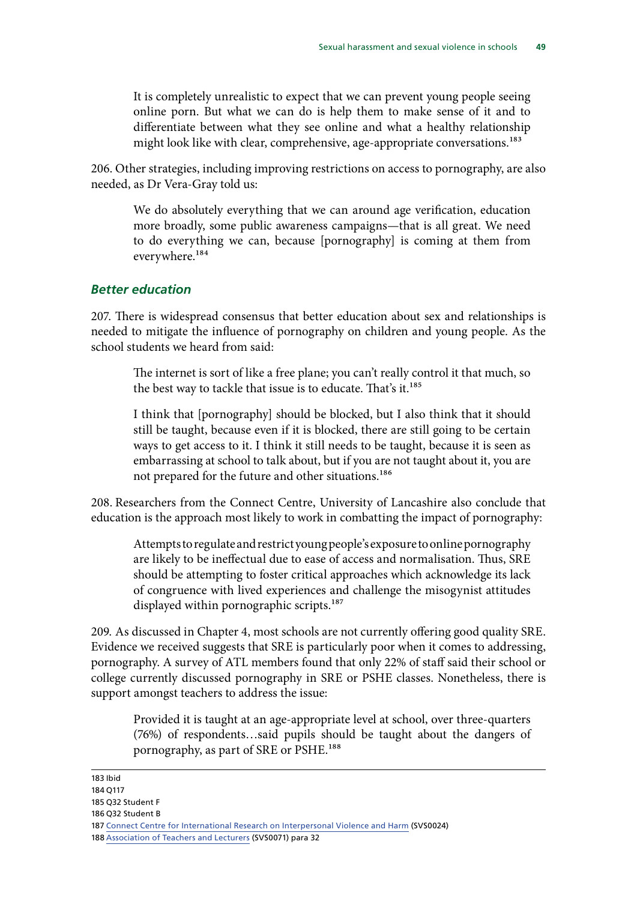> It is completely unrealistic to expect that we can prevent young people seeing online porn. But what we can do is help them to make sense of it and to differentiate between what they see online and what a healthy relationship might look like with clear, comprehensive, age-appropriate conversations.[183]

206. Other strategies, including improving restrictions on access to pornography, are also needed, as Dr Vera-Gray told us:

> We do absolutely everything that we can around age verification, education more broadly, some public awareness campaigns—that is all great. We need to do everything we can, because [pornography] is coming at them from everywhere.[184]

### *Better education*

207. There is widespread consensus that better education about sex and relationships is needed to mitigate the influence of pornography on children and young people. As the school students we heard from said:

> The internet is sort of like a free plane; you can't really control it that much, so the best way to tackle that issue is to educate. That's it.[185]

> I think that [pornography] should be blocked, but I also think that it should still be taught, because even if it is blocked, there are still going to be certain ways to get access to it. I think it still needs to be taught, because it is seen as embarrassing at school to talk about, but if you are not taught about it, you are not prepared for the future and other situations.[186]

208. Researchers from the Connect Centre, University of Lancashire also conclude that education is the approach most likely to work in combatting the impact of pornography:

> Attempts to regulate and restrict young people's exposure to online pornography are likely to be ineffectual due to ease of access and normalisation. Thus, SRE should be attempting to foster critical approaches which acknowledge its lack of congruence with lived experiences and challenge the misogynist attitudes displayed within pornographic scripts.[187]

209. As discussed in Chapter 4, most schools are not currently offering good quality SRE. Evidence we received suggests that SRE is particularly poor when it comes to addressing, pornography. A survey of ATL members found that only 22% of staff said their school or college currently discussed pornography in SRE or PSHE classes. Nonetheless, there is support amongst teachers to address the issue:

> Provided it is taught at an age-appropriate level at school, over three-quarters (76%) of respondents…said pupils should be taught about the dangers of pornography, as part of SRE or PSHE.[188]

---

183 Ibid

184 Q117

185 Q32 Student F

186 Q32 Student B

187 Connect Centre for International Research on Interpersonal Violence and Harm (SVS0024)

188 Association of Teachers and Lecturers (SVS0071) para 32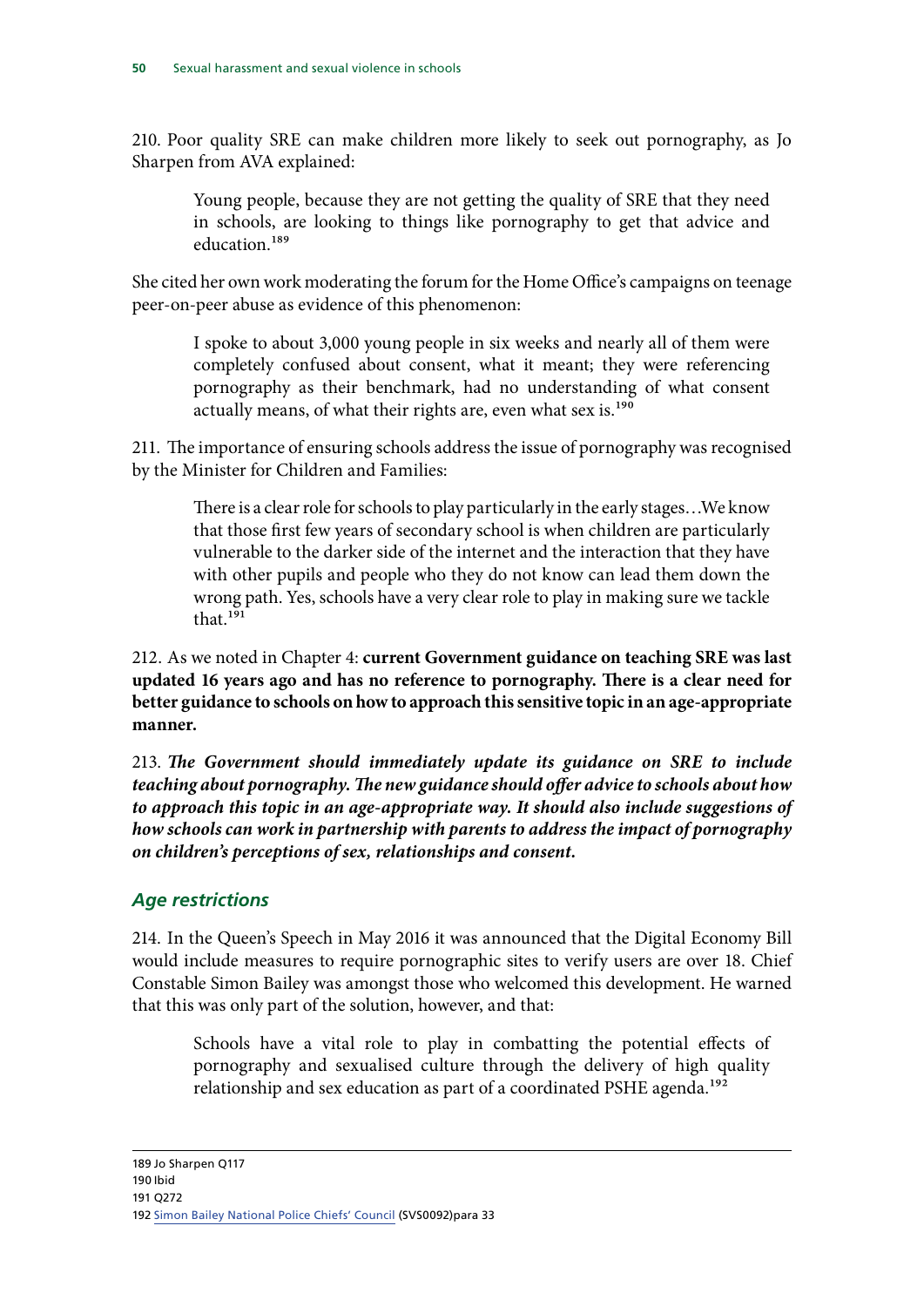210. Poor quality SRE can make children more likely to seek out pornography, as Jo Sharpen from AVA explained:

> Young people, because they are not getting the quality of SRE that they need in schools, are looking to things like pornography to get that advice and education.[189]

She cited her own work moderating the forum for the Home Office's campaigns on teenage peer-on-peer abuse as evidence of this phenomenon:

> I spoke to about 3,000 young people in six weeks and nearly all of them were completely confused about consent, what it meant; they were referencing pornography as their benchmark, had no understanding of what consent actually means, of what their rights are, even what sex is.[190]

211. The importance of ensuring schools address the issue of pornography was recognised by the Minister for Children and Families:

> There is a clear role for schools to play particularly in the early stages…We know that those first few years of secondary school is when children are particularly vulnerable to the darker side of the internet and the interaction that they have with other pupils and people who they do not know can lead them down the wrong path. Yes, schools have a very clear role to play in making sure we tackle that.[191]

212. As we noted in Chapter 4: **current Government guidance on teaching SRE was last updated 16 years ago and has no reference to pornography. There is a clear need for better guidance to schools on how to approach this sensitive topic in an age-appropriate manner.**

213. ***The Government should immediately update its guidance on SRE to include teaching about pornography. The new guidance should offer advice to schools about how to approach this topic in an age-appropriate way. It should also include suggestions of how schools can work in partnership with parents to address the impact of pornography on children's perceptions of sex, relationships and consent.***

### Age restrictions

214. In the Queen's Speech in May 2016 it was announced that the Digital Economy Bill would include measures to require pornographic sites to verify users are over 18. Chief Constable Simon Bailey was amongst those who welcomed this development. He warned that this was only part of the solution, however, and that:

> Schools have a vital role to play in combatting the potential effects of pornography and sexualised culture through the delivery of high quality relationship and sex education as part of a coordinated PSHE agenda.[192]

---

189 Jo Sharpen Q117
190 Ibid
191 Q272
192 Simon Bailey National Police Chiefs' Council (SVS0092)para 33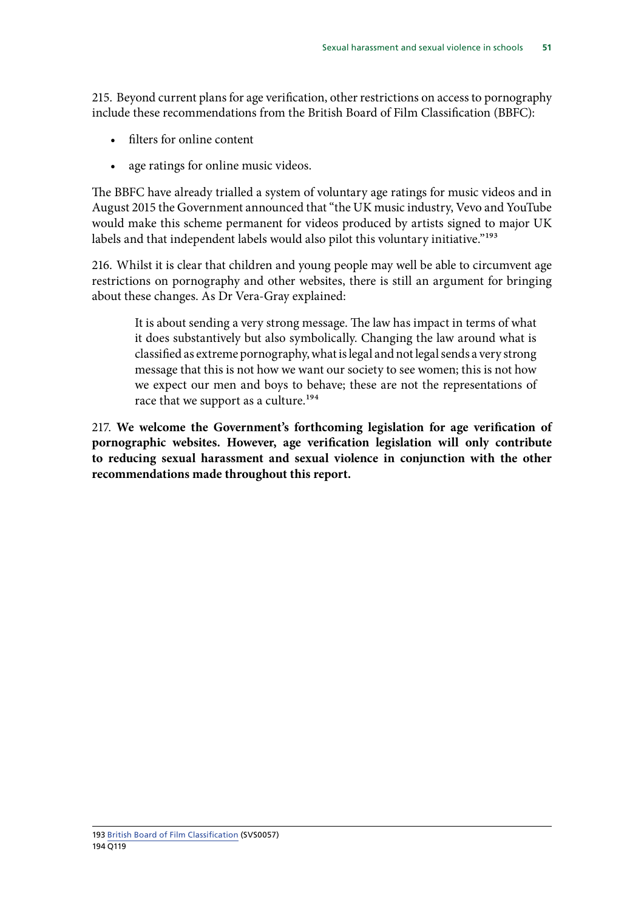215. Beyond current plans for age verification, other restrictions on access to pornography include these recommendations from the British Board of Film Classification (BBFC):

- filters for online content
- age ratings for online music videos.

The BBFC have already trialled a system of voluntary age ratings for music videos and in August 2015 the Government announced that "the UK music industry, Vevo and YouTube would make this scheme permanent for videos produced by artists signed to major UK labels and that independent labels would also pilot this voluntary initiative."[193]

216. Whilst it is clear that children and young people may well be able to circumvent age restrictions on pornography and other websites, there is still an argument for bringing about these changes. As Dr Vera-Gray explained:

> It is about sending a very strong message. The law has impact in terms of what it does substantively but also symbolically. Changing the law around what is classified as extreme pornography, what is legal and not legal sends a very strong message that this is not how we want our society to see women; this is not how we expect our men and boys to behave; these are not the representations of race that we support as a culture.[194]

217. **We welcome the Government's forthcoming legislation for age verification of pornographic websites. However, age verification legislation will only contribute to reducing sexual harassment and sexual violence in conjunction with the other recommendations made throughout this report.**

---

193 British Board of Film Classification (SVS0057)
194 Q119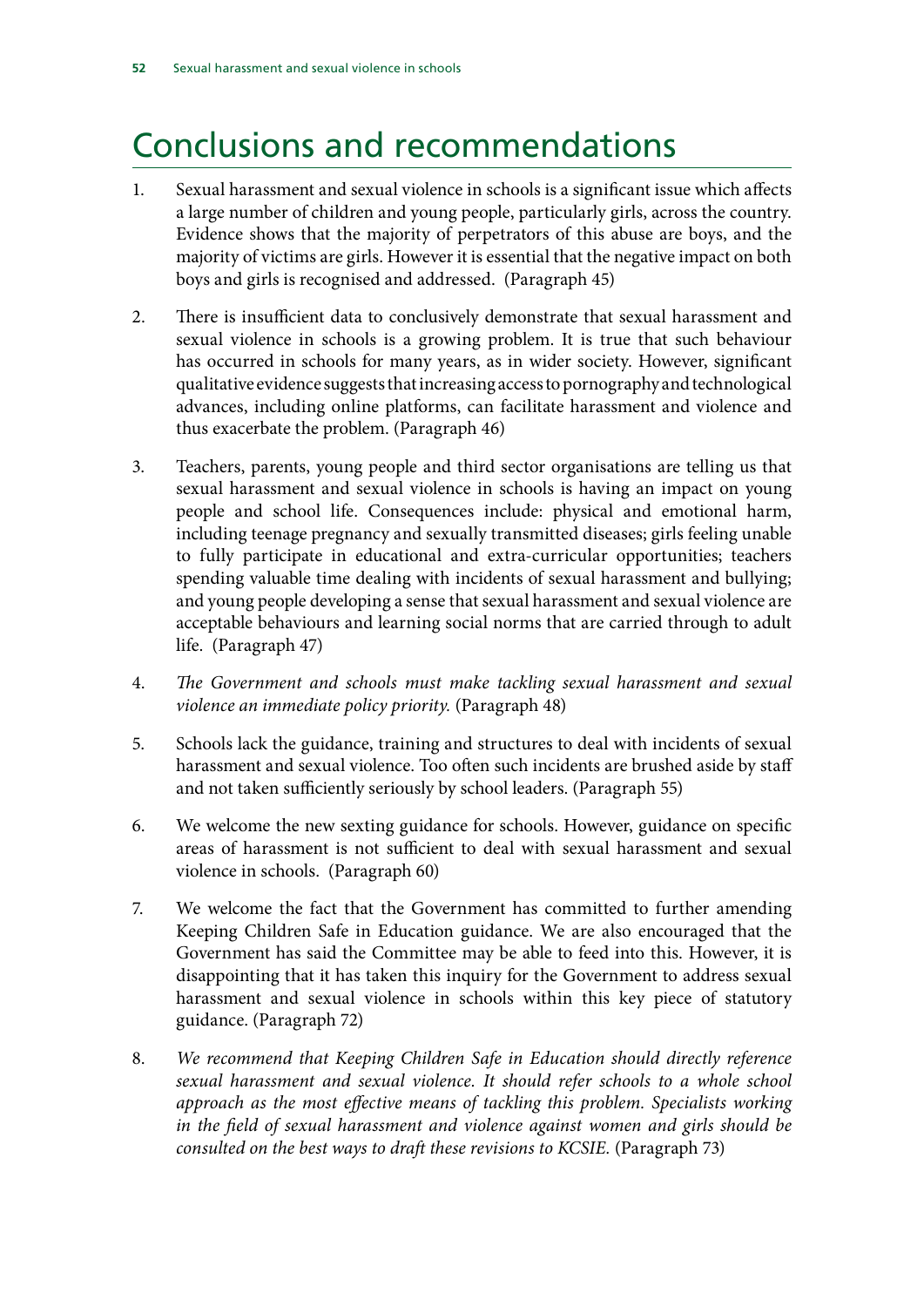# Conclusions and recommendations

1. Sexual harassment and sexual violence in schools is a significant issue which affects a large number of children and young people, particularly girls, across the country. Evidence shows that the majority of perpetrators of this abuse are boys, and the majority of victims are girls. However it is essential that the negative impact on both boys and girls is recognised and addressed. (Paragraph 45)

2. There is insufficient data to conclusively demonstrate that sexual harassment and sexual violence in schools is a growing problem. It is true that such behaviour has occurred in schools for many years, as in wider society. However, significant qualitative evidence suggests that increasing access to pornography and technological advances, including online platforms, can facilitate harassment and violence and thus exacerbate the problem. (Paragraph 46)

3. Teachers, parents, young people and third sector organisations are telling us that sexual harassment and sexual violence in schools is having an impact on young people and school life. Consequences include: physical and emotional harm, including teenage pregnancy and sexually transmitted diseases; girls feeling unable to fully participate in educational and extra-curricular opportunities; teachers spending valuable time dealing with incidents of sexual harassment and bullying; and young people developing a sense that sexual harassment and sexual violence are acceptable behaviours and learning social norms that are carried through to adult life. (Paragraph 47)

4. *The Government and schools must make tackling sexual harassment and sexual violence an immediate policy priority.* (Paragraph 48)

5. Schools lack the guidance, training and structures to deal with incidents of sexual harassment and sexual violence. Too often such incidents are brushed aside by staff and not taken sufficiently seriously by school leaders. (Paragraph 55)

6. We welcome the new sexting guidance for schools. However, guidance on specific areas of harassment is not sufficient to deal with sexual harassment and sexual violence in schools. (Paragraph 60)

7. We welcome the fact that the Government has committed to further amending Keeping Children Safe in Education guidance. We are also encouraged that the Government has said the Committee may be able to feed into this. However, it is disappointing that it has taken this inquiry for the Government to address sexual harassment and sexual violence in schools within this key piece of statutory guidance. (Paragraph 72)

8. *We recommend that Keeping Children Safe in Education should directly reference sexual harassment and sexual violence. It should refer schools to a whole school approach as the most effective means of tackling this problem. Specialists working in the field of sexual harassment and violence against women and girls should be consulted on the best ways to draft these revisions to KCSIE.* (Paragraph 73)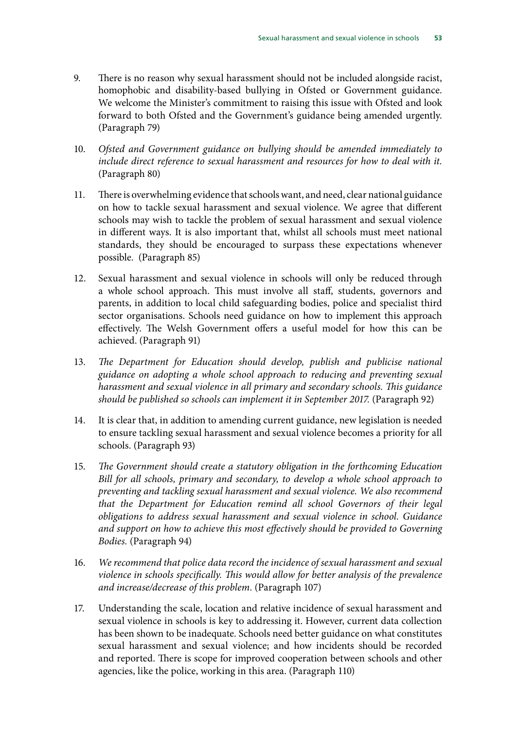9. There is no reason why sexual harassment should not be included alongside racist, homophobic and disability-based bullying in Ofsted or Government guidance. We welcome the Minister's commitment to raising this issue with Ofsted and look forward to both Ofsted and the Government's guidance being amended urgently. (Paragraph 79)

10. *Ofsted and Government guidance on bullying should be amended immediately to include direct reference to sexual harassment and resources for how to deal with it.* (Paragraph 80)

11. There is overwhelming evidence that schools want, and need, clear national guidance on how to tackle sexual harassment and sexual violence. We agree that different schools may wish to tackle the problem of sexual harassment and sexual violence in different ways. It is also important that, whilst all schools must meet national standards, they should be encouraged to surpass these expectations whenever possible. (Paragraph 85)

12. Sexual harassment and sexual violence in schools will only be reduced through a whole school approach. This must involve all staff, students, governors and parents, in addition to local child safeguarding bodies, police and specialist third sector organisations. Schools need guidance on how to implement this approach effectively. The Welsh Government offers a useful model for how this can be achieved. (Paragraph 91)

13. *The Department for Education should develop, publish and publicise national guidance on adopting a whole school approach to reducing and preventing sexual harassment and sexual violence in all primary and secondary schools. This guidance should be published so schools can implement it in September 2017.* (Paragraph 92)

14. It is clear that, in addition to amending current guidance, new legislation is needed to ensure tackling sexual harassment and sexual violence becomes a priority for all schools. (Paragraph 93)

15. *The Government should create a statutory obligation in the forthcoming Education Bill for all schools, primary and secondary, to develop a whole school approach to preventing and tackling sexual harassment and sexual violence. We also recommend that the Department for Education remind all school Governors of their legal obligations to address sexual harassment and sexual violence in school. Guidance and support on how to achieve this most effectively should be provided to Governing Bodies.* (Paragraph 94)

16. *We recommend that police data record the incidence of sexual harassment and sexual violence in schools specifically. This would allow for better analysis of the prevalence and increase/decrease of this problem.* (Paragraph 107)

17. Understanding the scale, location and relative incidence of sexual harassment and sexual violence in schools is key to addressing it. However, current data collection has been shown to be inadequate. Schools need better guidance on what constitutes sexual harassment and sexual violence; and how incidents should be recorded and reported. There is scope for improved cooperation between schools and other agencies, like the police, working in this area. (Paragraph 110)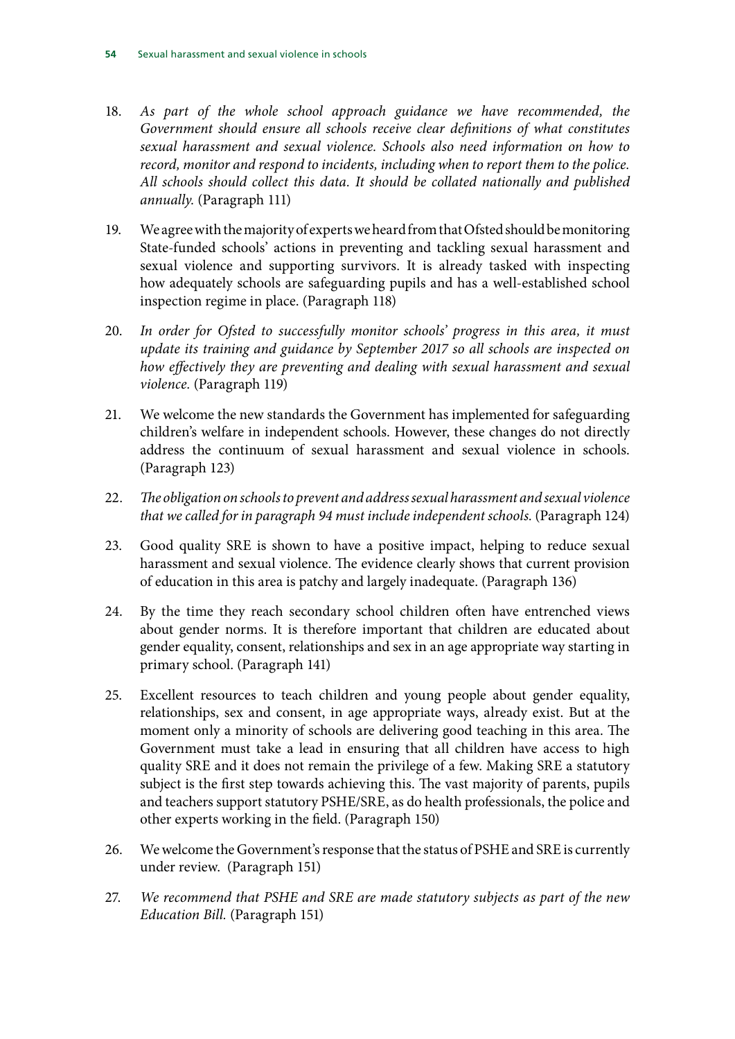18. *As part of the whole school approach guidance we have recommended, the Government should ensure all schools receive clear definitions of what constitutes sexual harassment and sexual violence. Schools also need information on how to record, monitor and respond to incidents, including when to report them to the police. All schools should collect this data. It should be collated nationally and published annually.* (Paragraph 111)

19. We agree with the majority of experts we heard from that Ofsted should be monitoring State-funded schools' actions in preventing and tackling sexual harassment and sexual violence and supporting survivors. It is already tasked with inspecting how adequately schools are safeguarding pupils and has a well-established school inspection regime in place. (Paragraph 118)

20. *In order for Ofsted to successfully monitor schools' progress in this area, it must update its training and guidance by September 2017 so all schools are inspected on how effectively they are preventing and dealing with sexual harassment and sexual violence.* (Paragraph 119)

21. We welcome the new standards the Government has implemented for safeguarding children's welfare in independent schools. However, these changes do not directly address the continuum of sexual harassment and sexual violence in schools. (Paragraph 123)

22. *The obligation on schools to prevent and address sexual harassment and sexual violence that we called for in paragraph 94 must include independent schools.* (Paragraph 124)

23. Good quality SRE is shown to have a positive impact, helping to reduce sexual harassment and sexual violence. The evidence clearly shows that current provision of education in this area is patchy and largely inadequate. (Paragraph 136)

24. By the time they reach secondary school children often have entrenched views about gender norms. It is therefore important that children are educated about gender equality, consent, relationships and sex in an age appropriate way starting in primary school. (Paragraph 141)

25. Excellent resources to teach children and young people about gender equality, relationships, sex and consent, in age appropriate ways, already exist. But at the moment only a minority of schools are delivering good teaching in this area. The Government must take a lead in ensuring that all children have access to high quality SRE and it does not remain the privilege of a few. Making SRE a statutory subject is the first step towards achieving this. The vast majority of parents, pupils and teachers support statutory PSHE/SRE, as do health professionals, the police and other experts working in the field. (Paragraph 150)

26. We welcome the Government's response that the status of PSHE and SRE is currently under review. (Paragraph 151)

27. *We recommend that PSHE and SRE are made statutory subjects as part of the new Education Bill.* (Paragraph 151)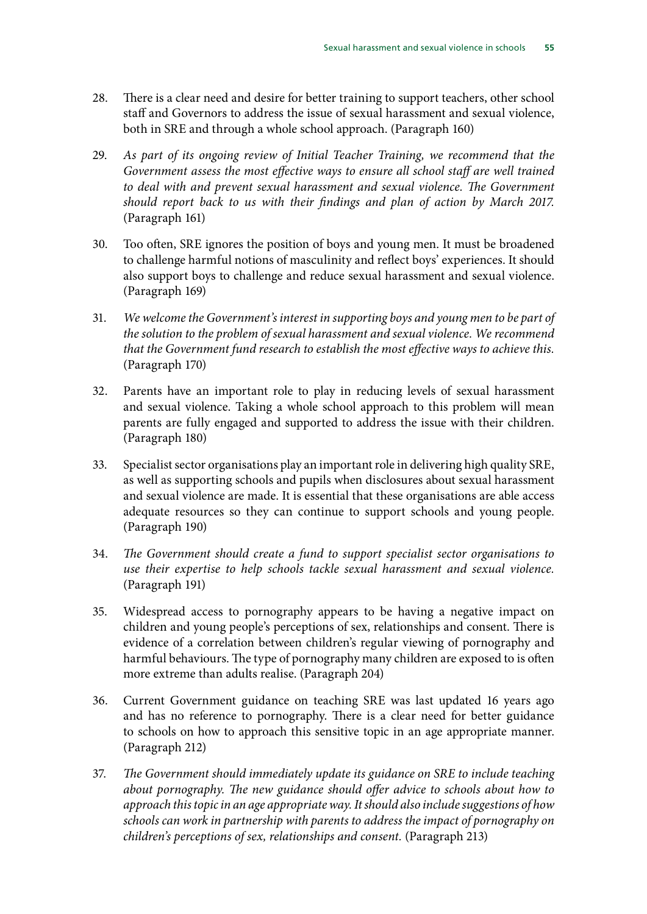28. There is a clear need and desire for better training to support teachers, other school staff and Governors to address the issue of sexual harassment and sexual violence, both in SRE and through a whole school approach. (Paragraph 160)

29. *As part of its ongoing review of Initial Teacher Training, we recommend that the Government assess the most effective ways to ensure all school staff are well trained to deal with and prevent sexual harassment and sexual violence. The Government should report back to us with their findings and plan of action by March 2017.* (Paragraph 161)

30. Too often, SRE ignores the position of boys and young men. It must be broadened to challenge harmful notions of masculinity and reflect boys' experiences. It should also support boys to challenge and reduce sexual harassment and sexual violence. (Paragraph 169)

31. *We welcome the Government's interest in supporting boys and young men to be part of the solution to the problem of sexual harassment and sexual violence. We recommend that the Government fund research to establish the most effective ways to achieve this.* (Paragraph 170)

32. Parents have an important role to play in reducing levels of sexual harassment and sexual violence. Taking a whole school approach to this problem will mean parents are fully engaged and supported to address the issue with their children. (Paragraph 180)

33. Specialist sector organisations play an important role in delivering high quality SRE, as well as supporting schools and pupils when disclosures about sexual harassment and sexual violence are made. It is essential that these organisations are able access adequate resources so they can continue to support schools and young people. (Paragraph 190)

34. *The Government should create a fund to support specialist sector organisations to use their expertise to help schools tackle sexual harassment and sexual violence.* (Paragraph 191)

35. Widespread access to pornography appears to be having a negative impact on children and young people's perceptions of sex, relationships and consent. There is evidence of a correlation between children's regular viewing of pornography and harmful behaviours. The type of pornography many children are exposed to is often more extreme than adults realise. (Paragraph 204)

36. Current Government guidance on teaching SRE was last updated 16 years ago and has no reference to pornography. There is a clear need for better guidance to schools on how to approach this sensitive topic in an age appropriate manner. (Paragraph 212)

37. *The Government should immediately update its guidance on SRE to include teaching about pornography. The new guidance should offer advice to schools about how to approach this topic in an age appropriate way. It should also include suggestions of how schools can work in partnership with parents to address the impact of pornography on children's perceptions of sex, relationships and consent.* (Paragraph 213)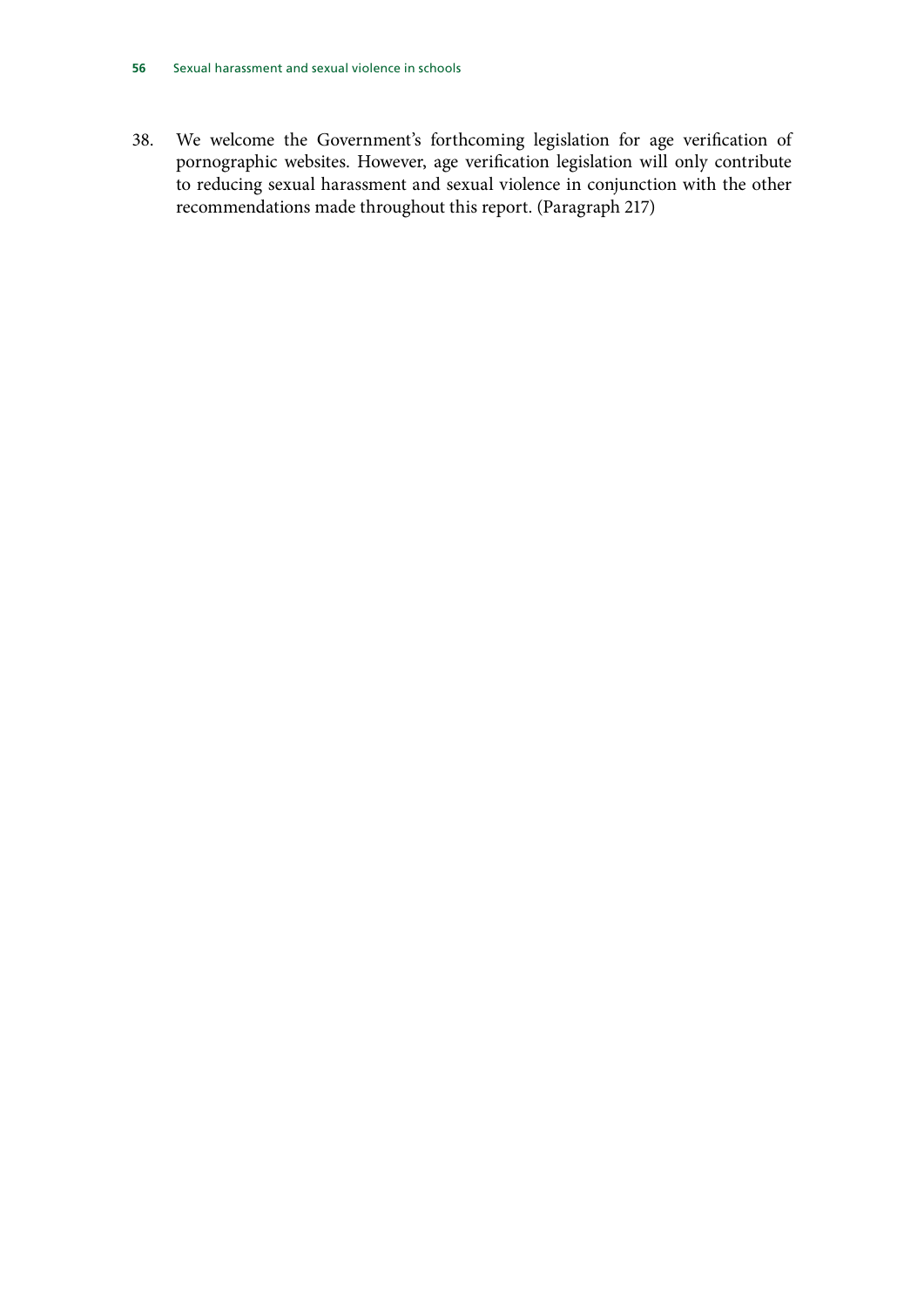38. We welcome the Government's forthcoming legislation for age verification of pornographic websites. However, age verification legislation will only contribute to reducing sexual harassment and sexual violence in conjunction with the other recommendations made throughout this report. (Paragraph 217)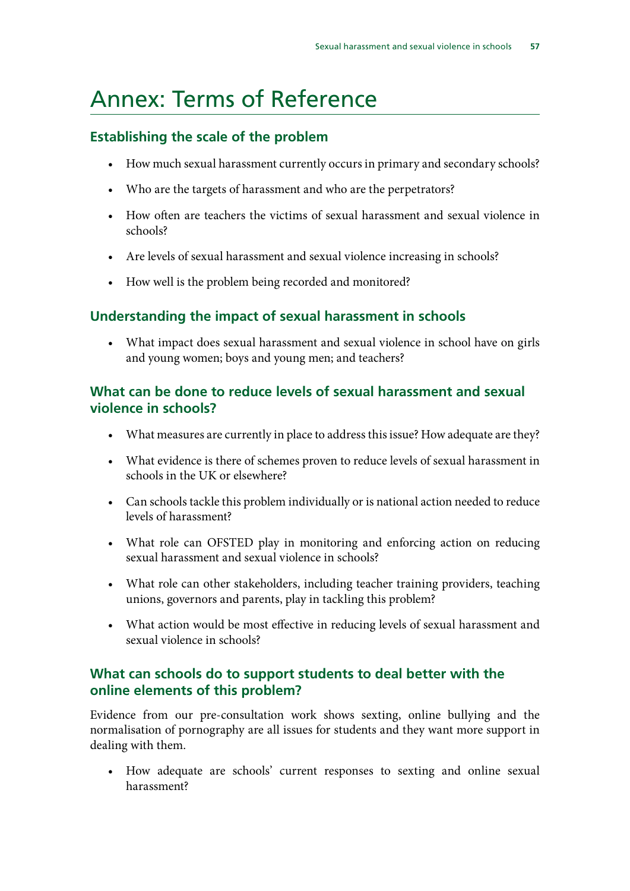# Annex: Terms of Reference

## Establishing the scale of the problem

- How much sexual harassment currently occurs in primary and secondary schools?
- Who are the targets of harassment and who are the perpetrators?
- How often are teachers the victims of sexual harassment and sexual violence in schools?
- Are levels of sexual harassment and sexual violence increasing in schools?
- How well is the problem being recorded and monitored?

## Understanding the impact of sexual harassment in schools

- What impact does sexual harassment and sexual violence in school have on girls and young women; boys and young men; and teachers?

## What can be done to reduce levels of sexual harassment and sexual violence in schools?

- What measures are currently in place to address this issue? How adequate are they?
- What evidence is there of schemes proven to reduce levels of sexual harassment in schools in the UK or elsewhere?
- Can schools tackle this problem individually or is national action needed to reduce levels of harassment?
- What role can OFSTED play in monitoring and enforcing action on reducing sexual harassment and sexual violence in schools?
- What role can other stakeholders, including teacher training providers, teaching unions, governors and parents, play in tackling this problem?
- What action would be most effective in reducing levels of sexual harassment and sexual violence in schools?

## What can schools do to support students to deal better with the online elements of this problem?

Evidence from our pre-consultation work shows sexting, online bullying and the normalisation of pornography are all issues for students and they want more support in dealing with them.

- How adequate are schools' current responses to sexting and online sexual harassment?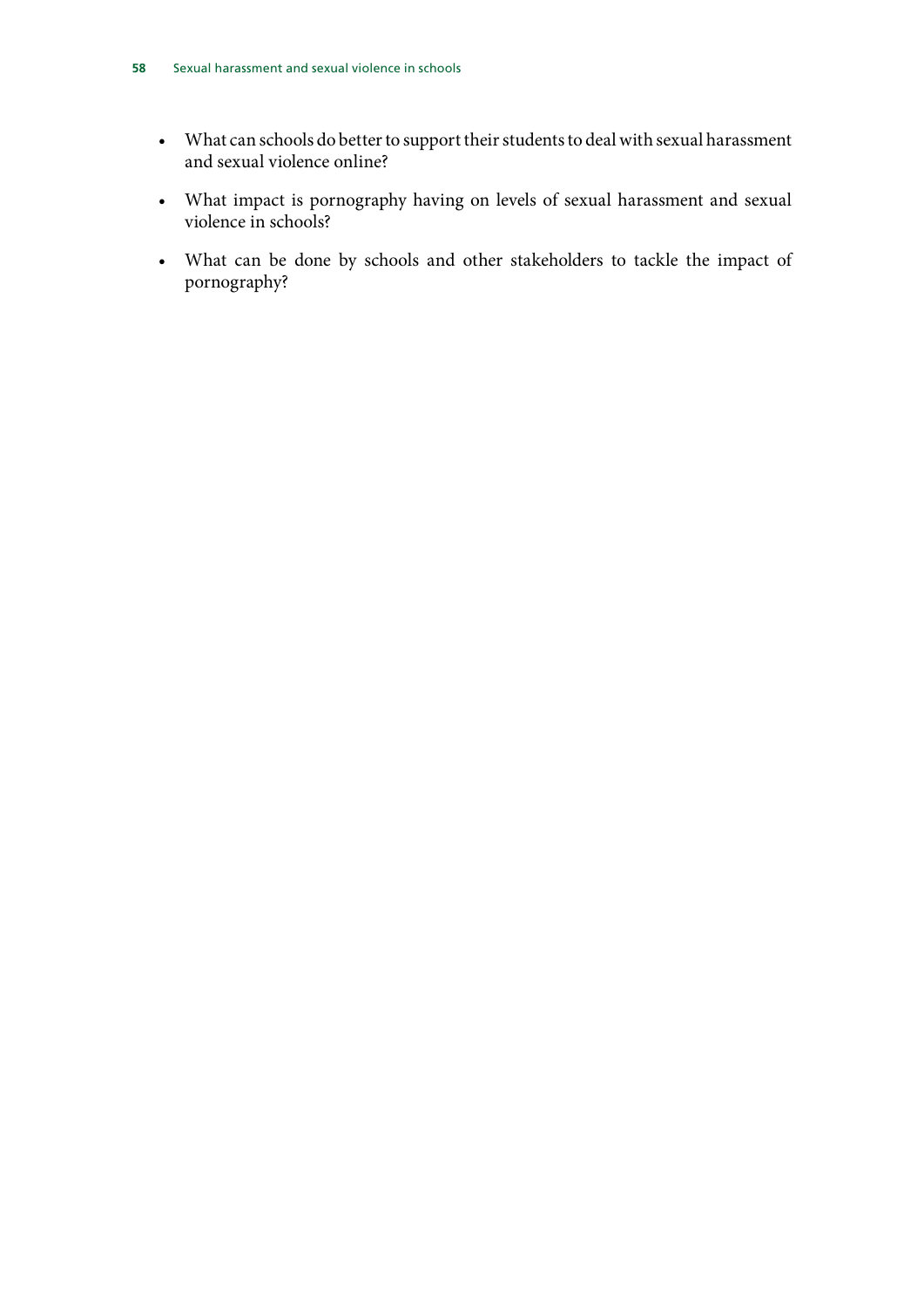- What can schools do better to support their students to deal with sexual harassment and sexual violence online?
- What impact is pornography having on levels of sexual harassment and sexual violence in schools?
- What can be done by schools and other stakeholders to tackle the impact of pornography?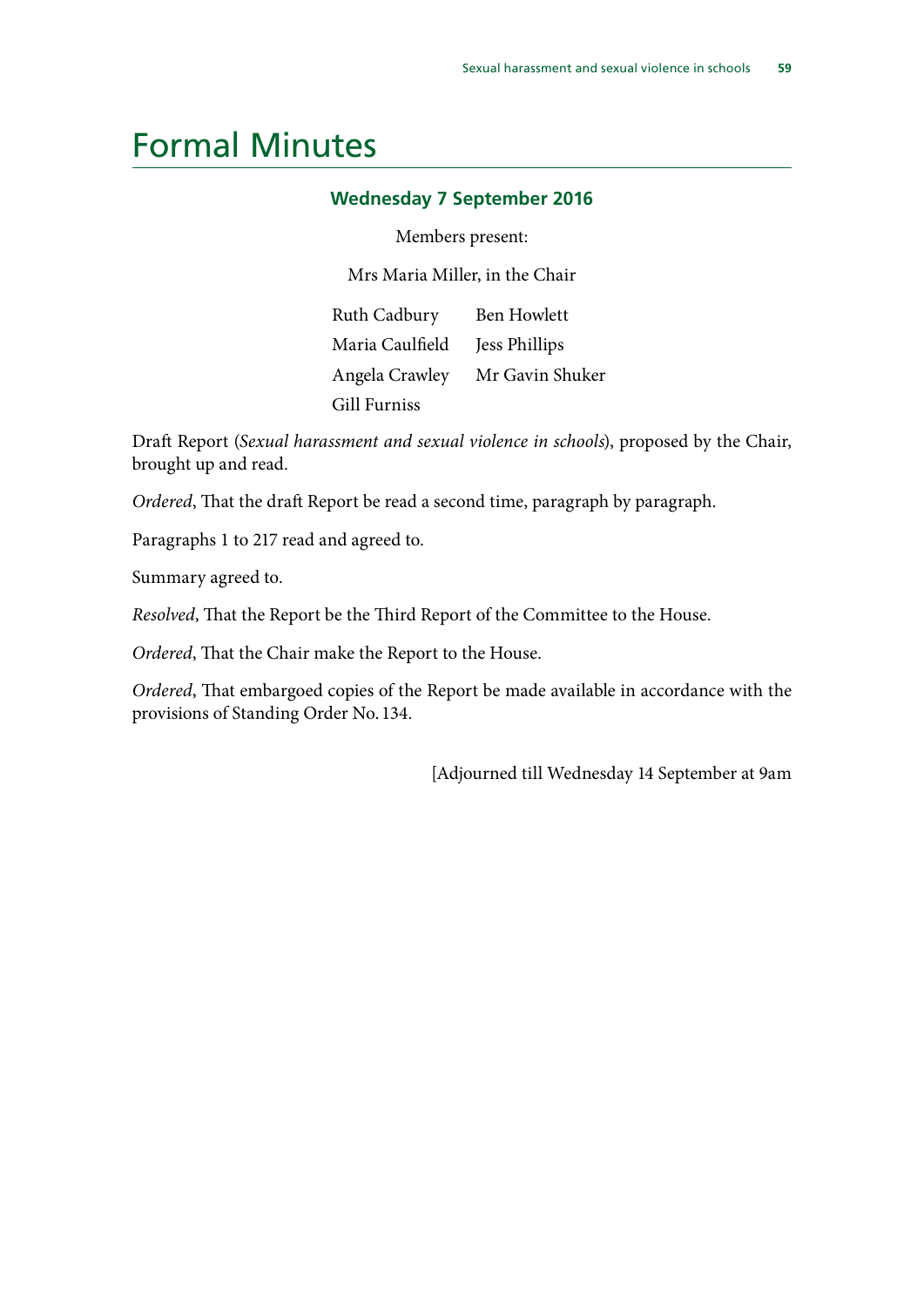# Formal Minutes

### Wednesday 7 September 2016

Members present:

Mrs Maria Miller, in the Chair

Ruth Cadbury
Maria Caulfield
Angela Crawley
Gill Furniss
Ben Howlett
Jess Phillips
Mr Gavin Shuker

Draft Report (*Sexual harassment and sexual violence in schools*), proposed by the Chair, brought up and read.

*Ordered*, That the draft Report be read a second time, paragraph by paragraph.

Paragraphs 1 to 217 read and agreed to.

Summary agreed to.

*Resolved*, That the Report be the Third Report of the Committee to the House.

*Ordered*, That the Chair make the Report to the House.

*Ordered*, That embargoed copies of the Report be made available in accordance with the provisions of Standing Order No. 134.

[Adjourned till Wednesday 14 September at 9am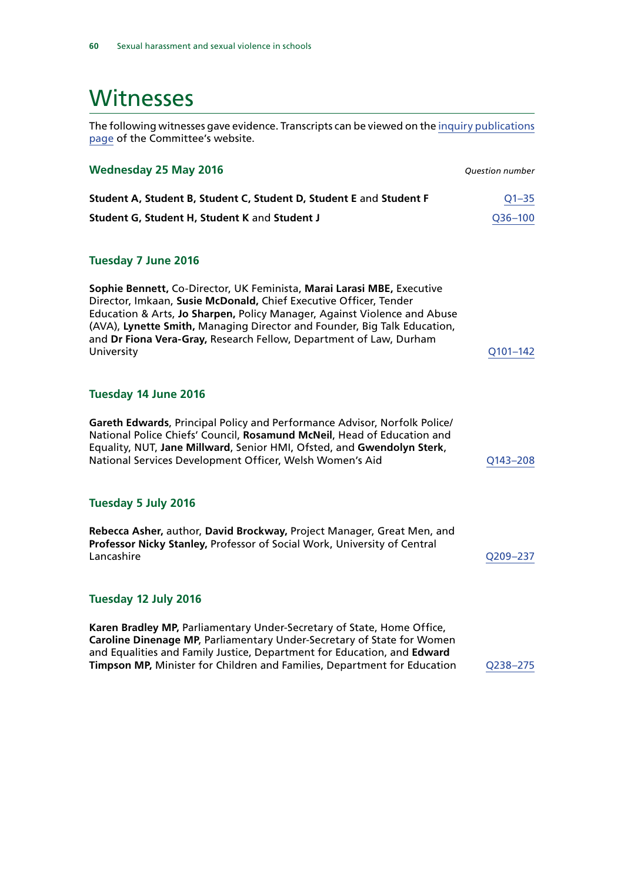# Witnesses

The following witnesses gave evidence. Transcripts can be viewed on the inquiry publications page of the Committee's website.

## Wednesday 25 May 2016

*Question number*

**Student A, Student B, Student C, Student D, Student E** and **Student F** — Q1–35

**Student G, Student H, Student K** and **Student J** — Q36–100

## Tuesday 7 June 2016

**Sophie Bennett,** Co-Director, UK Feminista, **Marai Larasi MBE,** Executive Director, Imkaan, **Susie McDonald,** Chief Executive Officer, Tender Education & Arts, **Jo Sharpen,** Policy Manager, Against Violence and Abuse (AVA), **Lynette Smith,** Managing Director and Founder, Big Talk Education, and **Dr Fiona Vera-Gray,** Research Fellow, Department of Law, Durham University — Q101–142

## Tuesday 14 June 2016

**Gareth Edwards**, Principal Policy and Performance Advisor, Norfolk Police/ National Police Chiefs' Council, **Rosamund McNeil**, Head of Education and Equality, NUT, **Jane Millward**, Senior HMI, Ofsted, and **Gwendolyn Sterk**, National Services Development Officer, Welsh Women's Aid — Q143–208

## Tuesday 5 July 2016

**Rebecca Asher,** author, **David Brockway,** Project Manager, Great Men, and **Professor Nicky Stanley,** Professor of Social Work, University of Central Lancashire — Q209–237

## Tuesday 12 July 2016

**Karen Bradley MP,** Parliamentary Under-Secretary of State, Home Office, **Caroline Dinenage MP**, Parliamentary Under-Secretary of State for Women and Equalities and Family Justice, Department for Education, and **Edward Timpson MP,** Minister for Children and Families, Department for Education — Q238–275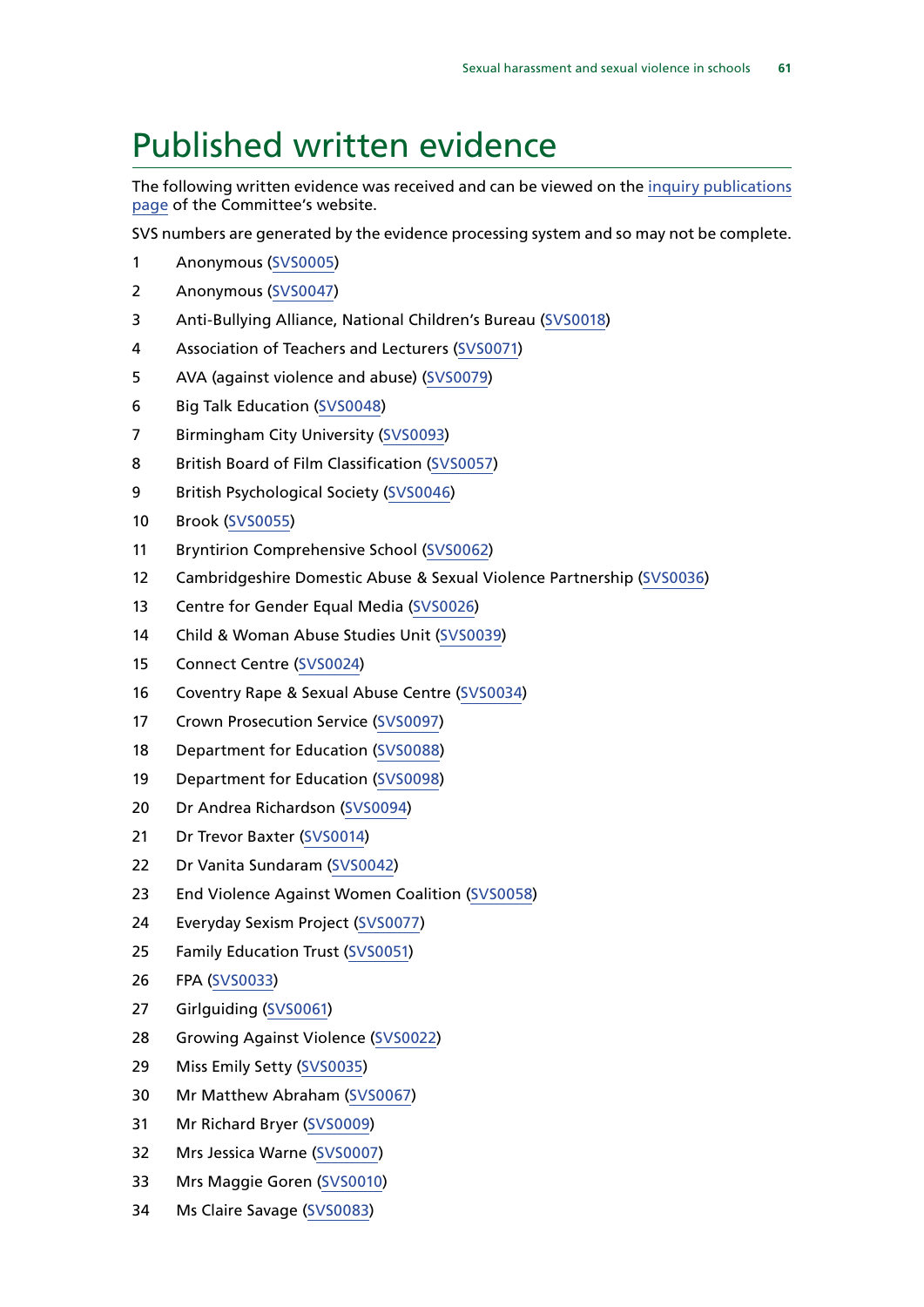# Published written evidence

The following written evidence was received and can be viewed on the inquiry publications page of the Committee's website.

SVS numbers are generated by the evidence processing system and so may not be complete.

1. Anonymous (SVS0005)
2. Anonymous (SVS0047)
3. Anti-Bullying Alliance, National Children's Bureau (SVS0018)
4. Association of Teachers and Lecturers (SVS0071)
5. AVA (against violence and abuse) (SVS0079)
6. Big Talk Education (SVS0048)
7. Birmingham City University (SVS0093)
8. British Board of Film Classification (SVS0057)
9. British Psychological Society (SVS0046)
10. Brook (SVS0055)
11. Bryntirion Comprehensive School (SVS0062)
12. Cambridgeshire Domestic Abuse & Sexual Violence Partnership (SVS0036)
13. Centre for Gender Equal Media (SVS0026)
14. Child & Woman Abuse Studies Unit (SVS0039)
15. Connect Centre (SVS0024)
16. Coventry Rape & Sexual Abuse Centre (SVS0034)
17. Crown Prosecution Service (SVS0097)
18. Department for Education (SVS0088)
19. Department for Education (SVS0098)
20. Dr Andrea Richardson (SVS0094)
21. Dr Trevor Baxter (SVS0014)
22. Dr Vanita Sundaram (SVS0042)
23. End Violence Against Women Coalition (SVS0058)
24. Everyday Sexism Project (SVS0077)
25. Family Education Trust (SVS0051)
26. FPA (SVS0033)
27. Girlguiding (SVS0061)
28. Growing Against Violence (SVS0022)
29. Miss Emily Setty (SVS0035)
30. Mr Matthew Abraham (SVS0067)
31. Mr Richard Bryer (SVS0009)
32. Mrs Jessica Warne (SVS0007)
33. Mrs Maggie Goren (SVS0010)
34. Ms Claire Savage (SVS0083)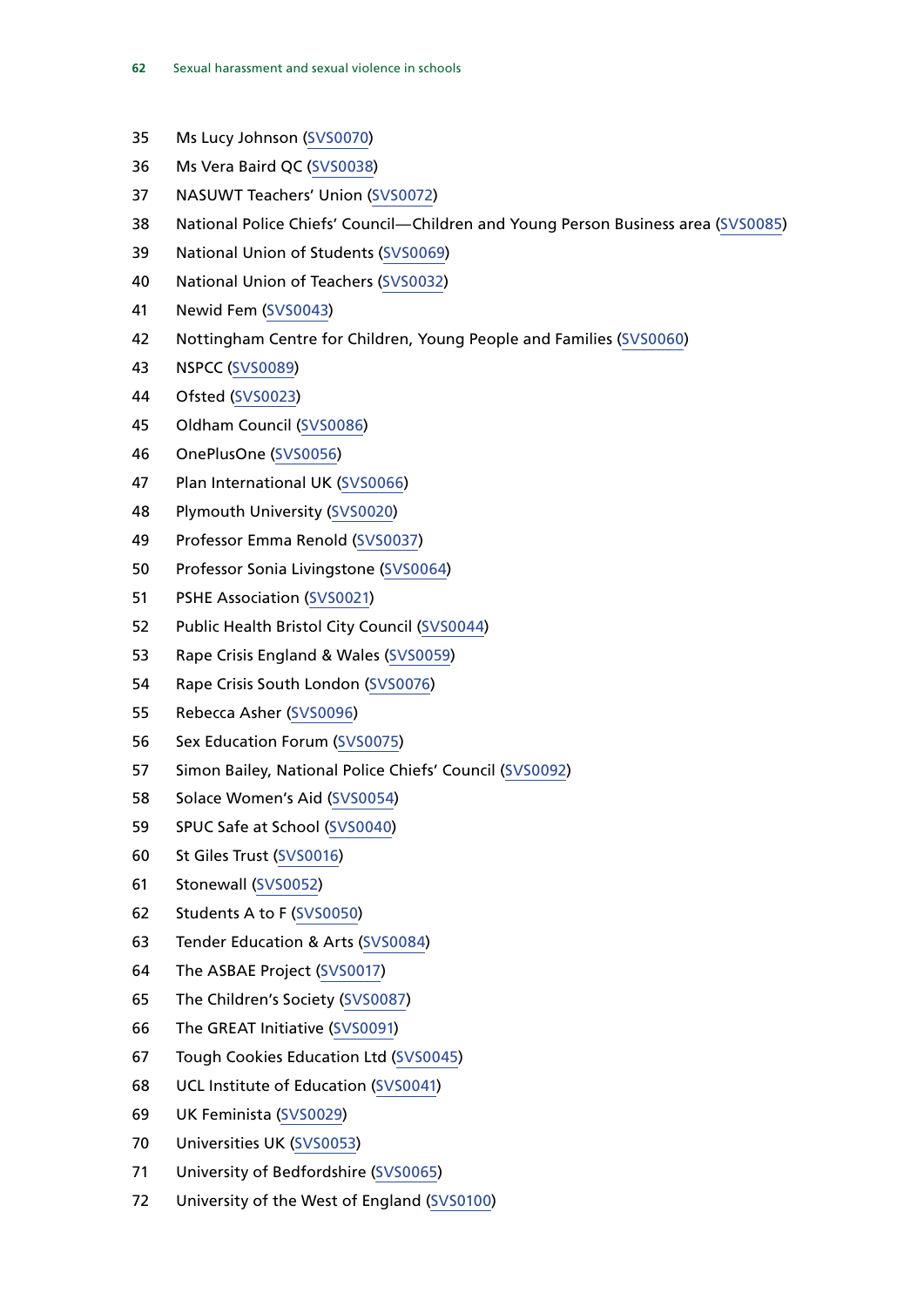35 Ms Lucy Johnson (SVS0070)
36 Ms Vera Baird QC (SVS0038)
37 NASUWT Teachers' Union (SVS0072)
38 National Police Chiefs' Council—Children and Young Person Business area (SVS0085)
39 National Union of Students (SVS0069)
40 National Union of Teachers (SVS0032)
41 Newid Fem (SVS0043)
42 Nottingham Centre for Children, Young People and Families (SVS0060)
43 NSPCC (SVS0089)
44 Ofsted (SVS0023)
45 Oldham Council (SVS0086)
46 OnePlusOne (SVS0056)
47 Plan International UK (SVS0066)
48 Plymouth University (SVS0020)
49 Professor Emma Renold (SVS0037)
50 Professor Sonia Livingstone (SVS0064)
51 PSHE Association (SVS0021)
52 Public Health Bristol City Council (SVS0044)
53 Rape Crisis England & Wales (SVS0059)
54 Rape Crisis South London (SVS0076)
55 Rebecca Asher (SVS0096)
56 Sex Education Forum (SVS0075)
57 Simon Bailey, National Police Chiefs' Council (SVS0092)
58 Solace Women's Aid (SVS0054)
59 SPUC Safe at School (SVS0040)
60 St Giles Trust (SVS0016)
61 Stonewall (SVS0052)
62 Students A to F (SVS0050)
63 Tender Education & Arts (SVS0084)
64 The ASBAE Project (SVS0017)
65 The Children's Society (SVS0087)
66 The GREAT Initiative (SVS0091)
67 Tough Cookies Education Ltd (SVS0045)
68 UCL Institute of Education (SVS0041)
69 UK Feminista (SVS0029)
70 Universities UK (SVS0053)
71 University of Bedfordshire (SVS0065)
72 University of the West of England (SVS0100)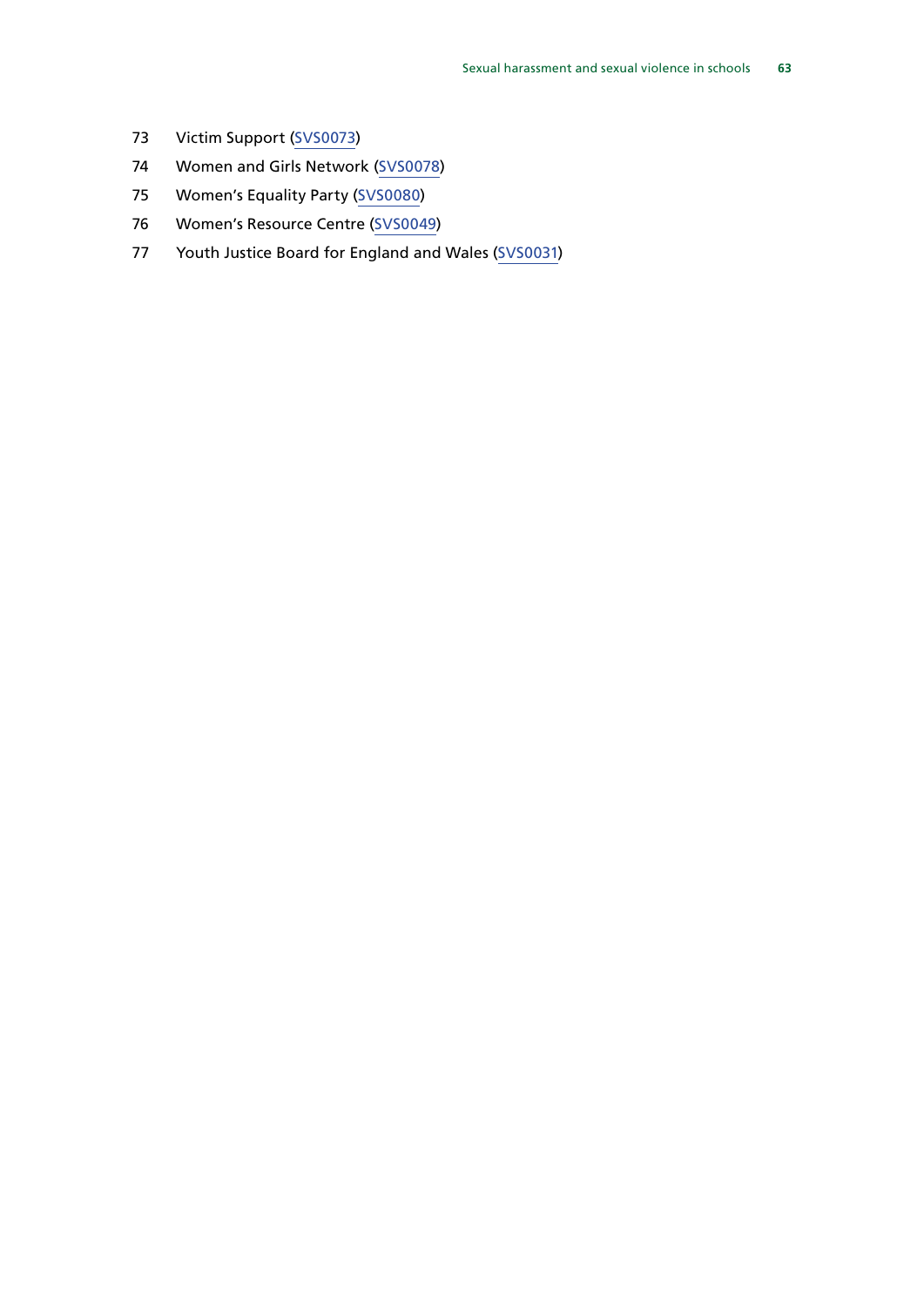73 Victim Support (SVS0073)

74 Women and Girls Network (SVS0078)

75 Women's Equality Party (SVS0080)

76 Women's Resource Centre (SVS0049)

77 Youth Justice Board for England and Wales (SVS0031)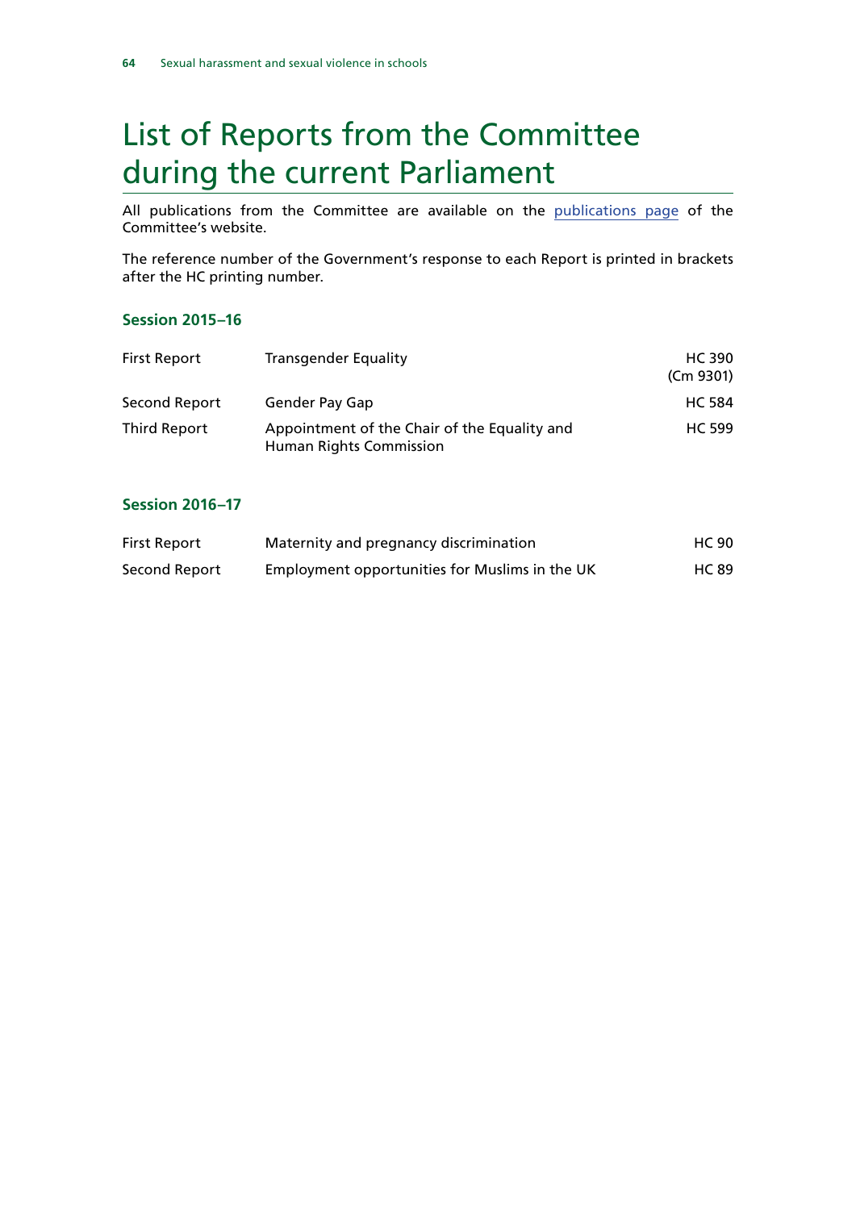# List of Reports from the Committee during the current Parliament

All publications from the Committee are available on the publications page of the Committee's website.

The reference number of the Government's response to each Report is printed in brackets after the HC printing number.

### Session 2015–16

| | | |
|---|---|---|
| First Report | Transgender Equality | HC 390 (Cm 9301) |
| Second Report | Gender Pay Gap | HC 584 |
| Third Report | Appointment of the Chair of the Equality and Human Rights Commission | HC 599 |

### Session 2016–17

| | | |
|---|---|---|
| First Report | Maternity and pregnancy discrimination | HC 90 |
| Second Report | Employment opportunities for Muslims in the UK | HC 89 |